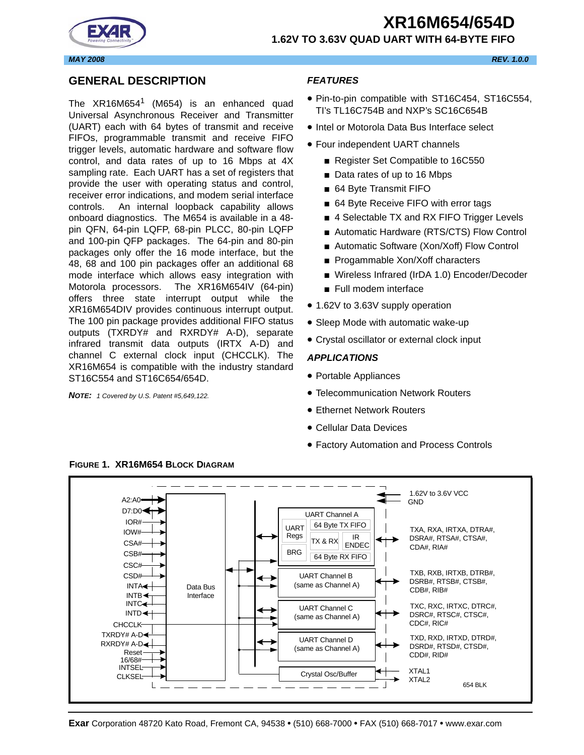# XR16M654/654D

## 1.62V TO 3.63V QUAD UART WITH 64-BYTE FIFO

*MAY 2008* *REV. 1.0.0*

## GENERAL DESCRIPTION

The XR16M654[1] (M654) is an enhanced quad Universal Asynchronous Receiver and Transmitter (UART) each with 64 bytes of transmit and receive FIFOs, programmable transmit and receive FIFO trigger levels, automatic hardware and software flow control, and data rates of up to 16 Mbps at 4X sampling rate. Each UART has a set of registers that provide the user with operating status and control, receiver error indications, and modem serial interface controls. An internal loopback capability allows onboard diagnostics. The M654 is available in a 48-pin QFN, 64-pin LQFP, 68-pin PLCC, 80-pin LQFP and 100-pin QFP packages. The 64-pin and 80-pin packages only offer the 16 mode interface, but the 48, 68 and 100 pin packages offer an additional 68 mode interface which allows easy integration with Motorola processors. The XR16M654IV (64-pin) offers three state interrupt output while the XR16M654DIV provides continuous interrupt output. The 100 pin package provides additional FIFO status outputs (TXRDY# and RXRDY# A-D), separate infrared transmit data outputs (IRTX A-D) and channel C external clock input (CHCCLK). The XR16M654 is compatible with the industry standard ST16C554 and ST16C654/654D.

***NOTE:*** *1 Covered by U.S. Patent #5,649,122.*

### *FEATURES*

- Pin-to-pin compatible with ST16C454, ST16C554, TI's TL16C754B and NXP's SC16C654B
- Intel or Motorola Data Bus Interface select
- Four independent UART channels
  - Register Set Compatible to 16C550
  - Data rates of up to 16 Mbps
  - 64 Byte Transmit FIFO
  - 64 Byte Receive FIFO with error tags
  - 4 Selectable TX and RX FIFO Trigger Levels
  - Automatic Hardware (RTS/CTS) Flow Control
  - Automatic Software (Xon/Xoff) Flow Control
  - Progammable Xon/Xoff characters
  - Wireless Infrared (IrDA 1.0) Encoder/Decoder
  - Full modem interface
- 1.62V to 3.63V supply operation
- Sleep Mode with automatic wake-up
- Crystal oscillator or external clock input

### *APPLICATIONS*

- Portable Appliances
- Telecommunication Network Routers
- Ethernet Network Routers
- Cellular Data Devices
- Factory Automation and Process Controls

**FIGURE 1. XR16M654 BLOCK DIAGRAM**

**Exar** Corporation 48720 Kato Road, Fremont CA, 94538 • (510) 668-7000 • FAX (510) 668-7017 • www.exar.com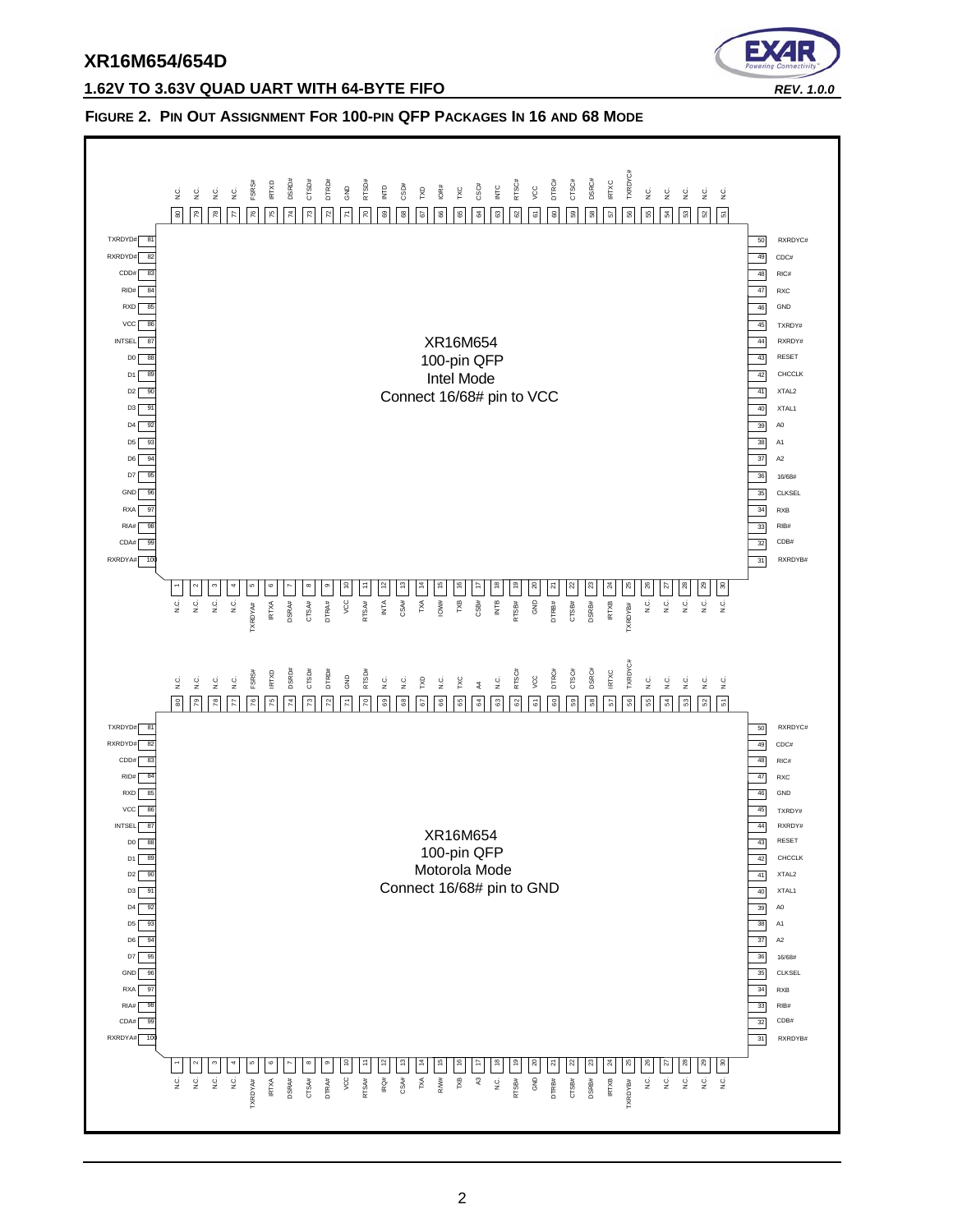**FIGURE 2. PIN OUT ASSIGNMENT FOR 100-PIN QFP PACKAGES IN 16 AND 68 MODE**

XR16M654
100-pin QFP
Intel Mode
Connect 16/68# pin to VCC

XR16M654
100-pin QFP
Motorola Mode
Connect 16/68# pin to GND

| Pin | Intel Mode | Motorola Mode |
|---|---|---|
| 1 | N.C. | N.C. |
| 2 | N.C. | N.C. |
| 3 | N.C. | N.C. |
| 4 | N.C. | N.C. |
| 5 | TXRDYA# | TXRDYA# |
| 6 | IRTXA | IRTXA |
| 7 | DSRA# | DSRA# |
| 8 | CTSA# | CTSA# |
| 9 | DTRA# | DTRA# |
| 10 | VCC | VCC |
| 11 | RTSA# | RTSA# |
| 12 | INTA | IRQ# |
| 13 | CSA# | CSA# |
| 14 | TXA | TXA |
| 15 | IOW# | R/W# |
| 16 | TXB | TXB |
| 17 | CSB# | A3 |
| 18 | INTB | N.C. |
| 19 | RTSB# | RTSB# |
| 20 | GND | GND |
| 21 | DTRB# | DTRB# |
| 22 | CTSB# | CTSB# |
| 23 | DSRB# | DSRB# |
| 24 | IRTXB | IRTXB |
| 25 | TXRDYB# | TXRDYB# |
| 26 | N.C. | N.C. |
| 27 | N.C. | N.C. |
| 28 | N.C. | N.C. |
| 29 | N.C. | N.C. |
| 30 | N.C. | N.C. |
| 31 | RXRDYB# | RXRDYB# |
| 32 | CDB# | CDB# |
| 33 | RIB# | RIB# |
| 34 | RXB | RXB |
| 35 | CLKSEL | CLKSEL |
| 36 | 16/68# | 16/68# |
| 37 | A2 | A2 |
| 38 | A1 | A1 |
| 39 | A0 | A0 |
| 40 | XTAL1 | XTAL1 |
| 41 | XTAL2 | XTAL2 |
| 42 | CHCCLK | CHCCLK |
| 43 | RESET | RESET |
| 44 | RXRDY# | RXRDY# |
| 45 | TXRDY# | TXRDY# |
| 46 | GND | GND |
| 47 | RXC | RXC |
| 48 | RIC# | RIC# |
| 49 | CDC# | CDC# |
| 50 | RXRDYC# | RXRDYC# |
| 51 | N.C. | N.C. |
| 52 | N.C. | N.C. |
| 53 | N.C. | N.C. |
| 54 | N.C. | N.C. |
| 55 | N.C. | N.C. |
| 56 | TXRDYC# | TXRDYC# |
| 57 | IRTXC | IRTXC |
| 58 | DSRC# | DSRC# |
| 59 | CTSC# | CTSC# |
| 60 | DTRC# | DTRC# |
| 61 | VCC | VCC |
| 62 | RTSC# | RTSC# |
| 63 | INTC | N.C. |
| 64 | CSC# | A4 |
| 65 | TXC | TXC |
| 66 | IOR# | N.C. |
| 67 | TXD | TXD |
| 68 | CSD# | N.C. |
| 69 | INTD | N.C. |
| 70 | RTSD# | RTSD# |
| 71 | GND | GND |
| 72 | DTRD# | DTRD# |
| 73 | CTSD# | CTSD# |
| 74 | DSRD# | DSRD# |
| 75 | IRTXD | IRTXD |
| 76 | FSRS# | FSRS# |
| 77 | N.C. | N.C. |
| 78 | N.C. | N.C. |
| 79 | N.C. | N.C. |
| 80 | N.C. | N.C. |
| 81 | TXRDYD# | TXRDYD# |
| 82 | RXRDYD# | RXRDYD# |
| 83 | CDD# | CDD# |
| 84 | RID# | RID# |
| 85 | RXD | RXD |
| 86 | VCC | VCC |
| 87 | INTSEL | INTSEL |
| 88 | D0 | D0 |
| 89 | D1 | D1 |
| 90 | D2 | D2 |
| 91 | D3 | D3 |
| 92 | D4 | D4 |
| 93 | D5 | D5 |
| 94 | D6 | D6 |
| 95 | D7 | D7 |
| 96 | GND | GND |
| 97 | RXA | RXA |
| 98 | RIA# | RIA# |
| 99 | CDA# | CDA# |
| 100 | RXRDYA# | RXRDYA# |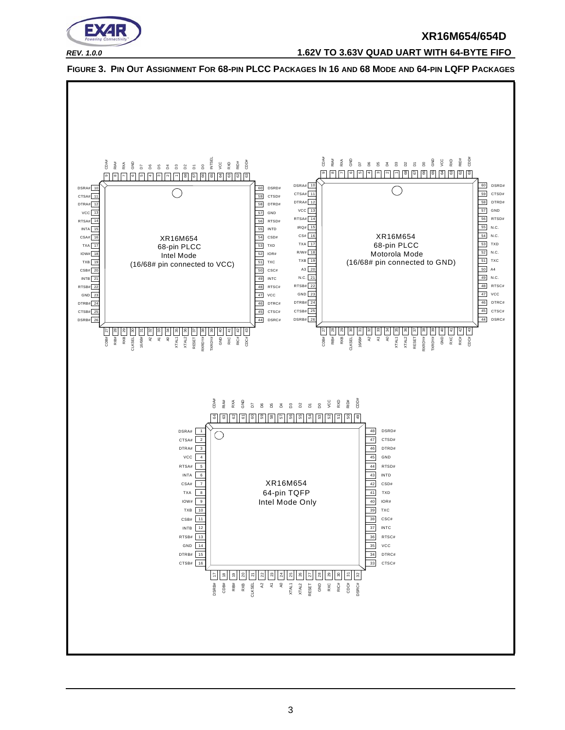**FIGURE 3. PIN OUT ASSIGNMENT FOR 68-PIN PLCC PACKAGES IN 16 AND 68 MODE AND 64-PIN LQFP PACKAGES**

**XR16M654 68-pin PLCC Intel Mode (16/68# pin connected to VCC)**

| Pin | Name | Pin | Name | Pin | Name | Pin | Name |
|---|---|---|---|---|---|---|---|
| 1 | D2 | 18 | IOW# | 35 | XTAL1 | 52 | IOR# |
| 2 | D3 | 19 | TXB | 36 | XTAL2 | 53 | TXD |
| 3 | D4 | 20 | CSB# | 37 | RESET | 54 | CSD# |
| 4 | D5 | 21 | INTB | 38 | RXRDY# | 55 | INTD |
| 5 | D6 | 22 | RTSB# | 39 | TXRDY# | 56 | RTSD# |
| 6 | D7 | 23 | GND | 40 | GND | 57 | GND |
| 7 | RXA | 24 | DTRB# | 41 | RXC | 58 | DTRD# |
| 8 | RIA# | 25 | CTSB# | 42 | RIC# | 59 | CTSD# |
| 9 | CDA# | 26 | DSRB# | 43 | CDC# | 60 | DSRD# |
| 10 | DSRA# | 27 | CDB# | 44 | DSRC# | 61 | CDD# |
| 11 | CTSA# | 28 | RIB# | 45 | CTSC# | 62 | RID# |
| 12 | DTRA# | 29 | RXB | 46 | DTRC# | 63 | RXD |
| 13 | VCC | 30 | CLKSEL | 47 | VCC | 64 | VCC |
| 14 | RTSA# | 31 | 16/68# | 48 | RTSC# | 65 | INTSEL |
| 15 | INTA | 32 | A2 | 49 | INTC | 66 | D0 |
| 16 | CSA# | 33 | A1 | 50 | CSC# | 67 | D1 |
| 17 | TXA | 34 | A0 | 51 | TXC | 68 | |

**XR16M654 68-pin PLCC Motorola Mode (16/68# pin connected to GND)**

| Pin | Name | Pin | Name | Pin | Name | Pin | Name |
|---|---|---|---|---|---|---|---|
| 1 | D3 | 18 | R/W# | 35 | XTAL1 | 52 | N.C. |
| 2 | D4 | 19 | TXB | 36 | XTAL2 | 53 | TXD |
| 3 | D5 | 20 | A3 | 37 | RESET | 54 | N.C. |
| 4 | D6 | 21 | N.C. | 38 | RXRDY# | 55 | N.C. |
| 5 | D7 | 22 | RTSB# | 39 | TXRDY# | 56 | RTSD# |
| 6 | GND | 23 | GND | 40 | GND | 57 | GND |
| 7 | RXA | 24 | DTRB# | 41 | RXC | 58 | DTRD# |
| 8 | RIA# | 25 | CTSB# | 42 | RIC# | 59 | CTSD# |
| 9 | CDA# | 26 | DSRB# | 43 | CDC# | 60 | DSRD# |
| 10 | DSRA# | 27 | CDB# | 44 | DSRC# | 61 | CDD# |
| 11 | CTSA# | 28 | RIB# | 45 | CTSC# | 62 | RID# |
| 12 | DTRA# | 29 | RXB | 46 | DTRC# | 63 | RXD |
| 13 | VCC | 30 | CLKSEL | 47 | VCC | 64 | VCC |
| 14 | RTSA# | 31 | 16/68# | 48 | RTSC# | 65 | GND |
| 15 | IRQ# | 32 | A2 | 49 | N.C. | 66 | D0 |
| 16 | CS# | 33 | A1 | 50 | A4 | 67 | D1 |
| 17 | TXA | 34 | A0 | 51 | TXC | 68 | D2 |

**XR16M654 64-pin TQFP Intel Mode Only**

| Pin | Name | Pin | Name | Pin | Name | Pin | Name |
|---|---|---|---|---|---|---|---|
| 1 | DSRA# | 17 | DSRB# | 33 | CTSC# | 49 | CDD# |
| 2 | CTSA# | 18 | CDB# | 34 | DTRC# | 50 | RID# |
| 3 | DTRA# | 19 | RIB# | 35 | VCC | 51 | RXD |
| 4 | VCC | 20 | RXB | 36 | RTSC# | 52 | VCC |
| 5 | RTSA# | 21 | CLKSEL | 37 | INTC | 53 | D0 |
| 6 | INTA | 22 | A2 | 38 | CSC# | 54 | D1 |
| 7 | CSA# | 23 | A1 | 39 | TXC | 55 | D2 |
| 8 | TXA | 24 | A0 | 40 | IOR# | 56 | D3 |
| 9 | IOW# | 25 | XTAL1 | 41 | TXD | 57 | D4 |
| 10 | TXB | 26 | XTAL2 | 42 | CSD# | 58 | D5 |
| 11 | CSB# | 27 | RESET | 43 | INTD | 59 | D6 |
| 12 | INTB | 28 | GND | 44 | RTSD# | 60 | D7 |
| 13 | RTSB# | 29 | RXC | 45 | GND | 61 | GND |
| 14 | GND | 30 | RIC# | 46 | DTRD# | 62 | RXA |
| 15 | DTRB# | 31 | CDC# | 47 | CTSD# | 63 | RIA# |
| 16 | CTSB# | 32 | DSRC# | 48 | DSRD# | 64 | CDA# |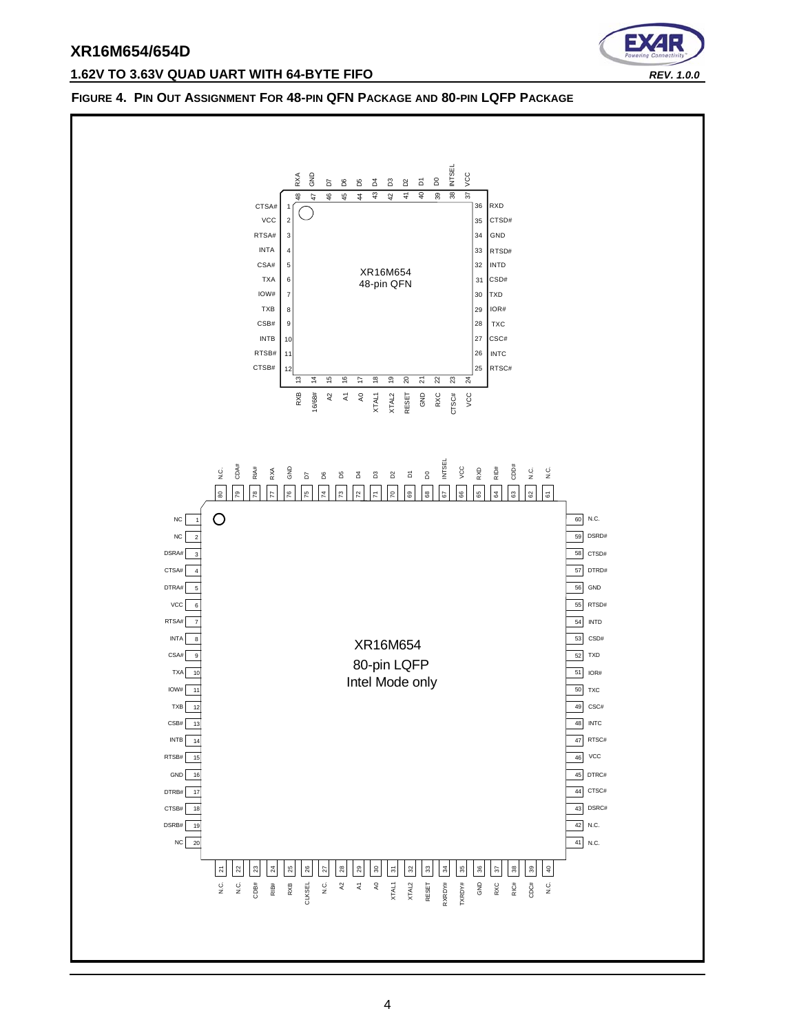**FIGURE 4. PIN OUT ASSIGNMENT FOR 48-PIN QFN PACKAGE AND 80-PIN LQFP PACKAGE**

**XR16M654 48-pin QFN**

| Pin | Name | Pin | Name | Pin | Name | Pin | Name |
|---|---|---|---|---|---|---|---|
| 1 | CTSA# | 13 | RXB | 25 | RTSC# | 37 | VCC |
| 2 | VCC | 14 | 16/68# | 26 | INTC | 38 | INTSEL |
| 3 | RTSA# | 15 | A2 | 27 | CSC# | 39 | D0 |
| 4 | INTA | 16 | A1 | 28 | TXC | 40 | D1 |
| 5 | CSA# | 17 | A0 | 29 | IOR# | 41 | D2 |
| 6 | TXA | 18 | XTAL1 | 30 | TXD | 42 | D3 |
| 7 | IOW# | 19 | XTAL2 | 31 | CSD# | 43 | D4 |
| 8 | TXB | 20 | RESET | 32 | INTD | 44 | D5 |
| 9 | CSB# | 21 | GND | 33 | RTSD# | 45 | D6 |
| 10 | INTB | 22 | RXC | 34 | GND | 46 | D7 |
| 11 | RTSB# | 23 | CTSC# | 35 | CTSD# | 47 | GND |
| 12 | CTSB# | 24 | VCC | 36 | RXD | 48 | RXA |

**XR16M654 80-pin LQFP Intel Mode only**

| Pin | Name | Pin | Name | Pin | Name | Pin | Name |
|---|---|---|---|---|---|---|---|
| 1 | NC | 21 | N.C. | 41 | N.C. | 61 | N.C. |
| 2 | NC | 22 | N.C. | 42 | N.C. | 62 | N.C. |
| 3 | DSRA# | 23 | CDB# | 43 | DSRC# | 63 | CDD# |
| 4 | CTSA# | 24 | RIB# | 44 | CTSC# | 64 | RID# |
| 5 | DTRA# | 25 | RXB | 45 | DTRC# | 65 | RXD |
| 6 | VCC | 26 | CLKSEL | 46 | VCC | 66 | VCC |
| 7 | RTSA# | 27 | N.C. | 47 | RTSC# | 67 | INTSEL |
| 8 | INTA | 28 | A2 | 48 | INTC | 68 | D0 |
| 9 | CSA# | 29 | A1 | 49 | CSC# | 69 | D1 |
| 10 | TXA | 30 | A0 | 50 | TXC | 70 | D2 |
| 11 | IOW# | 31 | XTAL1 | 51 | IOR# | 71 | D3 |
| 12 | TXB | 32 | XTAL2 | 52 | TXD | 72 | D4 |
| 13 | CSB# | 33 | RESET | 53 | CSD# | 73 | D5 |
| 14 | INTB | 34 | RXRDY# | 54 | INTD | 74 | D6 |
| 15 | RTSB# | 35 | TXRDY# | 55 | RTSD# | 75 | D7 |
| 16 | GND | 36 | GND | 56 | GND | 76 | GND |
| 17 | DTRB# | 37 | RXC | 57 | DTRD# | 77 | RXA |
| 18 | CTSB# | 38 | RIC# | 58 | CTSD# | 78 | RIA# |
| 19 | DSRB# | 39 | CDC# | 59 | DSRD# | 79 | CDA# |
| 20 | NC | 40 | N.C. | 60 | N.C. | 80 | N.C. |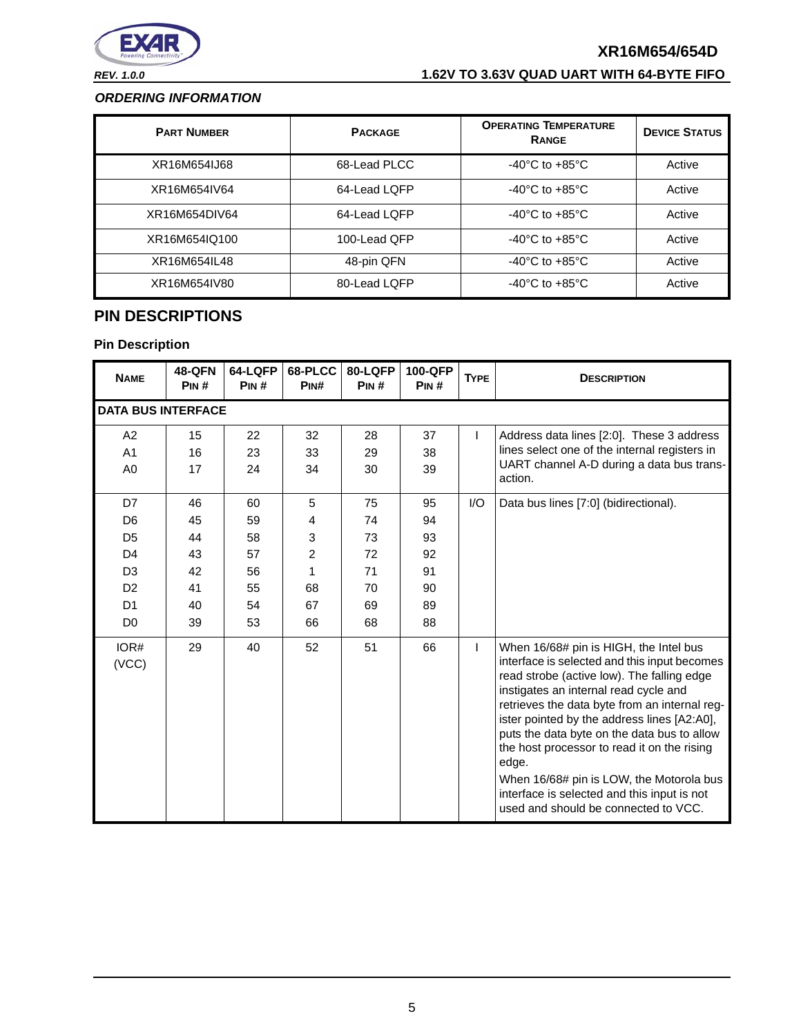### *ORDERING INFORMATION*

| Part Number | Package | Operating Temperature Range | Device Status |
|---|---|---|---|
| XR16M654IJ68 | 68-Lead PLCC | -40°C to +85°C | Active |
| XR16M654IV64 | 64-Lead LQFP | -40°C to +85°C | Active |
| XR16M654DIV64 | 64-Lead LQFP | -40°C to +85°C | Active |
| XR16M654IQ100 | 100-Lead QFP | -40°C to +85°C | Active |
| XR16M654IL48 | 48-pin QFN | -40°C to +85°C | Active |
| XR16M654IV80 | 80-Lead LQFP | -40°C to +85°C | Active |

## PIN DESCRIPTIONS

### Pin Description

| Name | 48-QFN Pin # | 64-LQFP Pin # | 68-PLCC Pin# | 80-LQFP Pin # | 100-QFP Pin # | Type | Description |
|---|---|---|---|---|---|---|---|
| **DATA BUS INTERFACE** | | | | | | | |
| A2<br>A1<br>A0 | 15<br>16<br>17 | 22<br>23<br>24 | 32<br>33<br>34 | 28<br>29<br>30 | 37<br>38<br>39 | I | Address data lines [2:0]. These 3 address lines select one of the internal registers in UART channel A-D during a data bus transaction. |
| D7<br>D6<br>D5<br>D4<br>D3<br>D2<br>D1<br>D0 | 46<br>45<br>44<br>43<br>42<br>41<br>40<br>39 | 60<br>59<br>58<br>57<br>56<br>55<br>54<br>53 | 5<br>4<br>3<br>2<br>1<br>68<br>67<br>66 | 75<br>74<br>73<br>72<br>71<br>70<br>69<br>68 | 95<br>94<br>93<br>92<br>91<br>90<br>89<br>88 | I/O | Data bus lines [7:0] (bidirectional). |
| IOR#<br>(VCC) | 29 | 40 | 52 | 51 | 66 | I | When 16/68# pin is HIGH, the Intel bus interface is selected and this input becomes read strobe (active low). The falling edge instigates an internal read cycle and retrieves the data byte from an internal register pointed by the address lines [A2:A0], puts the data byte on the data bus to allow the host processor to read it on the rising edge.<br>When 16/68# pin is LOW, the Motorola bus interface is selected and this input is not used and should be connected to VCC. |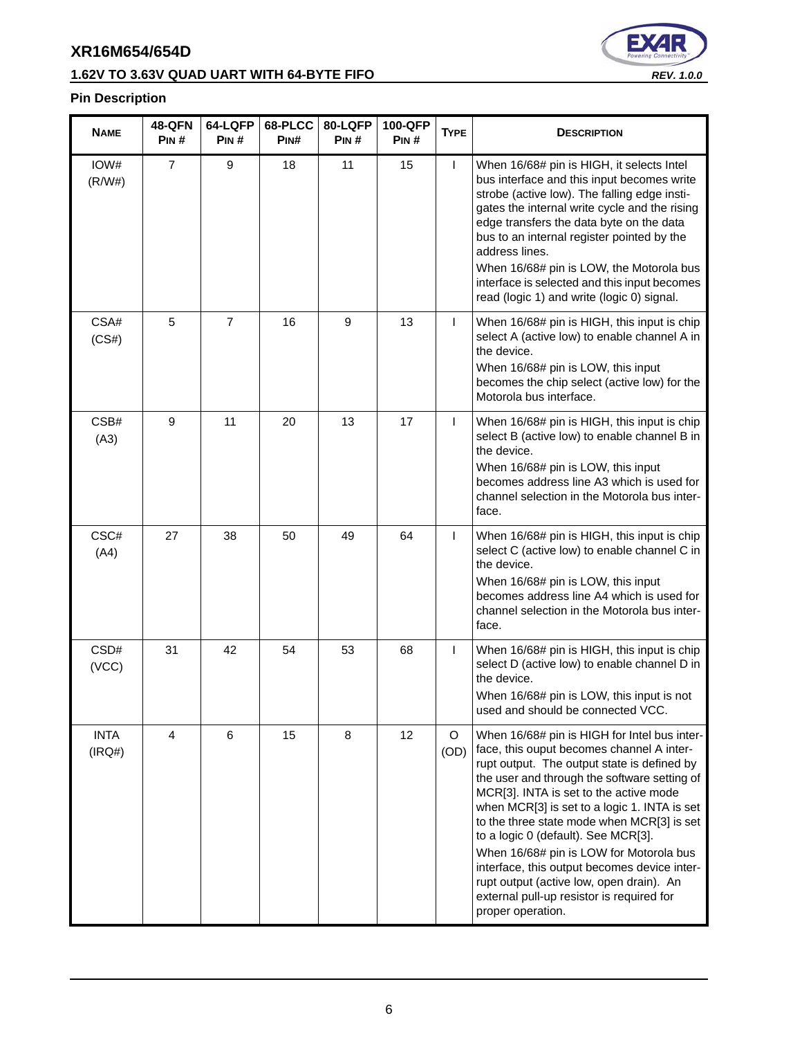## Pin Description

| NAME | 48-QFN PIN # | 64-LQFP PIN # | 68-PLCC PIN# | 80-LQFP PIN # | 100-QFP PIN # | TYPE | DESCRIPTION |
|---|---|---|---|---|---|---|---|
| IOW# (R/W#) | 7 | 9 | 18 | 11 | 15 | I | When 16/68# pin is HIGH, it selects Intel bus interface and this input becomes write strobe (active low). The falling edge instigates the internal write cycle and the rising edge transfers the data byte on the data bus to an internal register pointed by the address lines. When 16/68# pin is LOW, the Motorola bus interface is selected and this input becomes read (logic 1) and write (logic 0) signal. |
| CSA# (CS#) | 5 | 7 | 16 | 9 | 13 | I | When 16/68# pin is HIGH, this input is chip select A (active low) to enable channel A in the device. When 16/68# pin is LOW, this input becomes the chip select (active low) for the Motorola bus interface. |
| CSB# (A3) | 9 | 11 | 20 | 13 | 17 | I | When 16/68# pin is HIGH, this input is chip select B (active low) to enable channel B in the device. When 16/68# pin is LOW, this input becomes address line A3 which is used for channel selection in the Motorola bus interface. |
| CSC# (A4) | 27 | 38 | 50 | 49 | 64 | I | When 16/68# pin is HIGH, this input is chip select C (active low) to enable channel C in the device. When 16/68# pin is LOW, this input becomes address line A4 which is used for channel selection in the Motorola bus interface. |
| CSD# (VCC) | 31 | 42 | 54 | 53 | 68 | I | When 16/68# pin is HIGH, this input is chip select D (active low) to enable channel D in the device. When 16/68# pin is LOW, this input is not used and should be connected VCC. |
| INTA (IRQ#) | 4 | 6 | 15 | 8 | 12 | O (OD) | When 16/68# pin is HIGH for Intel bus interface, this ouput becomes channel A interrupt output. The output state is defined by the user and through the software setting of MCR[3]. INTA is set to the active mode when MCR[3] is set to a logic 1. INTA is set to the three state mode when MCR[3] is set to a logic 0 (default). See MCR[3]. When 16/68# pin is LOW for Motorola bus interface, this output becomes device interrupt output (active low, open drain). An external pull-up resistor is required for proper operation. |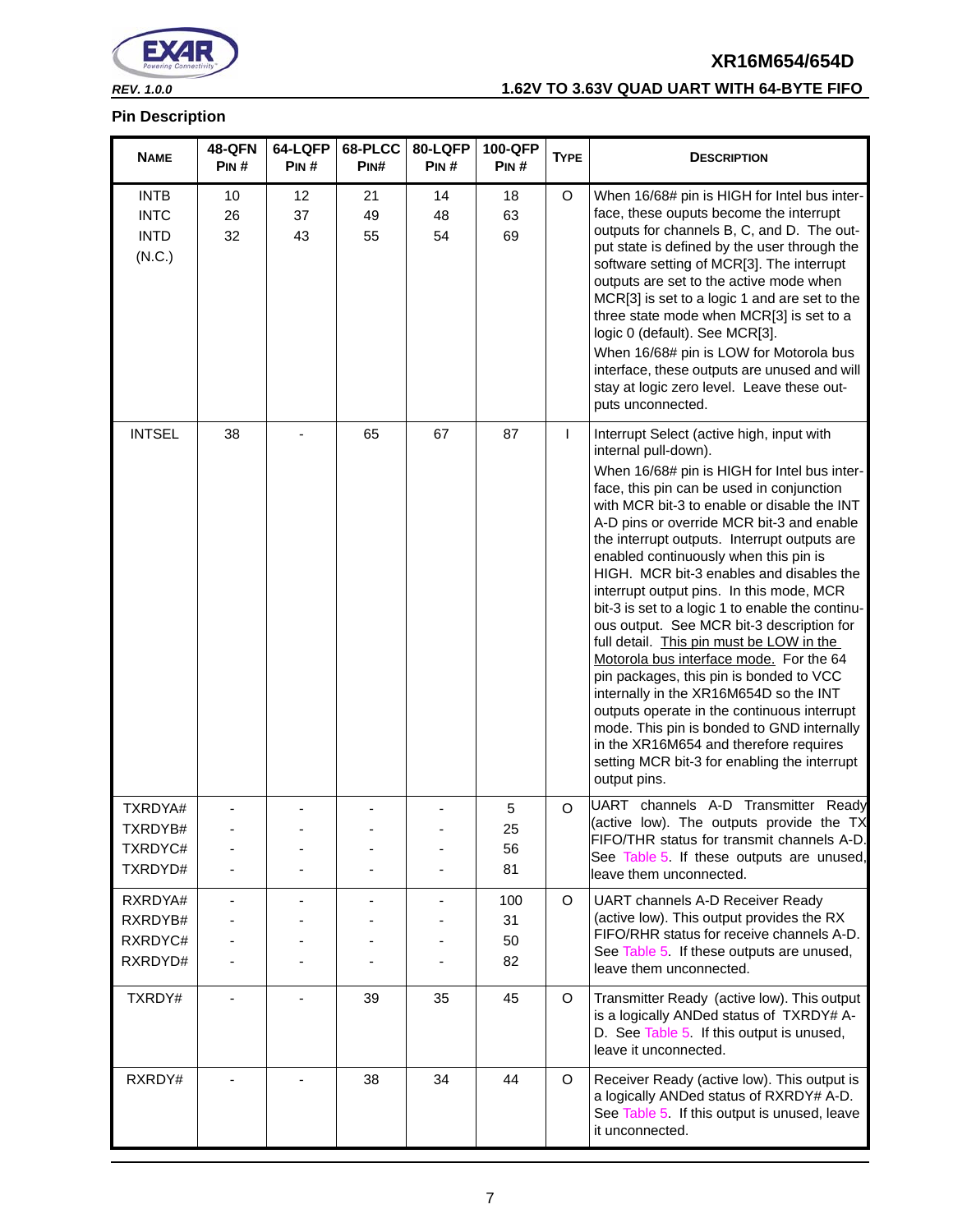## Pin Description

| NAME | 48-QFN PIN # | 64-LQFP PIN # | 68-PLCC PIN# | 80-LQFP PIN # | 100-QFP PIN # | TYPE | DESCRIPTION |
|---|---|---|---|---|---|---|---|
| INTB<br>INTC<br>INTD<br>(N.C.) | 10<br>26<br>32 | 12<br>37<br>43 | 21<br>49<br>55 | 14<br>48<br>54 | 18<br>63<br>69 | O | When 16/68# pin is HIGH for Intel bus interface, these ouputs become the interrupt outputs for channels B, C, and D. The output state is defined by the user through the software setting of MCR[3]. The interrupt outputs are set to the active mode when MCR[3] is set to a logic 1 and are set to the three state mode when MCR[3] is set to a logic 0 (default). See MCR[3].<br>When 16/68# pin is LOW for Motorola bus interface, these outputs are unused and will stay at logic zero level. Leave these outputs unconnected. |
| INTSEL | 38 | - | 65 | 67 | 87 | I | Interrupt Select (active high, input with internal pull-down).<br>When 16/68# pin is HIGH for Intel bus interface, this pin can be used in conjunction with MCR bit-3 to enable or disable the INT A-D pins or override MCR bit-3 and enable the interrupt outputs. Interrupt outputs are enabled continuously when this pin is HIGH. MCR bit-3 enables and disables the interrupt output pins. In this mode, MCR bit-3 is set to a logic 1 to enable the continuous output. See MCR bit-3 description for full detail. This pin must be LOW in the Motorola bus interface mode. For the 64 pin packages, this pin is bonded to VCC internally in the XR16M654D so the INT outputs operate in the continuous interrupt mode. This pin is bonded to GND internally in the XR16M654 and therefore requires setting MCR bit-3 for enabling the interrupt output pins. |
| TXRDYA#<br>TXRDYB#<br>TXRDYC#<br>TXRDYD# | -<br>-<br>-<br>- | -<br>-<br>-<br>- | -<br>-<br>-<br>- | -<br>-<br>-<br>- | 5<br>25<br>56<br>81 | O | UART channels A-D Transmitter Ready (active low). The outputs provide the TX FIFO/THR status for transmit channels A-D. See Table 5. If these outputs are unused, leave them unconnected. |
| RXRDYA#<br>RXRDYB#<br>RXRDYC#<br>RXRDYD# | -<br>-<br>-<br>- | -<br>-<br>-<br>- | -<br>-<br>-<br>- | -<br>-<br>-<br>- | 100<br>31<br>50<br>82 | O | UART channels A-D Receiver Ready (active low). This output provides the RX FIFO/RHR status for receive channels A-D. See Table 5. If these outputs are unused, leave them unconnected. |
| TXRDY# | - | - | 39 | 35 | 45 | O | Transmitter Ready (active low). This output is a logically ANDed status of TXRDY# A-D. See Table 5. If this output is unused, leave it unconnected. |
| RXRDY# | - | - | 38 | 34 | 44 | O | Receiver Ready (active low). This output is a logically ANDed status of RXRDY# A-D. See Table 5. If this output is unused, leave it unconnected. |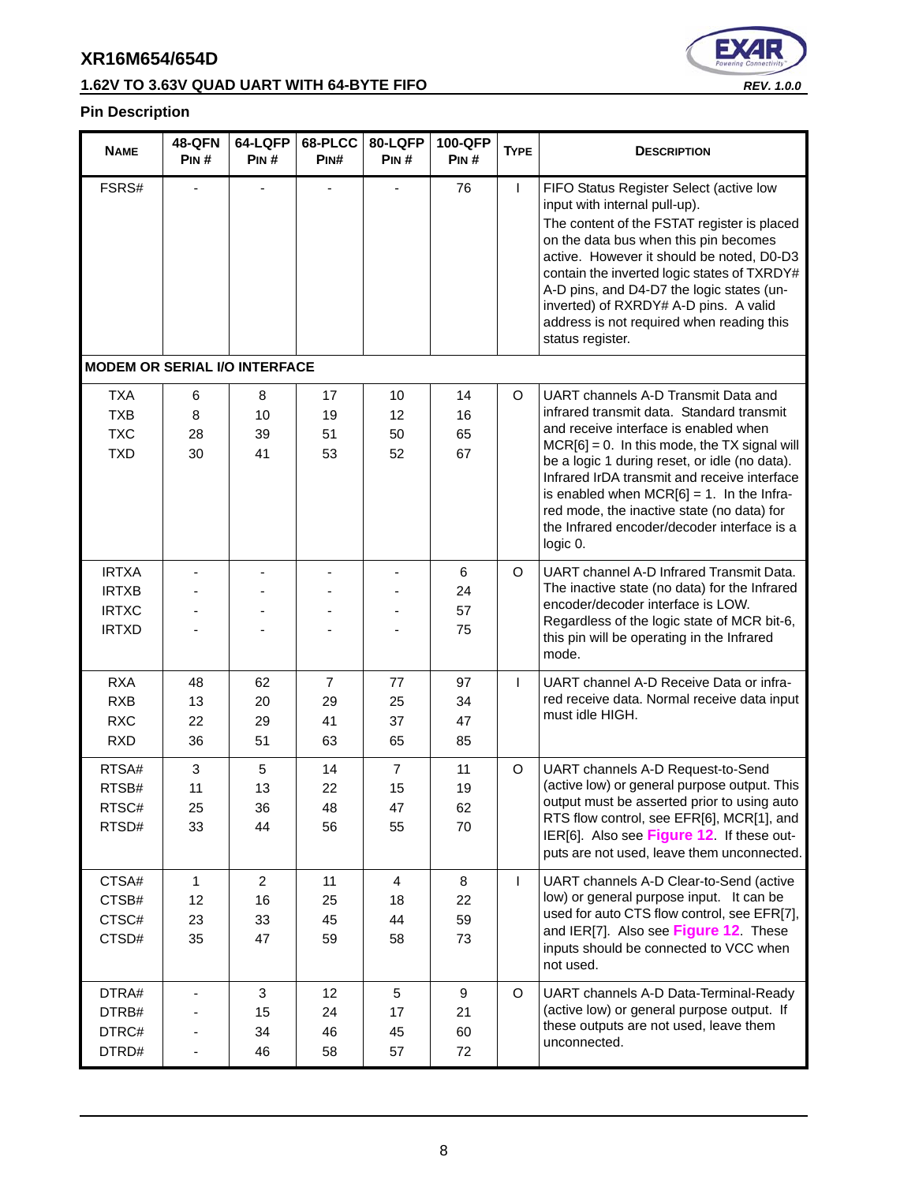## Pin Description

| Name | 48-QFN Pin # | 64-LQFP Pin # | 68-PLCC Pin# | 80-LQFP Pin # | 100-QFP Pin # | Type | Description |
|---|---|---|---|---|---|---|---|
| FSRS# | - | - | - | - | 76 | I | FIFO Status Register Select (active low input with internal pull-up). The content of the FSTAT register is placed on the data bus when this pin becomes active. However it should be noted, D0-D3 contain the inverted logic states of TXRDY# A-D pins, and D4-D7 the logic states (un-inverted) of RXRDY# A-D pins. A valid address is not required when reading this status register. |
| **MODEM OR SERIAL I/O INTERFACE** | | | | | | | |
| TXA<br>TXB<br>TXC<br>TXD | 6<br>8<br>28<br>30 | 8<br>10<br>39<br>41 | 17<br>19<br>51<br>53 | 10<br>12<br>50<br>52 | 14<br>16<br>65<br>67 | O | UART channels A-D Transmit Data and infrared transmit data. Standard transmit and receive interface is enabled when MCR[6] = 0. In this mode, the TX signal will be a logic 1 during reset, or idle (no data). Infrared IrDA transmit and receive interface is enabled when MCR[6] = 1. In the Infrared mode, the inactive state (no data) for the Infrared encoder/decoder interface is a logic 0. |
| IRTXA<br>IRTXB<br>IRTXC<br>IRTXD | -<br>-<br>-<br>- | -<br>-<br>-<br>- | -<br>-<br>-<br>- | -<br>-<br>-<br>- | 6<br>24<br>57<br>75 | O | UART channel A-D Infrared Transmit Data. The inactive state (no data) for the Infrared encoder/decoder interface is LOW. Regardless of the logic state of MCR bit-6, this pin will be operating in the Infrared mode. |
| RXA<br>RXB<br>RXC<br>RXD | 48<br>13<br>22<br>36 | 62<br>20<br>29<br>51 | 7<br>29<br>41<br>63 | 77<br>25<br>37<br>65 | 97<br>34<br>47<br>85 | I | UART channel A-D Receive Data or infrared receive data. Normal receive data input must idle HIGH. |
| RTSA#<br>RTSB#<br>RTSC#<br>RTSD# | 3<br>11<br>25<br>33 | 5<br>13<br>36<br>44 | 14<br>22<br>48<br>56 | 7<br>15<br>47<br>55 | 11<br>19<br>62<br>70 | O | UART channels A-D Request-to-Send (active low) or general purpose output. This output must be asserted prior to using auto RTS flow control, see EFR[6], MCR[1], and IER[6]. Also see **Figure 12**. If these outputs are not used, leave them unconnected. |
| CTSA#<br>CTSB#<br>CTSC#<br>CTSD# | 1<br>12<br>23<br>35 | 2<br>16<br>33<br>47 | 11<br>25<br>45<br>59 | 4<br>18<br>44<br>58 | 8<br>22<br>59<br>73 | I | UART channels A-D Clear-to-Send (active low) or general purpose input. It can be used for auto CTS flow control, see EFR[7], and IER[7]. Also see **Figure 12**. These inputs should be connected to VCC when not used. |
| DTRA#<br>DTRB#<br>DTRC#<br>DTRD# | -<br>-<br>-<br>- | 3<br>15<br>34<br>46 | 12<br>24<br>46<br>58 | 5<br>17<br>45<br>57 | 9<br>21<br>60<br>72 | O | UART channels A-D Data-Terminal-Ready (active low) or general purpose output. If these outputs are not used, leave them unconnected. |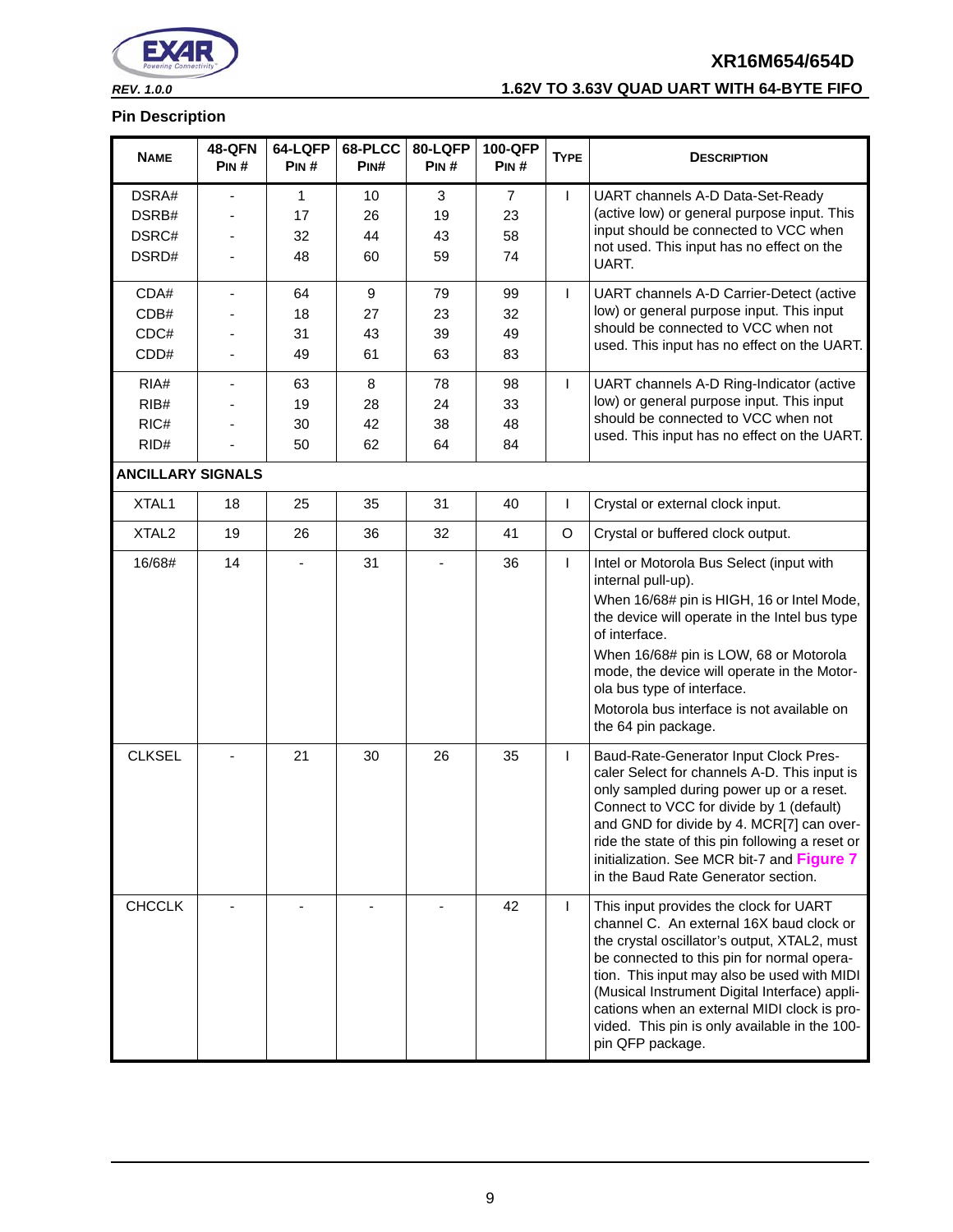## Pin Description

| NAME | 48-QFN PIN # | 64-LQFP PIN # | 68-PLCC PIN# | 80-LQFP PIN # | 100-QFP PIN # | TYPE | DESCRIPTION |
|---|---|---|---|---|---|---|---|
| DSRA#<br>DSRB#<br>DSRC#<br>DSRD# | -<br>-<br>-<br>- | 1<br>17<br>32<br>48 | 10<br>26<br>44<br>60 | 3<br>19<br>43<br>59 | 7<br>23<br>58<br>74 | I | UART channels A-D Data-Set-Ready (active low) or general purpose input. This input should be connected to VCC when not used. This input has no effect on the UART. |
| CDA#<br>CDB#<br>CDC#<br>CDD# | -<br>-<br>-<br>- | 64<br>18<br>31<br>49 | 9<br>27<br>43<br>61 | 79<br>23<br>39<br>63 | 99<br>32<br>49<br>83 | I | UART channels A-D Carrier-Detect (active low) or general purpose input. This input should be connected to VCC when not used. This input has no effect on the UART. |
| RIA#<br>RIB#<br>RIC#<br>RID# | -<br>-<br>-<br>- | 63<br>19<br>30<br>50 | 8<br>28<br>42<br>62 | 78<br>24<br>38<br>64 | 98<br>33<br>48<br>84 | I | UART channels A-D Ring-Indicator (active low) or general purpose input. This input should be connected to VCC when not used. This input has no effect on the UART. |
| **ANCILLARY SIGNALS** | | | | | | | |
| XTAL1 | 18 | 25 | 35 | 31 | 40 | I | Crystal or external clock input. |
| XTAL2 | 19 | 26 | 36 | 32 | 41 | O | Crystal or buffered clock output. |
| 16/68# | 14 | - | 31 | - | 36 | I | Intel or Motorola Bus Select (input with internal pull-up).<br>When 16/68# pin is HIGH, 16 or Intel Mode, the device will operate in the Intel bus type of interface.<br>When 16/68# pin is LOW, 68 or Motorola mode, the device will operate in the Motorola bus type of interface.<br>Motorola bus interface is not available on the 64 pin package. |
| CLKSEL | - | 21 | 30 | 26 | 35 | I | Baud-Rate-Generator Input Clock Prescaler Select for channels A-D. This input is only sampled during power up or a reset. Connect to VCC for divide by 1 (default) and GND for divide by 4. MCR[7] can override the state of this pin following a reset or initialization. See MCR bit-7 and **Figure 7** in the Baud Rate Generator section. |
| CHCCLK | - | - | - | - | 42 | I | This input provides the clock for UART channel C. An external 16X baud clock or the crystal oscillator's output, XTAL2, must be connected to this pin for normal operation. This input may also be used with MIDI (Musical Instrument Digital Interface) applications when an external MIDI clock is provided. This pin is only available in the 100-pin QFP package. |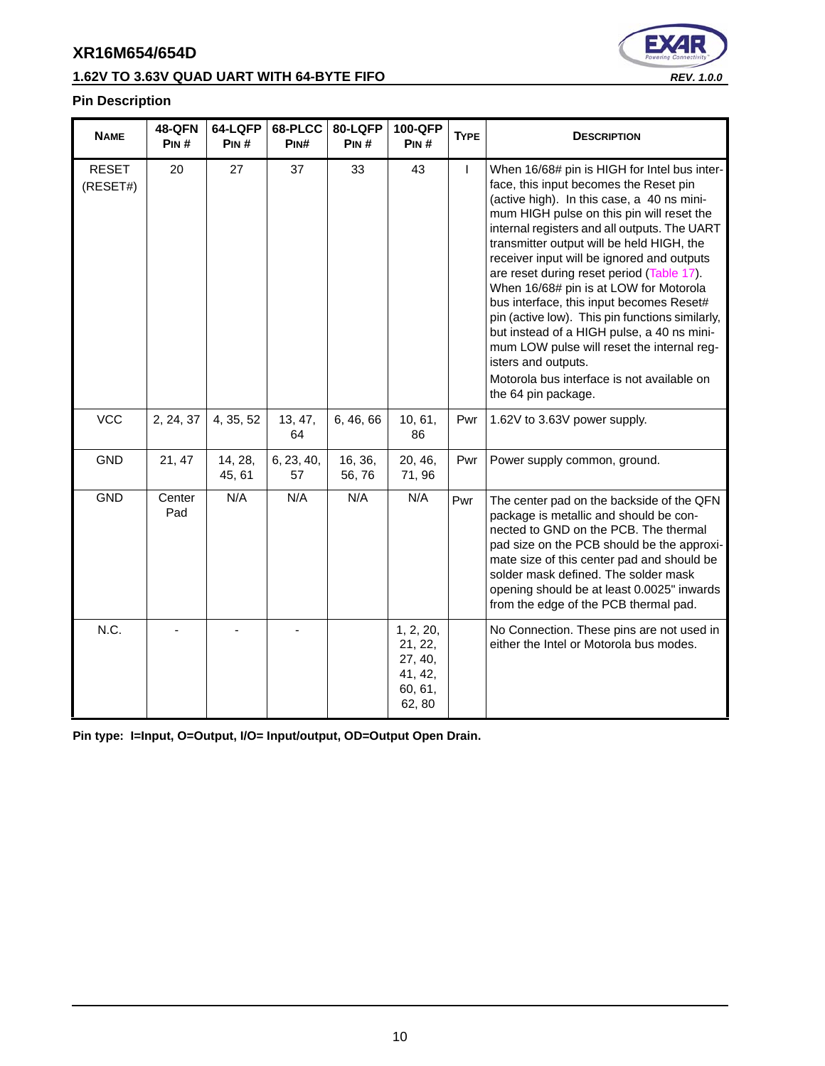## Pin Description

| Name | 48-QFN Pin # | 64-LQFP Pin # | 68-PLCC Pin# | 80-LQFP Pin # | 100-QFP Pin # | Type | Description |
|---|---|---|---|---|---|---|---|
| RESET (RESET#) | 20 | 27 | 37 | 33 | 43 | I | When 16/68# pin is HIGH for Intel bus interface, this input becomes the Reset pin (active high). In this case, a 40 ns minimum HIGH pulse on this pin will reset the internal registers and all outputs. The UART transmitter output will be held HIGH, the receiver input will be ignored and outputs are reset during reset period (Table 17). When 16/68# pin is at LOW for Motorola bus interface, this input becomes Reset# pin (active low). This pin functions similarly, but instead of a HIGH pulse, a 40 ns minimum LOW pulse will reset the internal registers and outputs. Motorola bus interface is not available on the 64 pin package. |
| VCC | 2, 24, 37 | 4, 35, 52 | 13, 47, 64 | 6, 46, 66 | 10, 61, 86 | Pwr | 1.62V to 3.63V power supply. |
| GND | 21, 47 | 14, 28, 45, 61 | 6, 23, 40, 57 | 16, 36, 56, 76 | 20, 46, 71, 96 | Pwr | Power supply common, ground. |
| GND | Center Pad | N/A | N/A | N/A | N/A | Pwr | The center pad on the backside of the QFN package is metallic and should be connected to GND on the PCB. The thermal pad size on the PCB should be the approximate size of this center pad and should be solder mask defined. The solder mask opening should be at least 0.0025" inwards from the edge of the PCB thermal pad. |
| N.C. | - | - | - | | 1, 2, 20, 21, 22, 27, 40, 41, 42, 60, 61, 62, 80 | | No Connection. These pins are not used in either the Intel or Motorola bus modes. |

**Pin type: I=Input, O=Output, I/O= Input/output, OD=Output Open Drain.**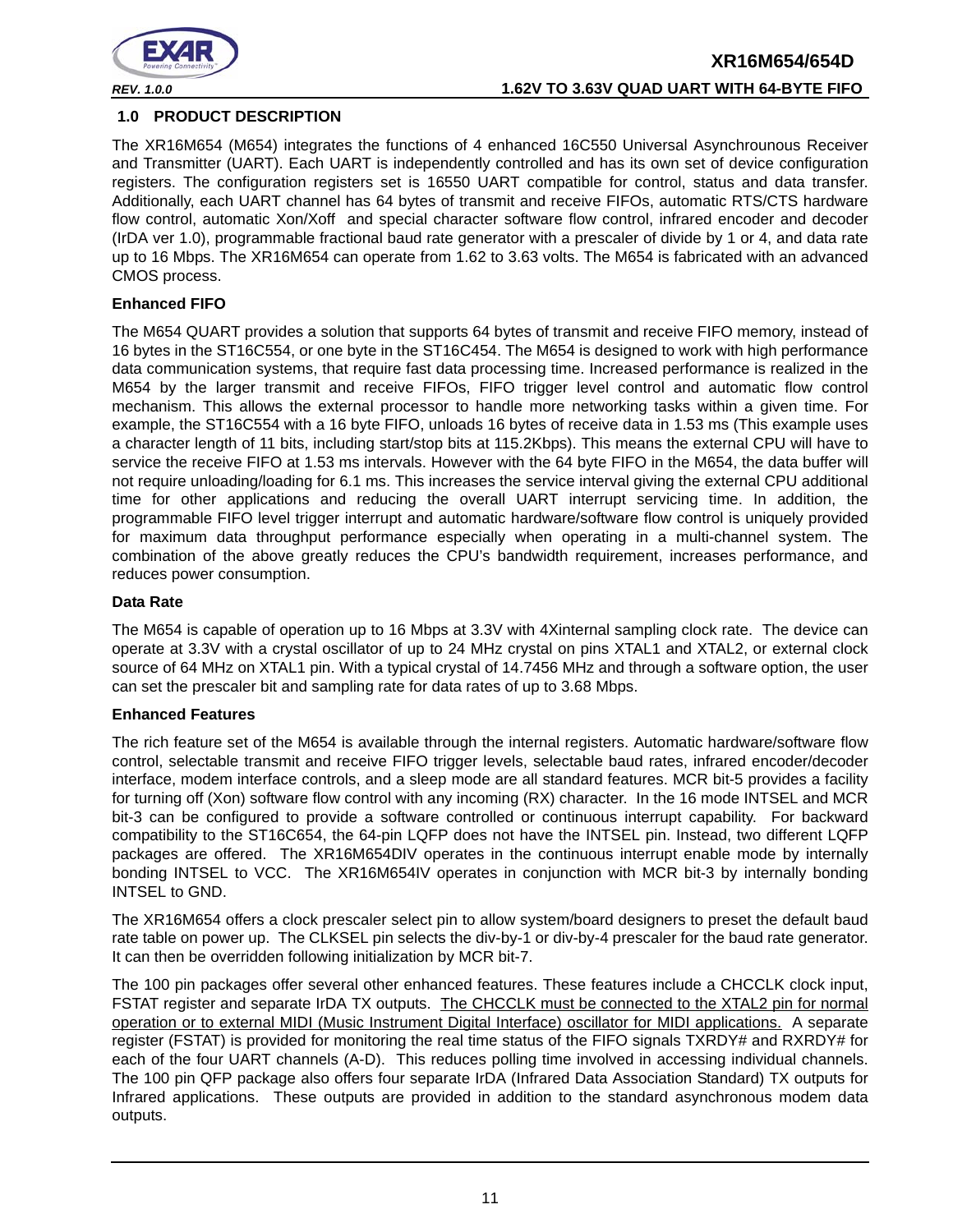## 1.0 PRODUCT DESCRIPTION

The XR16M654 (M654) integrates the functions of 4 enhanced 16C550 Universal Asynchrounous Receiver and Transmitter (UART). Each UART is independently controlled and has its own set of device configuration registers. The configuration registers set is 16550 UART compatible for control, status and data transfer. Additionally, each UART channel has 64 bytes of transmit and receive FIFOs, automatic RTS/CTS hardware flow control, automatic Xon/Xoff and special character software flow control, infrared encoder and decoder (IrDA ver 1.0), programmable fractional baud rate generator with a prescaler of divide by 1 or 4, and data rate up to 16 Mbps. The XR16M654 can operate from 1.62 to 3.63 volts. The M654 is fabricated with an advanced CMOS process.

**Enhanced FIFO**

The M654 QUART provides a solution that supports 64 bytes of transmit and receive FIFO memory, instead of 16 bytes in the ST16C554, or one byte in the ST16C454. The M654 is designed to work with high performance data communication systems, that require fast data processing time. Increased performance is realized in the M654 by the larger transmit and receive FIFOs, FIFO trigger level control and automatic flow control mechanism. This allows the external processor to handle more networking tasks within a given time. For example, the ST16C554 with a 16 byte FIFO, unloads 16 bytes of receive data in 1.53 ms (This example uses a character length of 11 bits, including start/stop bits at 115.2Kbps). This means the external CPU will have to service the receive FIFO at 1.53 ms intervals. However with the 64 byte FIFO in the M654, the data buffer will not require unloading/loading for 6.1 ms. This increases the service interval giving the external CPU additional time for other applications and reducing the overall UART interrupt servicing time. In addition, the programmable FIFO level trigger interrupt and automatic hardware/software flow control is uniquely provided for maximum data throughput performance especially when operating in a multi-channel system. The combination of the above greatly reduces the CPU's bandwidth requirement, increases performance, and reduces power consumption.

**Data Rate**

The M654 is capable of operation up to 16 Mbps at 3.3V with 4Xinternal sampling clock rate. The device can operate at 3.3V with a crystal oscillator of up to 24 MHz crystal on pins XTAL1 and XTAL2, or external clock source of 64 MHz on XTAL1 pin. With a typical crystal of 14.7456 MHz and through a software option, the user can set the prescaler bit and sampling rate for data rates of up to 3.68 Mbps.

**Enhanced Features**

The rich feature set of the M654 is available through the internal registers. Automatic hardware/software flow control, selectable transmit and receive FIFO trigger levels, selectable baud rates, infrared encoder/decoder interface, modem interface controls, and a sleep mode are all standard features. MCR bit-5 provides a facility for turning off (Xon) software flow control with any incoming (RX) character. In the 16 mode INTSEL and MCR bit-3 can be configured to provide a software controlled or continuous interrupt capability. For backward compatibility to the ST16C654, the 64-pin LQFP does not have the INTSEL pin. Instead, two different LQFP packages are offered. The XR16M654DIV operates in the continuous interrupt enable mode by internally bonding INTSEL to VCC. The XR16M654IV operates in conjunction with MCR bit-3 by internally bonding INTSEL to GND.

The XR16M654 offers a clock prescaler select pin to allow system/board designers to preset the default baud rate table on power up. The CLKSEL pin selects the div-by-1 or div-by-4 prescaler for the baud rate generator. It can then be overridden following initialization by MCR bit-7.

The 100 pin packages offer several other enhanced features. These features include a CHCCLK clock input, FSTAT register and separate IrDA TX outputs. The CHCCLK must be connected to the XTAL2 pin for normal operation or to external MIDI (Music Instrument Digital Interface) oscillator for MIDI applications. A separate register (FSTAT) is provided for monitoring the real time status of the FIFO signals TXRDY# and RXRDY# for each of the four UART channels (A-D). This reduces polling time involved in accessing individual channels. The 100 pin QFP package also offers four separate IrDA (Infrared Data Association Standard) TX outputs for Infrared applications. These outputs are provided in addition to the standard asynchronous modem data outputs.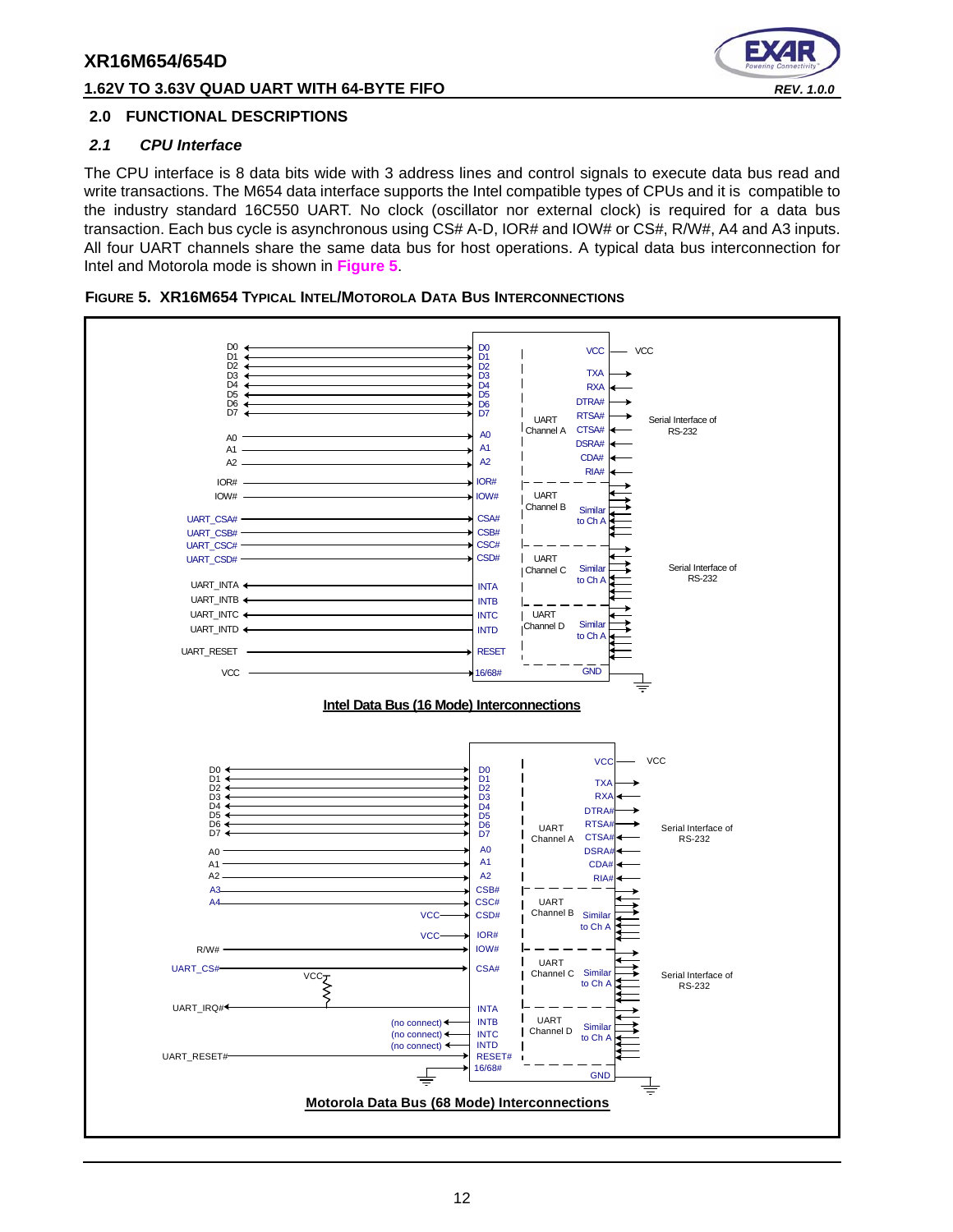## 2.0 FUNCTIONAL DESCRIPTIONS

### *2.1 CPU Interface*

The CPU interface is 8 data bits wide with 3 address lines and control signals to execute data bus read and write transactions. The M654 data interface supports the Intel compatible types of CPUs and it is compatible to the industry standard 16C550 UART. No clock (oscillator nor external clock) is required for a data bus transaction. Each bus cycle is asynchronous using CS# A-D, IOR# and IOW# or CS#, R/W#, A4 and A3 inputs. All four UART channels share the same data bus for host operations. A typical data bus interconnection for Intel and Motorola mode is shown in **Figure 5**.

**FIGURE 5. XR16M654 TYPICAL INTEL/MOTOROLA DATA BUS INTERCONNECTIONS**

Intel Data Bus (16 Mode) Interconnections

Motorola Data Bus (68 Mode) Interconnections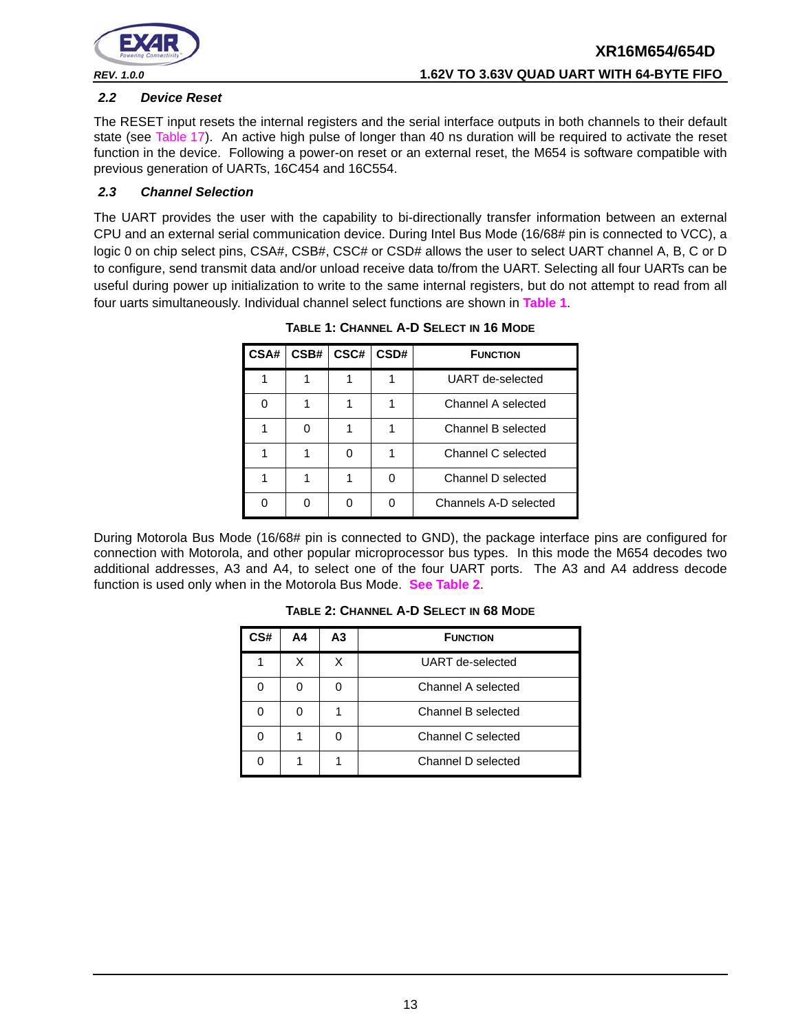### 2.2 Device Reset

The RESET input resets the internal registers and the serial interface outputs in both channels to their default state (see Table 17). An active high pulse of longer than 40 ns duration will be required to activate the reset function in the device. Following a power-on reset or an external reset, the M654 is software compatible with previous generation of UARTs, 16C454 and 16C554.

### 2.3 Channel Selection

The UART provides the user with the capability to bi-directionally transfer information between an external CPU and an external serial communication device. During Intel Bus Mode (16/68# pin is connected to VCC), a logic 0 on chip select pins, CSA#, CSB#, CSC# or CSD# allows the user to select UART channel A, B, C or D to configure, send transmit data and/or unload receive data to/from the UART. Selecting all four UARTs can be useful during power up initialization to write to the same internal registers, but do not attempt to read from all four uarts simultaneously. Individual channel select functions are shown in **Table 1**.

**TABLE 1: CHANNEL A-D SELECT IN 16 MODE**

| CSA# | CSB# | CSC# | CSD# | FUNCTION |
|---|---|---|---|---|
| 1 | 1 | 1 | 1 | UART de-selected |
| 0 | 1 | 1 | 1 | Channel A selected |
| 1 | 0 | 1 | 1 | Channel B selected |
| 1 | 1 | 0 | 1 | Channel C selected |
| 1 | 1 | 1 | 0 | Channel D selected |
| 0 | 0 | 0 | 0 | Channels A-D selected |

During Motorola Bus Mode (16/68# pin is connected to GND), the package interface pins are configured for connection with Motorola, and other popular microprocessor bus types. In this mode the M654 decodes two additional addresses, A3 and A4, to select one of the four UART ports. The A3 and A4 address decode function is used only when in the Motorola Bus Mode. **See Table 2**.

**TABLE 2: CHANNEL A-D SELECT IN 68 MODE**

| CS# | A4 | A3 | FUNCTION |
|---|---|---|---|
| 1 | X | X | UART de-selected |
| 0 | 0 | 0 | Channel A selected |
| 0 | 0 | 1 | Channel B selected |
| 0 | 1 | 0 | Channel C selected |
| 0 | 1 | 1 | Channel D selected |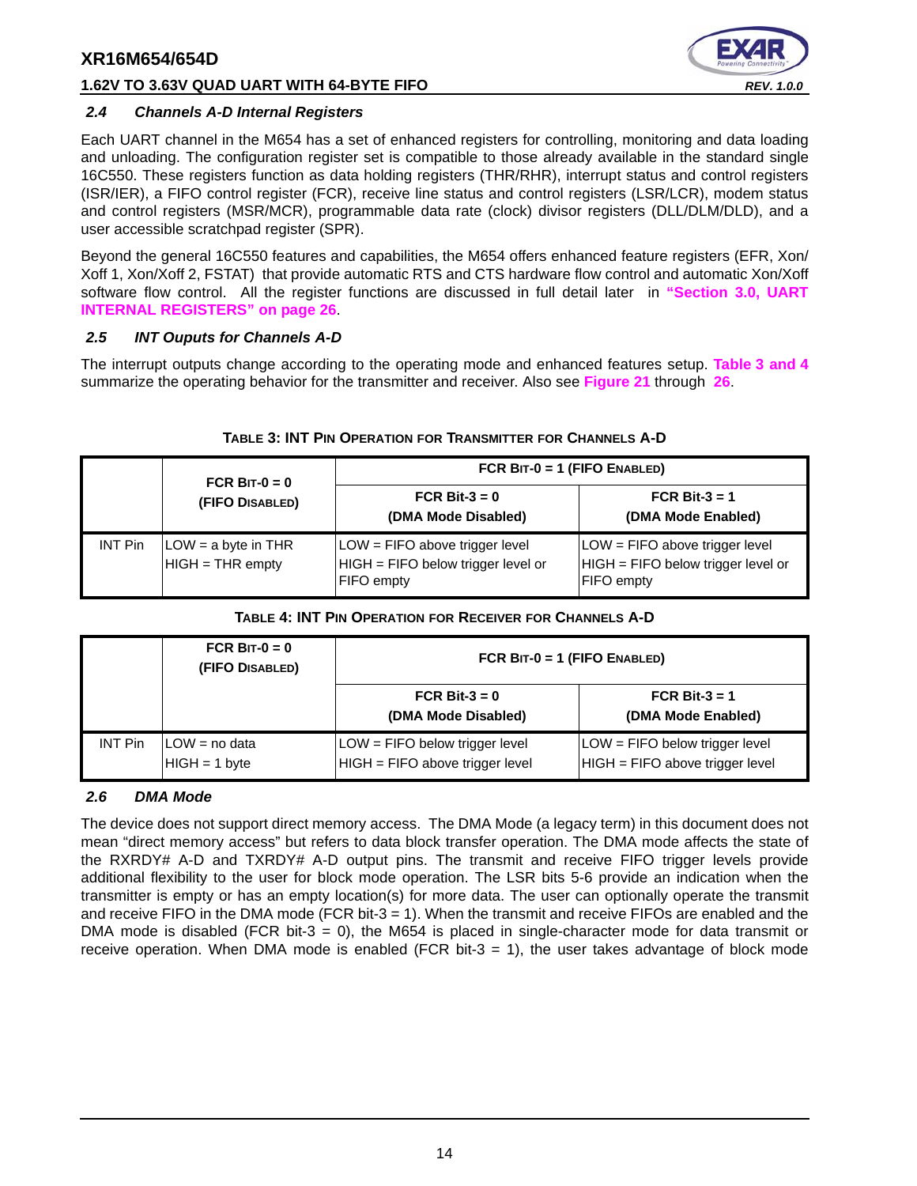### 2.4 Channels A-D Internal Registers

Each UART channel in the M654 has a set of enhanced registers for controlling, monitoring and data loading and unloading. The configuration register set is compatible to those already available in the standard single 16C550. These registers function as data holding registers (THR/RHR), interrupt status and control registers (ISR/IER), a FIFO control register (FCR), receive line status and control registers (LSR/LCR), modem status and control registers (MSR/MCR), programmable data rate (clock) divisor registers (DLL/DLM/DLD), and a user accessible scratchpad register (SPR).

Beyond the general 16C550 features and capabilities, the M654 offers enhanced feature registers (EFR, Xon/Xoff 1, Xon/Xoff 2, FSTAT) that provide automatic RTS and CTS hardware flow control and automatic Xon/Xoff software flow control. All the register functions are discussed in full detail later in **"Section 3.0, UART INTERNAL REGISTERS" on page 26**.

### 2.5 INT Ouputs for Channels A-D

The interrupt outputs change according to the operating mode and enhanced features setup. **Table 3 and 4** summarize the operating behavior for the transmitter and receiver. Also see **Figure 21** through **26**.

**TABLE 3: INT PIN OPERATION FOR TRANSMITTER FOR CHANNELS A-D**

| | FCR BIT-0 = 0 (FIFO DISABLED) | FCR BIT-0 = 1 (FIFO ENABLED) | |
|---|---|---|---|
| | | FCR Bit-3 = 0 (DMA Mode Disabled) | FCR Bit-3 = 1 (DMA Mode Enabled) |
| INT Pin | LOW = a byte in THR<br>HIGH = THR empty | LOW = FIFO above trigger level<br>HIGH = FIFO below trigger level or FIFO empty | LOW = FIFO above trigger level<br>HIGH = FIFO below trigger level or FIFO empty |

**TABLE 4: INT PIN OPERATION FOR RECEIVER FOR CHANNELS A-D**

| | FCR BIT-0 = 0 (FIFO DISABLED) | FCR BIT-0 = 1 (FIFO ENABLED) | |
|---|---|---|---|
| | | FCR Bit-3 = 0 (DMA Mode Disabled) | FCR Bit-3 = 1 (DMA Mode Enabled) |
| INT Pin | LOW = no data<br>HIGH = 1 byte | LOW = FIFO below trigger level<br>HIGH = FIFO above trigger level | LOW = FIFO below trigger level<br>HIGH = FIFO above trigger level |

### 2.6 DMA Mode

The device does not support direct memory access. The DMA Mode (a legacy term) in this document does not mean "direct memory access" but refers to data block transfer operation. The DMA mode affects the state of the RXRDY# A-D and TXRDY# A-D output pins. The transmit and receive FIFO trigger levels provide additional flexibility to the user for block mode operation. The LSR bits 5-6 provide an indication when the transmitter is empty or has an empty location(s) for more data. The user can optionally operate the transmit and receive FIFO in the DMA mode (FCR bit-3 = 1). When the transmit and receive FIFOs are enabled and the DMA mode is disabled (FCR bit-3 = 0), the M654 is placed in single-character mode for data transmit or receive operation. When DMA mode is enabled (FCR bit-3 = 1), the user takes advantage of block mode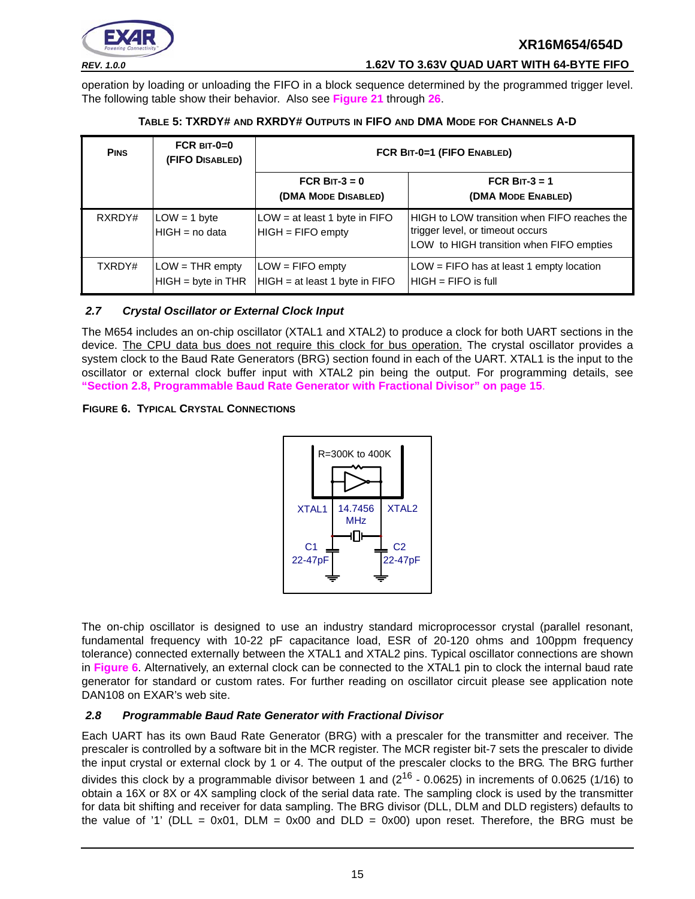operation by loading or unloading the FIFO in a block sequence determined by the programmed trigger level. The following table show their behavior. Also see Figure 21 through 26.

**TABLE 5: TXRDY# AND RXRDY# OUTPUTS IN FIFO AND DMA MODE FOR CHANNELS A-D**

| PINS | FCR BIT-0=0 (FIFO DISABLED) | FCR BIT-0=1 (FIFO ENABLED) | |
|---|---|---|---|
| | | FCR BIT-3 = 0 (DMA MODE DISABLED) | FCR BIT-3 = 1 (DMA MODE ENABLED) |
| RXRDY# | LOW = 1 byte<br>HIGH = no data | LOW = at least 1 byte in FIFO<br>HIGH = FIFO empty | HIGH to LOW transition when FIFO reaches the trigger level, or timeout occurs<br>LOW to HIGH transition when FIFO empties |
| TXRDY# | LOW = THR empty<br>HIGH = byte in THR | LOW = FIFO empty<br>HIGH = at least 1 byte in FIFO | LOW = FIFO has at least 1 empty location<br>HIGH = FIFO is full |

### 2.7 Crystal Oscillator or External Clock Input

The M654 includes an on-chip oscillator (XTAL1 and XTAL2) to produce a clock for both UART sections in the device. The CPU data bus does not require this clock for bus operation. The crystal oscillator provides a system clock to the Baud Rate Generators (BRG) section found in each of the UART. XTAL1 is the input to the oscillator or external clock buffer input with XTAL2 pin being the output. For programming details, see "Section 2.8, Programmable Baud Rate Generator with Fractional Divisor" on page 15.

**FIGURE 6. TYPICAL CRYSTAL CONNECTIONS**

R=300K to 400K

XTAL1 14.7456 MHz XTAL2

C1 22-47pF C2 22-47pF

The on-chip oscillator is designed to use an industry standard microprocessor crystal (parallel resonant, fundamental frequency with 10-22 pF capacitance load, ESR of 20-120 ohms and 100ppm frequency tolerance) connected externally between the XTAL1 and XTAL2 pins. Typical oscillator connections are shown in Figure 6. Alternatively, an external clock can be connected to the XTAL1 pin to clock the internal baud rate generator for standard or custom rates. For further reading on oscillator circuit please see application note DAN108 on EXAR's web site.

### 2.8 Programmable Baud Rate Generator with Fractional Divisor

Each UART has its own Baud Rate Generator (BRG) with a prescaler for the transmitter and receiver. The prescaler is controlled by a software bit in the MCR register. The MCR register bit-7 sets the prescaler to divide the input crystal or external clock by 1 or 4. The output of the prescaler clocks to the BRG. The BRG further divides this clock by a programmable divisor between 1 and ($2^{16}$ - 0.0625) in increments of 0.0625 (1/16) to obtain a 16X or 8X or 4X sampling clock of the serial data rate. The sampling clock is used by the transmitter for data bit shifting and receiver for data sampling. The BRG divisor (DLL, DLM and DLD registers) defaults to the value of '1' (DLL = 0x01, DLM = 0x00 and DLD = 0x00) upon reset. Therefore, the BRG must be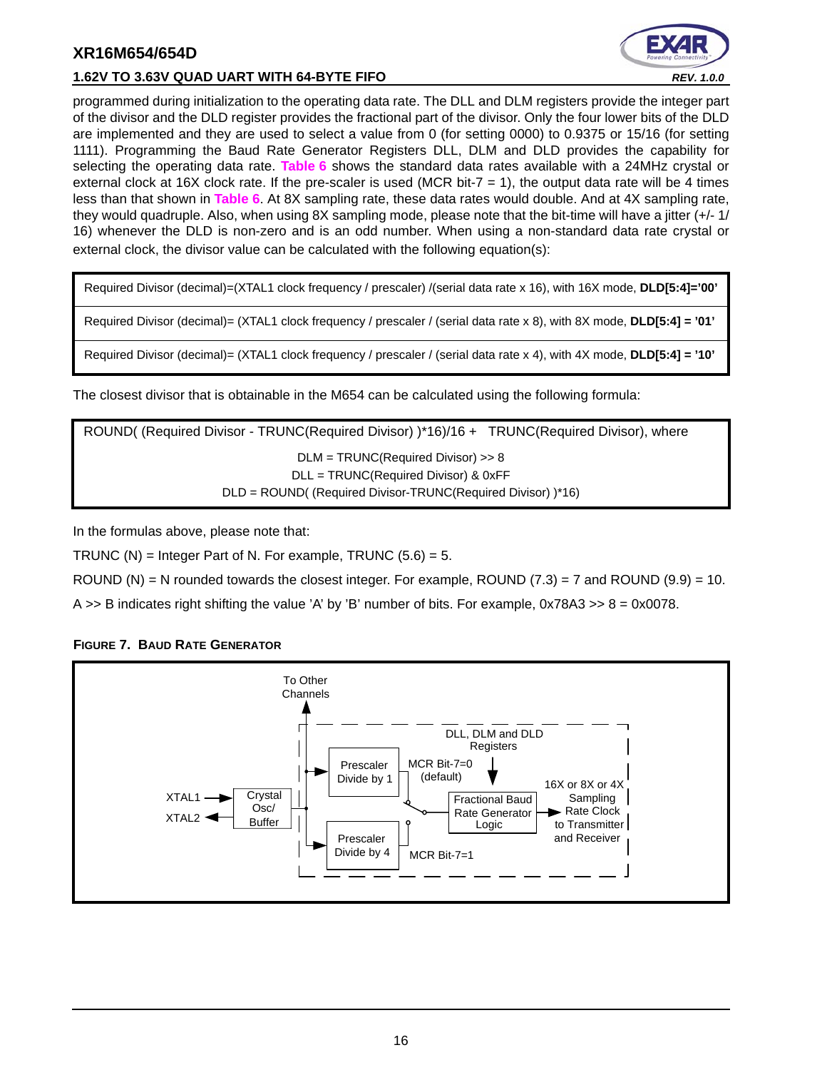programmed during initialization to the operating data rate. The DLL and DLM registers provide the integer part of the divisor and the DLD register provides the fractional part of the divisor. Only the four lower bits of the DLD are implemented and they are used to select a value from 0 (for setting 0000) to 0.9375 or 15/16 (for setting 1111). Programming the Baud Rate Generator Registers DLL, DLM and DLD provides the capability for selecting the operating data rate. **Table 6** shows the standard data rates available with a 24MHz crystal or external clock at 16X clock rate. If the pre-scaler is used (MCR bit-7 = 1), the output data rate will be 4 times less than that shown in **Table 6**. At 8X sampling rate, these data rates would double. And at 4X sampling rate, they would quadruple. Also, when using 8X sampling mode, please note that the bit-time will have a jitter (+/- 1/16) whenever the DLD is non-zero and is an odd number. When using a non-standard data rate crystal or external clock, the divisor value can be calculated with the following equation(s):

| |
|---|
| Required Divisor (decimal)=(XTAL1 clock frequency / prescaler) /(serial data rate x 16), with 16X mode, **DLD[5:4]='00'** |
| Required Divisor (decimal)= (XTAL1 clock frequency / prescaler / (serial data rate x 8), with 8X mode, **DLD[5:4] = '01'** |
| Required Divisor (decimal)= (XTAL1 clock frequency / prescaler / (serial data rate x 4), with 4X mode, **DLD[5:4] = '10'** |

The closest divisor that is obtainable in the M654 can be calculated using the following formula:

ROUND( (Required Divisor - TRUNC(Required Divisor) )*16)/16 + TRUNC(Required Divisor), where

DLM = TRUNC(Required Divisor) >> 8

DLL = TRUNC(Required Divisor) & 0xFF

DLD = ROUND( (Required Divisor-TRUNC(Required Divisor) )*16)

In the formulas above, please note that:

TRUNC (N) = Integer Part of N. For example, TRUNC (5.6) = 5.

ROUND (N) = N rounded towards the closest integer. For example, ROUND (7.3) = 7 and ROUND (9.9) = 10.

A >> B indicates right shifting the value 'A' by 'B' number of bits. For example, 0x78A3 >> 8 = 0x0078.

**FIGURE 7. BAUD RATE GENERATOR**

To Other Channels

XTAL1 → Crystal Osc/ Buffer; XTAL2

Prescaler Divide by 1 — MCR Bit-7=0 (default)

Prescaler Divide by 4 — MCR Bit-7=1

DLL, DLM and DLD Registers → Fractional Baud Rate Generator Logic → 16X or 8X or 4X Sampling Rate Clock to Transmitter and Receiver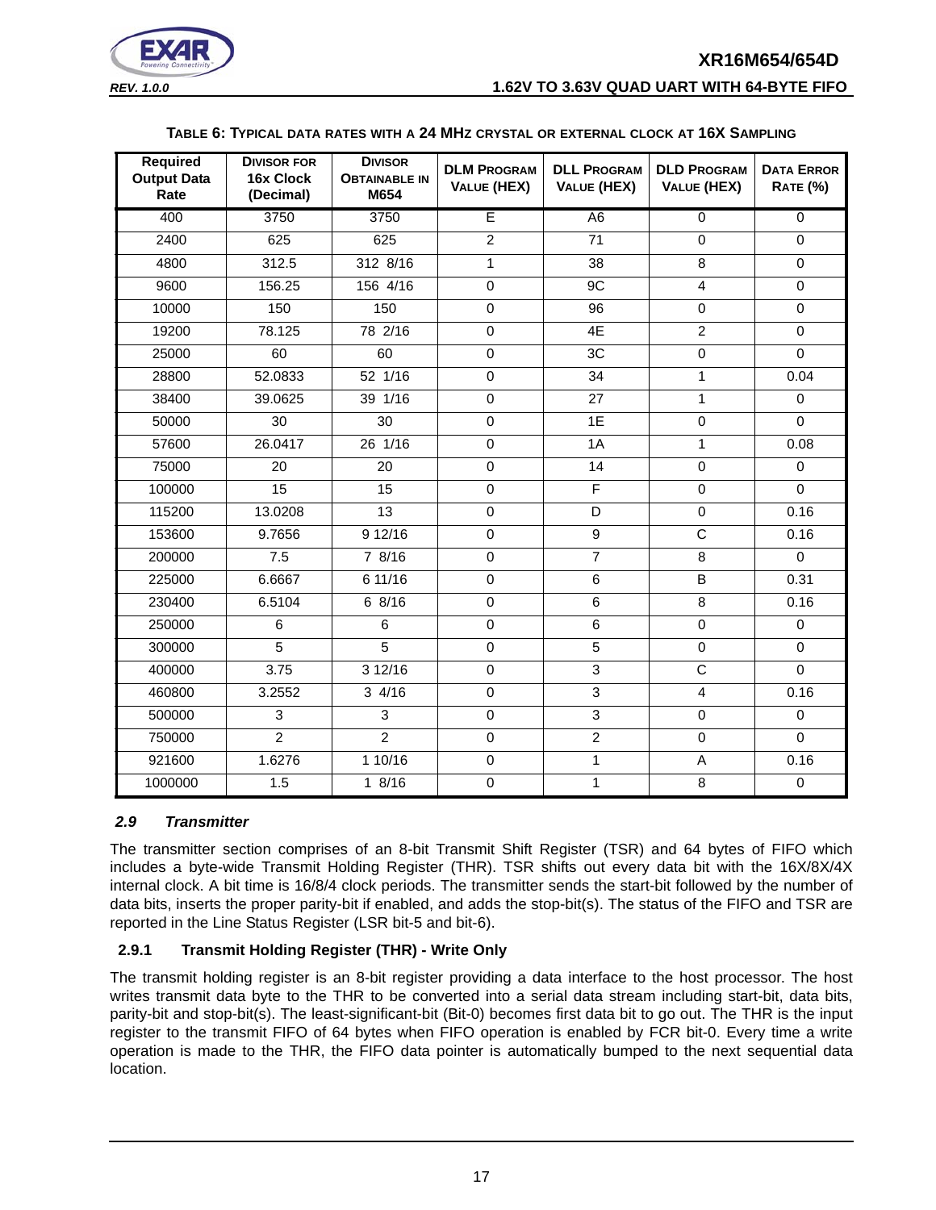**TABLE 6: TYPICAL DATA RATES WITH A 24 MHZ CRYSTAL OR EXTERNAL CLOCK AT 16X SAMPLING**

| Required Output Data Rate | DIVISOR FOR 16x Clock (Decimal) | DIVISOR OBTAINABLE IN M654 | DLM PROGRAM VALUE (HEX) | DLL PROGRAM VALUE (HEX) | DLD PROGRAM VALUE (HEX) | DATA ERROR RATE (%) |
|---|---|---|---|---|---|---|
| 400 | 3750 | 3750 | E | A6 | 0 | 0 |
| 2400 | 625 | 625 | 2 | 71 | 0 | 0 |
| 4800 | 312.5 | 312 8/16 | 1 | 38 | 8 | 0 |
| 9600 | 156.25 | 156 4/16 | 0 | 9C | 4 | 0 |
| 10000 | 150 | 150 | 0 | 96 | 0 | 0 |
| 19200 | 78.125 | 78 2/16 | 0 | 4E | 2 | 0 |
| 25000 | 60 | 60 | 0 | 3C | 0 | 0 |
| 28800 | 52.0833 | 52 1/16 | 0 | 34 | 1 | 0.04 |
| 38400 | 39.0625 | 39 1/16 | 0 | 27 | 1 | 0 |
| 50000 | 30 | 30 | 0 | 1E | 0 | 0 |
| 57600 | 26.0417 | 26 1/16 | 0 | 1A | 1 | 0.08 |
| 75000 | 20 | 20 | 0 | 14 | 0 | 0 |
| 100000 | 15 | 15 | 0 | F | 0 | 0 |
| 115200 | 13.0208 | 13 | 0 | D | 0 | 0.16 |
| 153600 | 9.7656 | 9 12/16 | 0 | 9 | C | 0.16 |
| 200000 | 7.5 | 7 8/16 | 0 | 7 | 8 | 0 |
| 225000 | 6.6667 | 6 11/16 | 0 | 6 | B | 0.31 |
| 230400 | 6.5104 | 6 8/16 | 0 | 6 | 8 | 0.16 |
| 250000 | 6 | 6 | 0 | 6 | 0 | 0 |
| 300000 | 5 | 5 | 0 | 5 | 0 | 0 |
| 400000 | 3.75 | 3 12/16 | 0 | 3 | C | 0 |
| 460800 | 3.2552 | 3 4/16 | 0 | 3 | 4 | 0.16 |
| 500000 | 3 | 3 | 0 | 3 | 0 | 0 |
| 750000 | 2 | 2 | 0 | 2 | 0 | 0 |
| 921600 | 1.6276 | 1 10/16 | 0 | 1 | A | 0.16 |
| 1000000 | 1.5 | 1 8/16 | 0 | 1 | 8 | 0 |

### *2.9 Transmitter*

The transmitter section comprises of an 8-bit Transmit Shift Register (TSR) and 64 bytes of FIFO which includes a byte-wide Transmit Holding Register (THR). TSR shifts out every data bit with the 16X/8X/4X internal clock. A bit time is 16/8/4 clock periods. The transmitter sends the start-bit followed by the number of data bits, inserts the proper parity-bit if enabled, and adds the stop-bit(s). The status of the FIFO and TSR are reported in the Line Status Register (LSR bit-5 and bit-6).

#### 2.9.1 Transmit Holding Register (THR) - Write Only

The transmit holding register is an 8-bit register providing a data interface to the host processor. The host writes transmit data byte to the THR to be converted into a serial data stream including start-bit, data bits, parity-bit and stop-bit(s). The least-significant-bit (Bit-0) becomes first data bit to go out. The THR is the input register to the transmit FIFO of 64 bytes when FIFO operation is enabled by FCR bit-0. Every time a write operation is made to the THR, the FIFO data pointer is automatically bumped to the next sequential data location.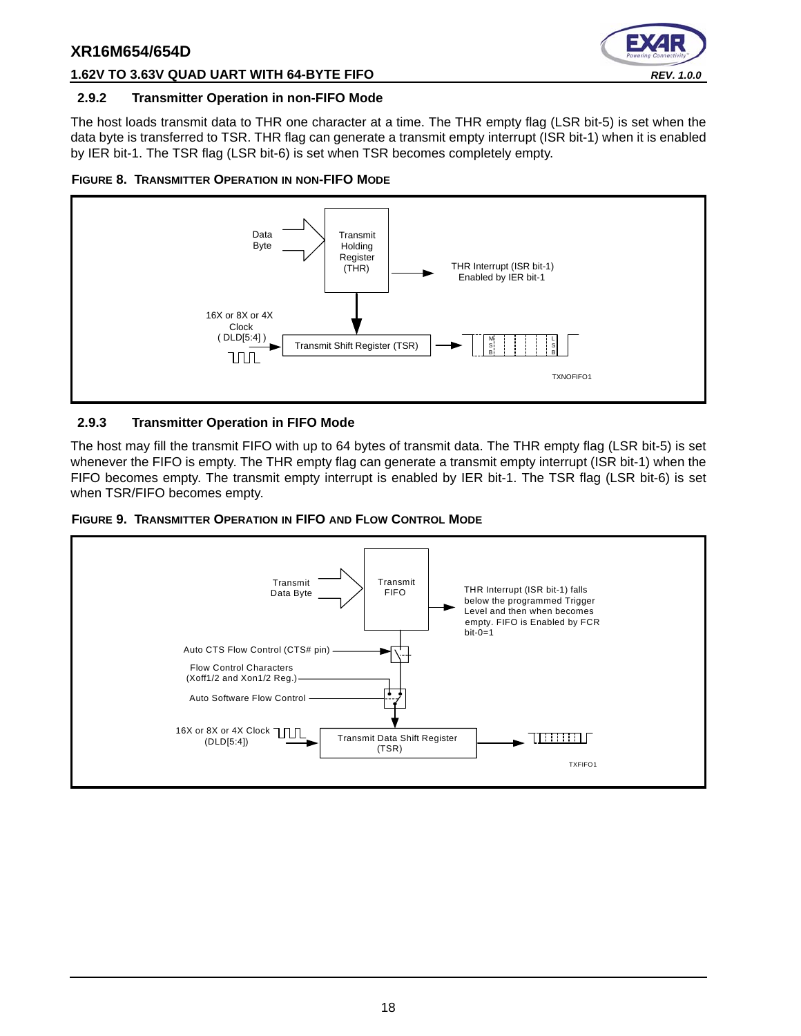### 2.9.2 Transmitter Operation in non-FIFO Mode

The host loads transmit data to THR one character at a time. The THR empty flag (LSR bit-5) is set when the data byte is transferred to TSR. THR flag can generate a transmit empty interrupt (ISR bit-1) when it is enabled by IER bit-1. The TSR flag (LSR bit-6) is set when TSR becomes completely empty.

**FIGURE 8. TRANSMITTER OPERATION IN NON-FIFO MODE**

Data Byte → Transmit Holding Register (THR) → THR Interrupt (ISR bit-1) Enabled by IER bit-1

16X or 8X or 4X Clock ( DLD[5:4] ) → Transmit Shift Register (TSR) → M S B ... L S B

TXNOFIFO1

### 2.9.3 Transmitter Operation in FIFO Mode

The host may fill the transmit FIFO with up to 64 bytes of transmit data. The THR empty flag (LSR bit-5) is set whenever the FIFO is empty. The THR empty flag can generate a transmit empty interrupt (ISR bit-1) when the FIFO becomes empty. The transmit empty interrupt is enabled by IER bit-1. The TSR flag (LSR bit-6) is set when TSR/FIFO becomes empty.

**FIGURE 9. TRANSMITTER OPERATION IN FIFO AND FLOW CONTROL MODE**

Transmit Data Byte → Transmit FIFO → THR Interrupt (ISR bit-1) falls below the programmed Trigger Level and then when becomes empty. FIFO is Enabled by FCR bit-0=1

Auto CTS Flow Control (CTS# pin)

Flow Control Characters (Xoff1/2 and Xon1/2 Reg.)

Auto Software Flow Control

16X or 8X or 4X Clock (DLD[5:4]) → Transmit Data Shift Register (TSR)

TXFIFO1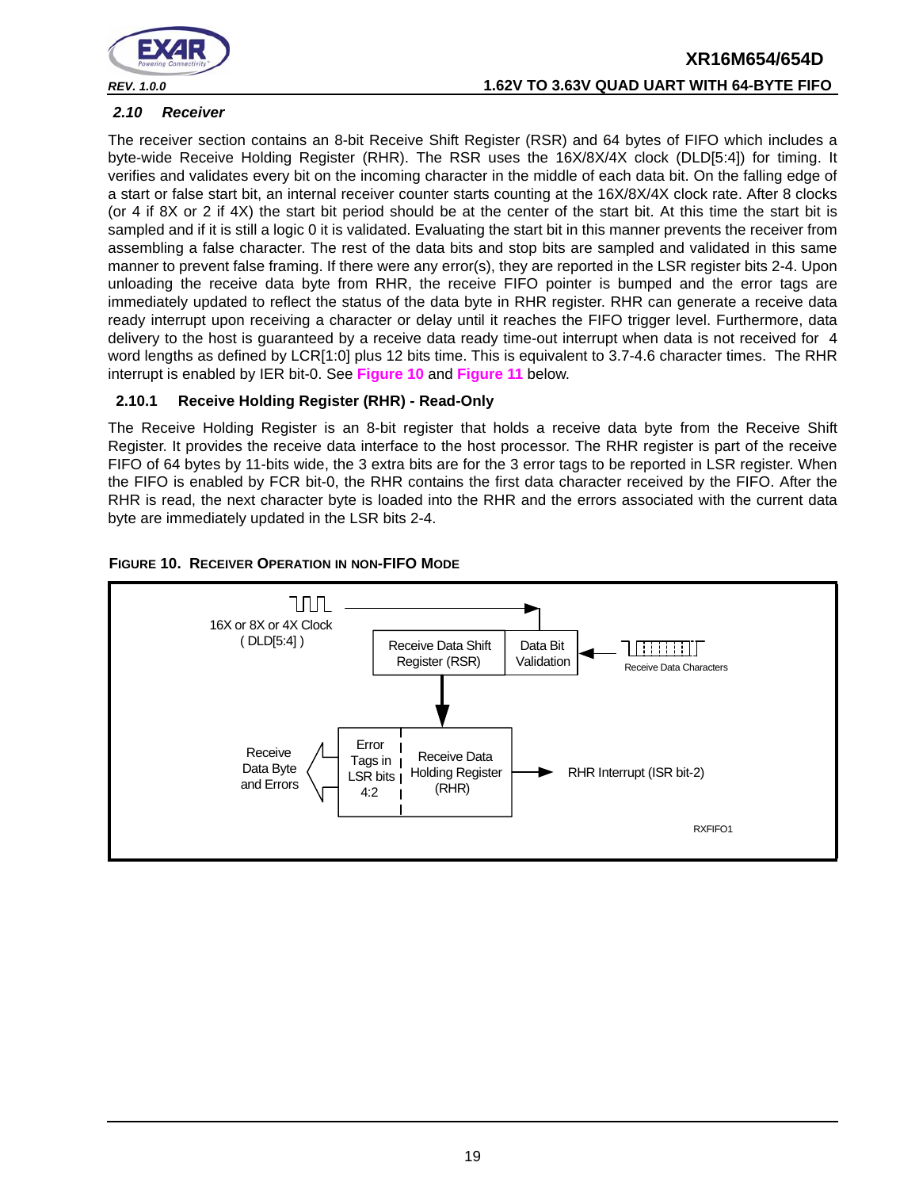### 2.10 Receiver

The receiver section contains an 8-bit Receive Shift Register (RSR) and 64 bytes of FIFO which includes a byte-wide Receive Holding Register (RHR). The RSR uses the 16X/8X/4X clock (DLD[5:4]) for timing. It verifies and validates every bit on the incoming character in the middle of each data bit. On the falling edge of a start or false start bit, an internal receiver counter starts counting at the 16X/8X/4X clock rate. After 8 clocks (or 4 if 8X or 2 if 4X) the start bit period should be at the center of the start bit. At this time the start bit is sampled and if it is still a logic 0 it is validated. Evaluating the start bit in this manner prevents the receiver from assembling a false character. The rest of the data bits and stop bits are sampled and validated in this same manner to prevent false framing. If there were any error(s), they are reported in the LSR register bits 2-4. Upon unloading the receive data byte from RHR, the receive FIFO pointer is bumped and the error tags are immediately updated to reflect the status of the data byte in RHR register. RHR can generate a receive data ready interrupt upon receiving a character or delay until it reaches the FIFO trigger level. Furthermore, data delivery to the host is guaranteed by a receive data ready time-out interrupt when data is not received for 4 word lengths as defined by LCR[1:0] plus 12 bits time. This is equivalent to 3.7-4.6 character times. The RHR interrupt is enabled by IER bit-0. See **Figure 10** and **Figure 11** below.

#### 2.10.1 Receive Holding Register (RHR) - Read-Only

The Receive Holding Register is an 8-bit register that holds a receive data byte from the Receive Shift Register. It provides the receive data interface to the host processor. The RHR register is part of the receive FIFO of 64 bytes by 11-bits wide, the 3 extra bits are for the 3 error tags to be reported in LSR register. When the FIFO is enabled by FCR bit-0, the RHR contains the first data character received by the FIFO. After the RHR is read, the next character byte is loaded into the RHR and the errors associated with the current data byte are immediately updated in the LSR bits 2-4.

**FIGURE 10. RECEIVER OPERATION IN NON-FIFO MODE**

16X or 8X or 4X Clock ( DLD[5:4] )

Receive Data Shift Register (RSR)

Data Bit Validation

Receive Data Characters

Receive Data Byte and Errors

Error Tags in LSR bits 4:2

Receive Data Holding Register (RHR)

RHR Interrupt (ISR bit-2)

RXFIFO1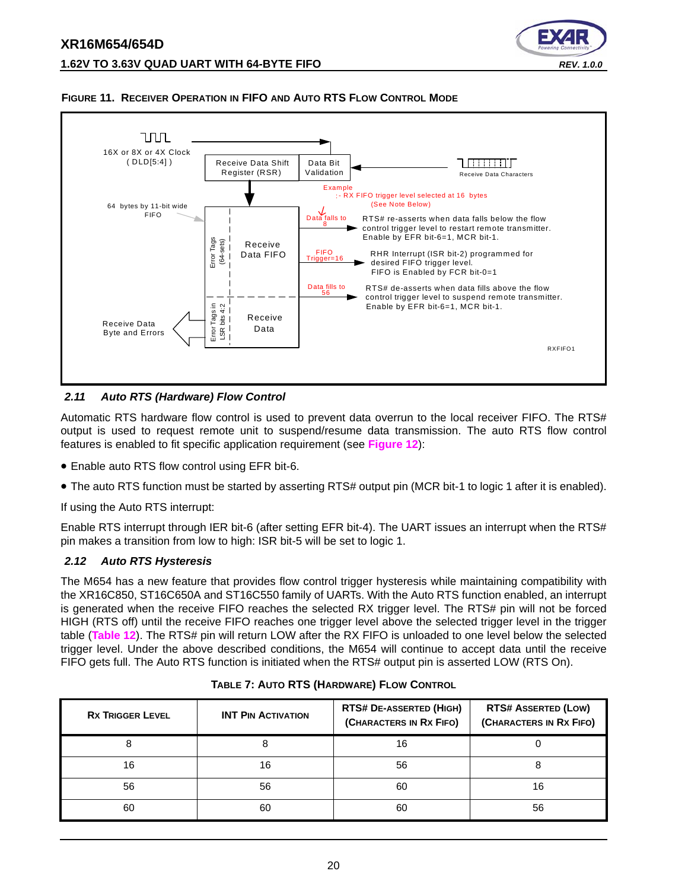**FIGURE 11. RECEIVER OPERATION IN FIFO AND AUTO RTS FLOW CONTROL MODE**

16X or 8X or 4X Clock ( DLD[5:4] )

Receive Data Shift Register (RSR)

Data Bit Validation

Receive Data Characters

Example :- RX FIFO trigger level selected at 16 bytes (See Note Below)

64 bytes by 11-bit wide FIFO

Error Tags (64-sets)

Receive Data FIFO

Data falls to 8 — RTS# re-asserts when data falls below the flow control trigger level to restart remote transmitter. Enable by EFR bit-6=1, MCR bit-1.

FIFO Trigger=16 — RHR Interrupt (ISR bit-2) programmed for desired FIFO trigger level. FIFO is Enabled by FCR bit-0=1

Data fills to 56 — RTS# de-asserts when data fills above the flow control trigger level to suspend remote transmitter. Enable by EFR bit-6=1, MCR bit-1.

Error Tags in LSR bits 4:2

Receive Data

Receive Data Byte and Errors

RXFIFO1

### 2.11 Auto RTS (Hardware) Flow Control

Automatic RTS hardware flow control is used to prevent data overrun to the local receiver FIFO. The RTS# output is used to request remote unit to suspend/resume data transmission. The auto RTS flow control features is enabled to fit specific application requirement (see **Figure 12**):

- Enable auto RTS flow control using EFR bit-6.
- The auto RTS function must be started by asserting RTS# output pin (MCR bit-1 to logic 1 after it is enabled).

If using the Auto RTS interrupt:

Enable RTS interrupt through IER bit-6 (after setting EFR bit-4). The UART issues an interrupt when the RTS# pin makes a transition from low to high: ISR bit-5 will be set to logic 1.

### 2.12 Auto RTS Hysteresis

The M654 has a new feature that provides flow control trigger hysteresis while maintaining compatibility with the XR16C850, ST16C650A and ST16C550 family of UARTs. With the Auto RTS function enabled, an interrupt is generated when the receive FIFO reaches the selected RX trigger level. The RTS# pin will not be forced HIGH (RTS off) until the receive FIFO reaches one trigger level above the selected trigger level in the trigger table (**Table 12**). The RTS# pin will return LOW after the RX FIFO is unloaded to one level below the selected trigger level. Under the above described conditions, the M654 will continue to accept data until the receive FIFO gets full. The Auto RTS function is initiated when the RTS# output pin is asserted LOW (RTS On).

**TABLE 7: AUTO RTS (HARDWARE) FLOW CONTROL**

| RX TRIGGER LEVEL | INT PIN ACTIVATION | RTS# DE-ASSERTED (HIGH) (CHARACTERS IN RX FIFO) | RTS# ASSERTED (LOW) (CHARACTERS IN RX FIFO) |
|---|---|---|---|
| 8 | 8 | 16 | 0 |
| 16 | 16 | 56 | 8 |
| 56 | 56 | 60 | 16 |
| 60 | 60 | 60 | 56 |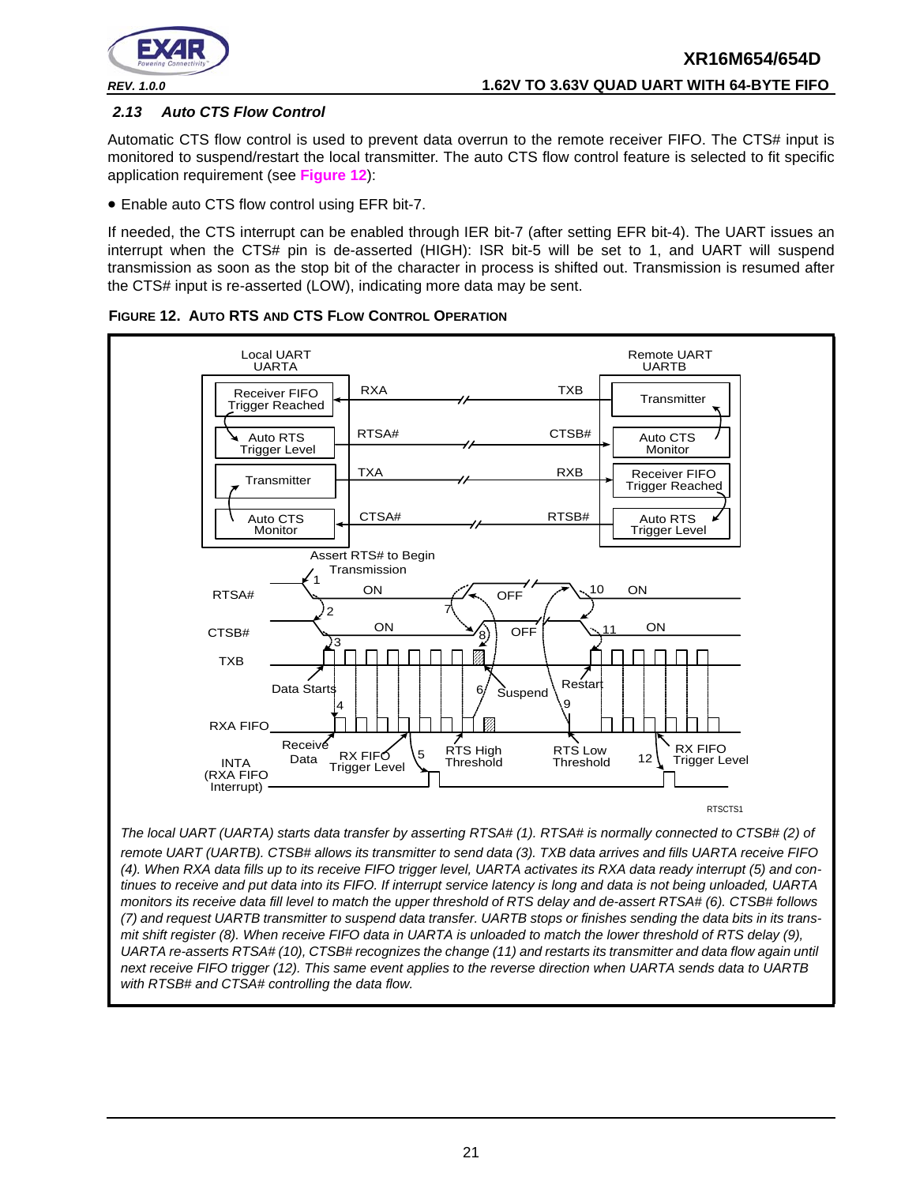### *2.13 Auto CTS Flow Control*

Automatic CTS flow control is used to prevent data overrun to the remote receiver FIFO. The CTS# input is monitored to suspend/restart the local transmitter. The auto CTS flow control feature is selected to fit specific application requirement (see **Figure 12**):

- Enable auto CTS flow control using EFR bit-7.

If needed, the CTS interrupt can be enabled through IER bit-7 (after setting EFR bit-4). The UART issues an interrupt when the CTS# pin is de-asserted (HIGH): ISR bit-5 will be set to 1, and UART will suspend transmission as soon as the stop bit of the character in process is shifted out. Transmission is resumed after the CTS# input is re-asserted (LOW), indicating more data may be sent.

**FIGURE 12. AUTO RTS AND CTS FLOW CONTROL OPERATION**

*The local UART (UARTA) starts data transfer by asserting RTSA# (1). RTSA# is normally connected to CTSB# (2) of remote UART (UARTB). CTSB# allows its transmitter to send data (3). TXB data arrives and fills UARTA receive FIFO (4). When RXA data fills up to its receive FIFO trigger level, UARTA activates its RXA data ready interrupt (5) and continues to receive and put data into its FIFO. If interrupt service latency is long and data is not being unloaded, UARTA monitors its receive data fill level to match the upper threshold of RTS delay and de-assert RTSA# (6). CTSB# follows (7) and request UARTB transmitter to suspend data transfer. UARTB stops or finishes sending the data bits in its transmit shift register (8). When receive FIFO data in UARTA is unloaded to match the lower threshold of RTS delay (9), UARTA re-asserts RTSA# (10), CTSB# recognizes the change (11) and restarts its transmitter and data flow again until next receive FIFO trigger (12). This same event applies to the reverse direction when UARTA sends data to UARTB with RTSB# and CTSA# controlling the data flow.*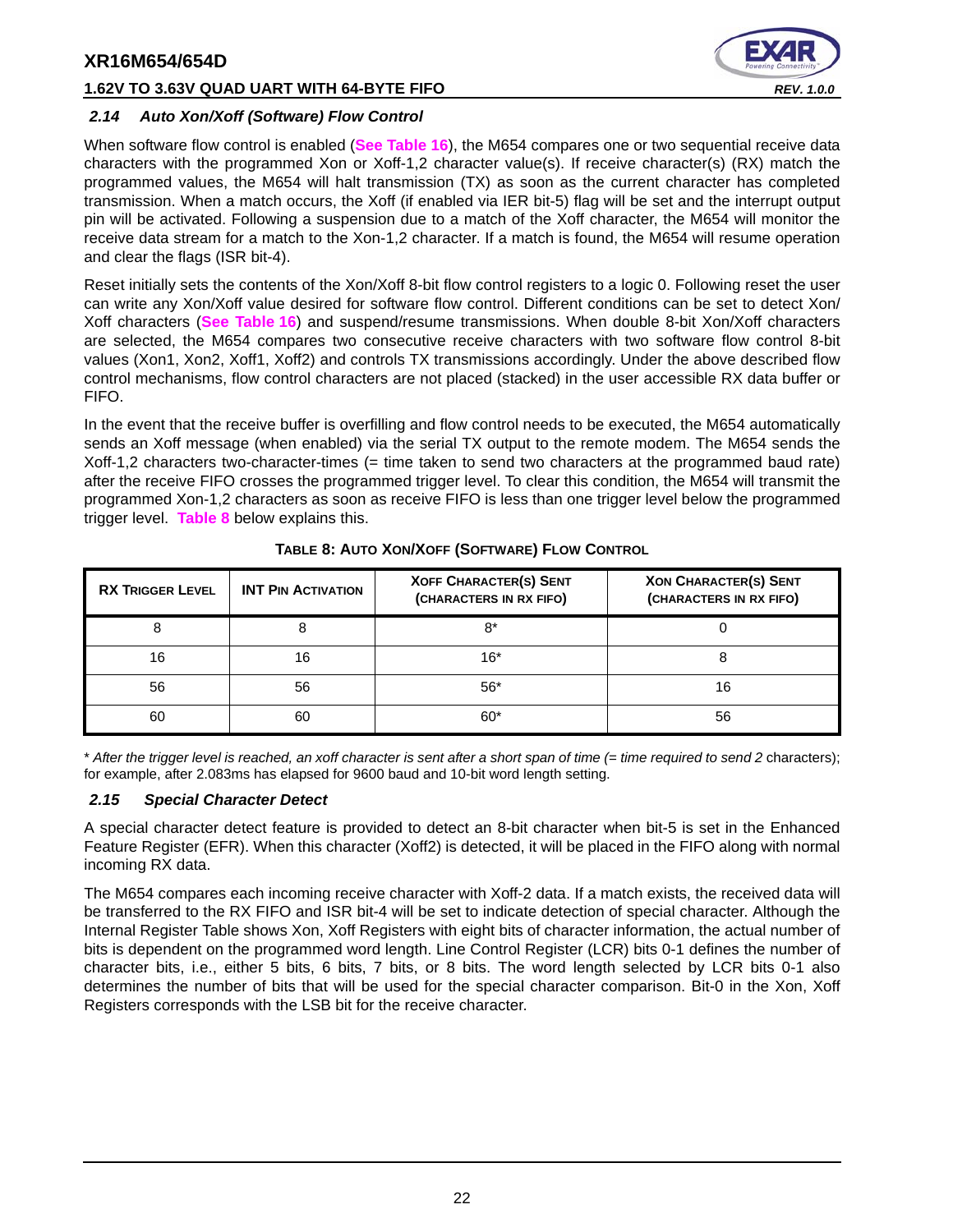### 2.14 Auto Xon/Xoff (Software) Flow Control

When software flow control is enabled (**See Table 16**), the M654 compares one or two sequential receive data characters with the programmed Xon or Xoff-1,2 character value(s). If receive character(s) (RX) match the programmed values, the M654 will halt transmission (TX) as soon as the current character has completed transmission. When a match occurs, the Xoff (if enabled via IER bit-5) flag will be set and the interrupt output pin will be activated. Following a suspension due to a match of the Xoff character, the M654 will monitor the receive data stream for a match to the Xon-1,2 character. If a match is found, the M654 will resume operation and clear the flags (ISR bit-4).

Reset initially sets the contents of the Xon/Xoff 8-bit flow control registers to a logic 0. Following reset the user can write any Xon/Xoff value desired for software flow control. Different conditions can be set to detect Xon/Xoff characters (**See Table 16**) and suspend/resume transmissions. When double 8-bit Xon/Xoff characters are selected, the M654 compares two consecutive receive characters with two software flow control 8-bit values (Xon1, Xon2, Xoff1, Xoff2) and controls TX transmissions accordingly. Under the above described flow control mechanisms, flow control characters are not placed (stacked) in the user accessible RX data buffer or FIFO.

In the event that the receive buffer is overfilling and flow control needs to be executed, the M654 automatically sends an Xoff message (when enabled) via the serial TX output to the remote modem. The M654 sends the Xoff-1,2 characters two-character-times (= time taken to send two characters at the programmed baud rate) after the receive FIFO crosses the programmed trigger level. To clear this condition, the M654 will transmit the programmed Xon-1,2 characters as soon as receive FIFO is less than one trigger level below the programmed trigger level. **Table 8** below explains this.

**TABLE 8: AUTO XON/XOFF (SOFTWARE) FLOW CONTROL**

| RX TRIGGER LEVEL | INT PIN ACTIVATION | XOFF CHARACTER(S) SENT (CHARACTERS IN RX FIFO) | XON CHARACTER(S) SENT (CHARACTERS IN RX FIFO) |
|---|---|---|---|
| 8 | 8 | 8* | 0 |
| 16 | 16 | 16* | 8 |
| 56 | 56 | 56* | 16 |
| 60 | 60 | 60* | 56 |

* *After the trigger level is reached, an xoff character is sent after a short span of time (= time required to send 2* characters); for example, after 2.083ms has elapsed for 9600 baud and 10-bit word length setting.

### 2.15 Special Character Detect

A special character detect feature is provided to detect an 8-bit character when bit-5 is set in the Enhanced Feature Register (EFR). When this character (Xoff2) is detected, it will be placed in the FIFO along with normal incoming RX data.

The M654 compares each incoming receive character with Xoff-2 data. If a match exists, the received data will be transferred to the RX FIFO and ISR bit-4 will be set to indicate detection of special character. Although the Internal Register Table shows Xon, Xoff Registers with eight bits of character information, the actual number of bits is dependent on the programmed word length. Line Control Register (LCR) bits 0-1 defines the number of character bits, i.e., either 5 bits, 6 bits, 7 bits, or 8 bits. The word length selected by LCR bits 0-1 also determines the number of bits that will be used for the special character comparison. Bit-0 in the Xon, Xoff Registers corresponds with the LSB bit for the receive character.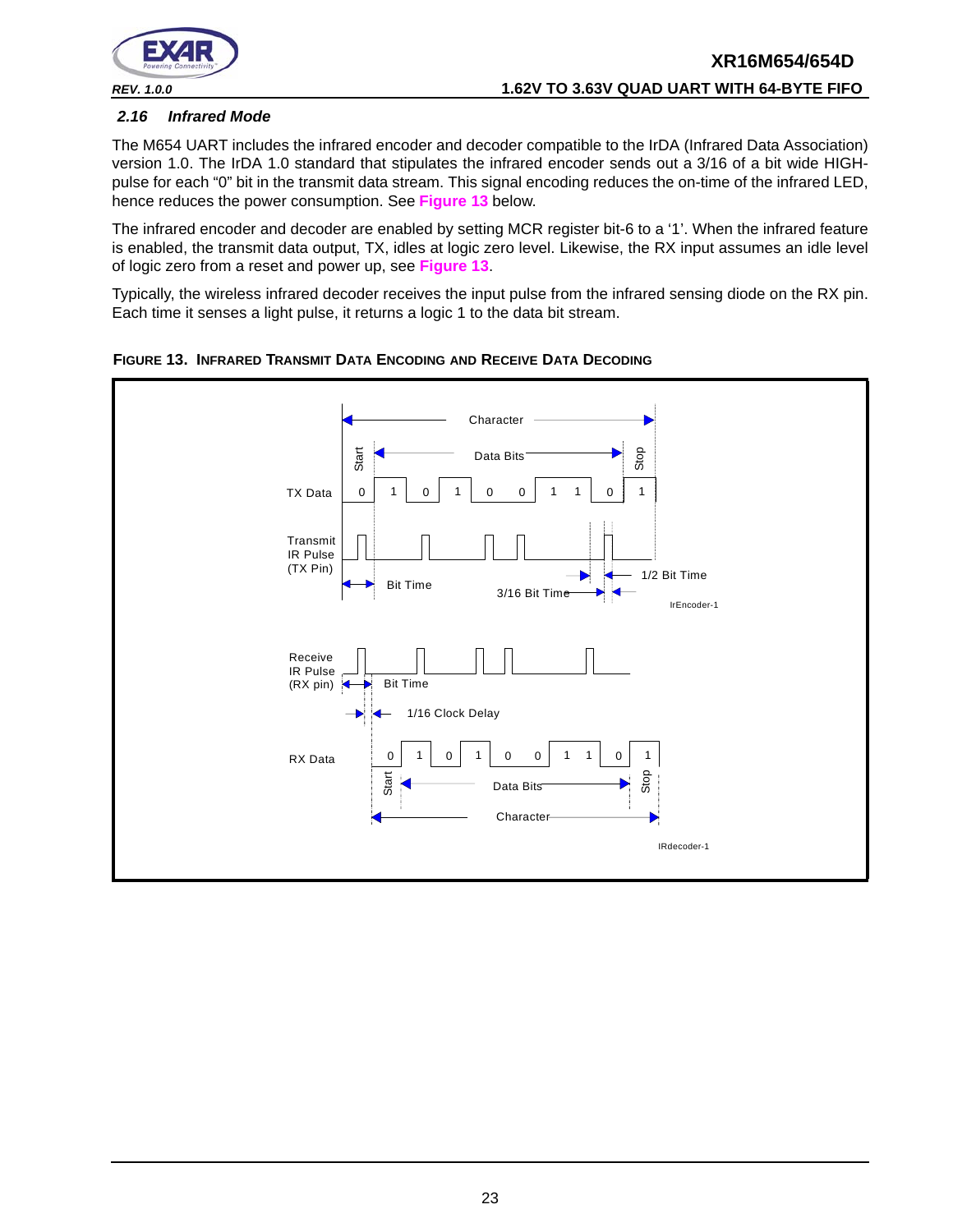### 2.16 Infrared Mode

The M654 UART includes the infrared encoder and decoder compatible to the IrDA (Infrared Data Association) version 1.0. The IrDA 1.0 standard that stipulates the infrared encoder sends out a 3/16 of a bit wide HIGH-pulse for each "0" bit in the transmit data stream. This signal encoding reduces the on-time of the infrared LED, hence reduces the power consumption. See **Figure 13** below.

The infrared encoder and decoder are enabled by setting MCR register bit-6 to a '1'. When the infrared feature is enabled, the transmit data output, TX, idles at logic zero level. Likewise, the RX input assumes an idle level of logic zero from a reset and power up, see **Figure 13**.

Typically, the wireless infrared decoder receives the input pulse from the infrared sensing diode on the RX pin. Each time it senses a light pulse, it returns a logic 1 to the data bit stream.

**FIGURE 13. INFRARED TRANSMIT DATA ENCODING AND RECEIVE DATA DECODING**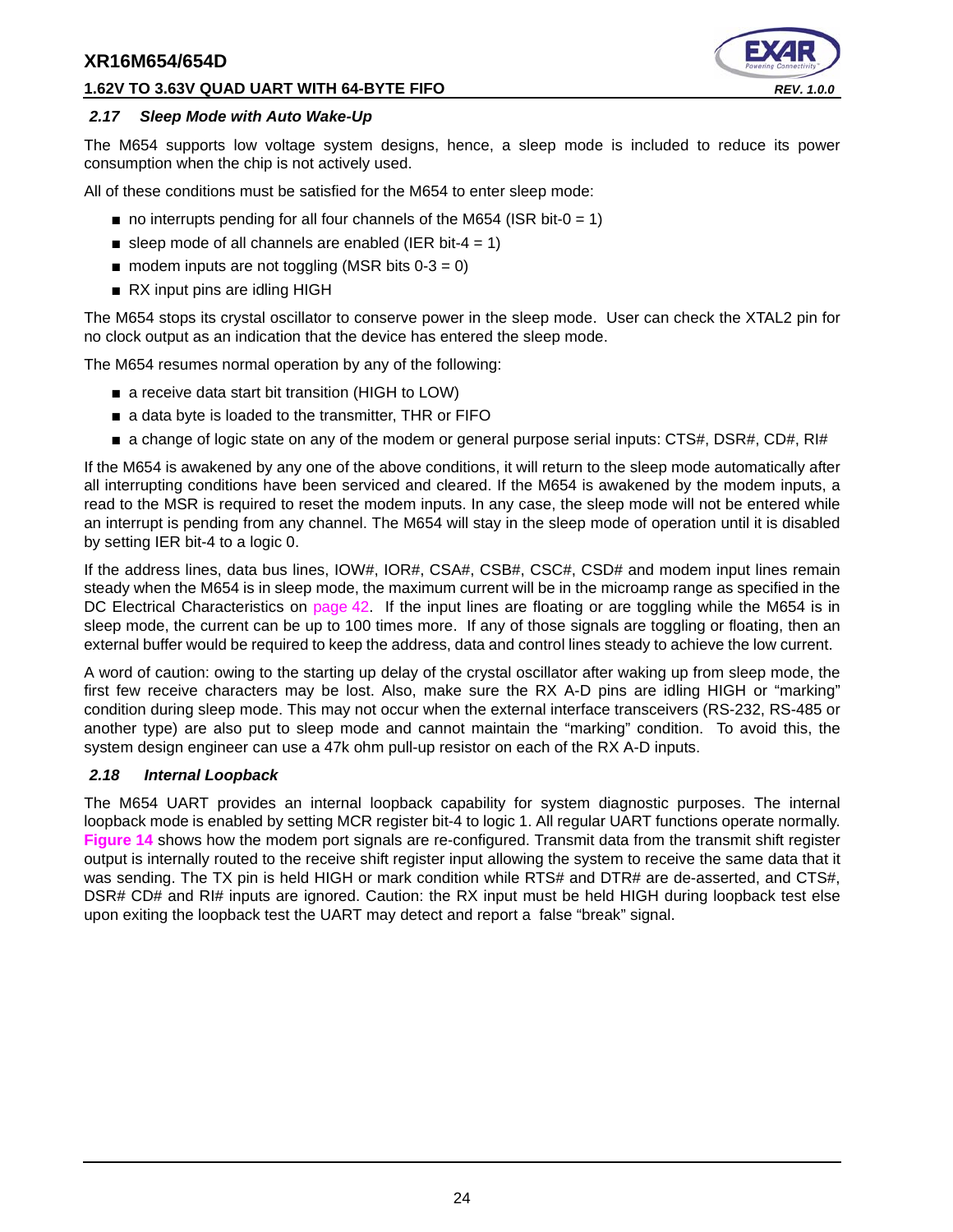### *2.17 Sleep Mode with Auto Wake-Up*

The M654 supports low voltage system designs, hence, a sleep mode is included to reduce its power consumption when the chip is not actively used.

All of these conditions must be satisfied for the M654 to enter sleep mode:

- no interrupts pending for all four channels of the M654 (ISR bit-0 = 1)
- sleep mode of all channels are enabled (IER bit-4 = 1)
- modem inputs are not toggling (MSR bits 0-3 = 0)
- RX input pins are idling HIGH

The M654 stops its crystal oscillator to conserve power in the sleep mode. User can check the XTAL2 pin for no clock output as an indication that the device has entered the sleep mode.

The M654 resumes normal operation by any of the following:

- a receive data start bit transition (HIGH to LOW)
- a data byte is loaded to the transmitter, THR or FIFO
- a change of logic state on any of the modem or general purpose serial inputs: CTS#, DSR#, CD#, RI#

If the M654 is awakened by any one of the above conditions, it will return to the sleep mode automatically after all interrupting conditions have been serviced and cleared. If the M654 is awakened by the modem inputs, a read to the MSR is required to reset the modem inputs. In any case, the sleep mode will not be entered while an interrupt is pending from any channel. The M654 will stay in the sleep mode of operation until it is disabled by setting IER bit-4 to a logic 0.

If the address lines, data bus lines, IOW#, IOR#, CSA#, CSB#, CSC#, CSD# and modem input lines remain steady when the M654 is in sleep mode, the maximum current will be in the microamp range as specified in the DC Electrical Characteristics on page 42. If the input lines are floating or are toggling while the M654 is in sleep mode, the current can be up to 100 times more. If any of those signals are toggling or floating, then an external buffer would be required to keep the address, data and control lines steady to achieve the low current.

A word of caution: owing to the starting up delay of the crystal oscillator after waking up from sleep mode, the first few receive characters may be lost. Also, make sure the RX A-D pins are idling HIGH or "marking" condition during sleep mode. This may not occur when the external interface transceivers (RS-232, RS-485 or another type) are also put to sleep mode and cannot maintain the "marking" condition. To avoid this, the system design engineer can use a 47k ohm pull-up resistor on each of the RX A-D inputs.

### *2.18 Internal Loopback*

The M654 UART provides an internal loopback capability for system diagnostic purposes. The internal loopback mode is enabled by setting MCR register bit-4 to logic 1. All regular UART functions operate normally. **Figure 14** shows how the modem port signals are re-configured. Transmit data from the transmit shift register output is internally routed to the receive shift register input allowing the system to receive the same data that it was sending. The TX pin is held HIGH or mark condition while RTS# and DTR# are de-asserted, and CTS#, DSR# CD# and RI# inputs are ignored. Caution: the RX input must be held HIGH during loopback test else upon exiting the loopback test the UART may detect and report a false "break" signal.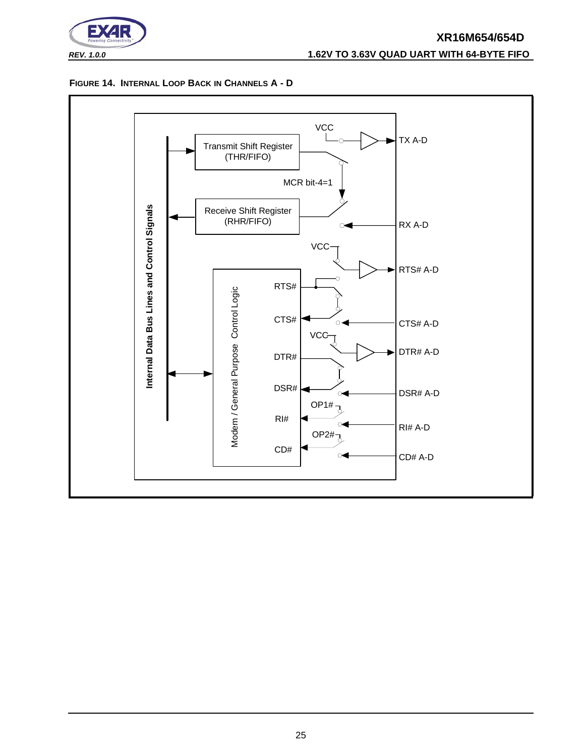**FIGURE 14. INTERNAL LOOP BACK IN CHANNELS A - D**

Internal Data Bus Lines and Control Signals

Transmit Shift Register (THR/FIFO)

VCC

TX A-D

MCR bit-4=1

Receive Shift Register (RHR/FIFO)

RX A-D

VCC

RTS# A-D

Modem / General Purpose Control Logic

RTS#

CTS#

CTS# A-D

VCC

DTR# A-D

DTR#

DSR#

DSR# A-D

OP1#

RI#

RI# A-D

OP2#

CD#

CD# A-D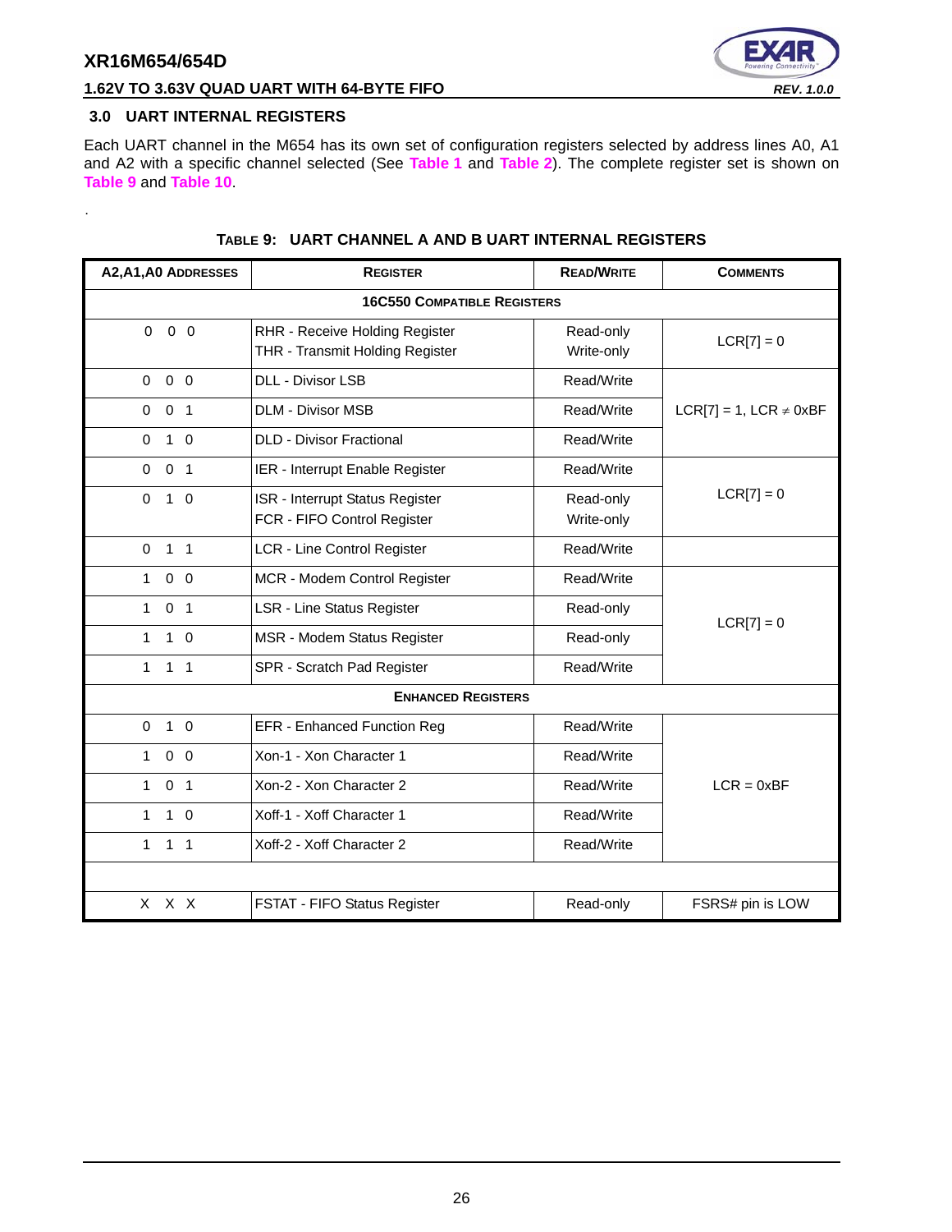## 3.0 UART INTERNAL REGISTERS

Each UART channel in the M654 has its own set of configuration registers selected by address lines A0, A1 and A2 with a specific channel selected (See **Table 1** and **Table 2**). The complete register set is shown on **Table 9** and **Table 10**.

.

**TABLE 9: UART CHANNEL A AND B UART INTERNAL REGISTERS**

| A2,A1,A0 ADDRESSES | REGISTER | READ/WRITE | COMMENTS |
|---|---|---|---|
| **16C550 COMPATIBLE REGISTERS** | | | |
| 0 0 0 | RHR - Receive Holding Register<br>THR - Transmit Holding Register | Read-only<br>Write-only | LCR[7] = 0 |
| 0 0 0 | DLL - Divisor LSB | Read/Write | LCR[7] = 1, LCR ≠ 0xBF |
| 0 0 1 | DLM - Divisor MSB | Read/Write | |
| 0 1 0 | DLD - Divisor Fractional | Read/Write | |
| 0 0 1 | IER - Interrupt Enable Register | Read/Write | LCR[7] = 0 |
| 0 1 0 | ISR - Interrupt Status Register<br>FCR - FIFO Control Register | Read-only<br>Write-only | |
| 0 1 1 | LCR - Line Control Register | Read/Write | |
| 1 0 0 | MCR - Modem Control Register | Read/Write | LCR[7] = 0 |
| 1 0 1 | LSR - Line Status Register | Read-only | |
| 1 1 0 | MSR - Modem Status Register | Read-only | |
| 1 1 1 | SPR - Scratch Pad Register | Read/Write | |
| **ENHANCED REGISTERS** | | | |
| 0 1 0 | EFR - Enhanced Function Reg | Read/Write | LCR = 0xBF |
| 1 0 0 | Xon-1 - Xon Character 1 | Read/Write | |
| 1 0 1 | Xon-2 - Xon Character 2 | Read/Write | |
| 1 1 0 | Xoff-1 - Xoff Character 1 | Read/Write | |
| 1 1 1 | Xoff-2 - Xoff Character 2 | Read/Write | |
| | | | |
| X X X | FSTAT - FIFO Status Register | Read-only | FSRS# pin is LOW |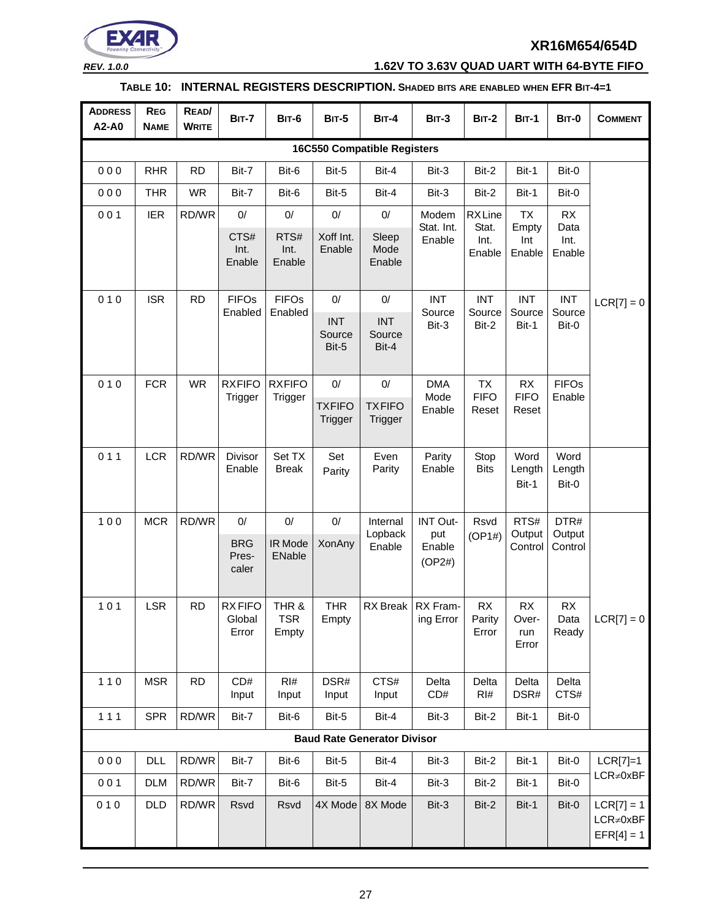**TABLE 10: INTERNAL REGISTERS DESCRIPTION. SHADED BITS ARE ENABLED WHEN EFR BIT-4=1**

| ADDRESS A2-A0 | REG NAME | READ/ WRITE | BIT-7 | BIT-6 | BIT-5 | BIT-4 | BIT-3 | BIT-2 | BIT-1 | BIT-0 | COMMENT |
|---|---|---|---|---|---|---|---|---|---|---|---|
| **16C550 Compatible Registers** | | | | | | | | | | | |
| 0 0 0 | RHR | RD | Bit-7 | Bit-6 | Bit-5 | Bit-4 | Bit-3 | Bit-2 | Bit-1 | Bit-0 | LCR[7] = 0 |
| 0 0 0 | THR | WR | Bit-7 | Bit-6 | Bit-5 | Bit-4 | Bit-3 | Bit-2 | Bit-1 | Bit-0 | |
| 0 0 1 | IER | RD/WR | 0/ CTS# Int. Enable | 0/ RTS# Int. Enable | 0/ Xoff Int. Enable | 0/ Sleep Mode Enable | Modem Stat. Int. Enable | RX Line Stat. Int. Enable | TX Empty Int Enable | RX Data Int. Enable | |
| 0 1 0 | ISR | RD | FIFOs Enabled | FIFOs Enabled | 0/ INT Source Bit-5 | 0/ INT Source Bit-4 | INT Source Bit-3 | INT Source Bit-2 | INT Source Bit-1 | INT Source Bit-0 | |
| 0 1 0 | FCR | WR | RXFIFO Trigger | RXFIFO Trigger | 0/ TXFIFO Trigger | 0/ TXFIFO Trigger | DMA Mode Enable | TX FIFO Reset | RX FIFO Reset | FIFOs Enable | |
| 0 1 1 | LCR | RD/WR | Divisor Enable | Set TX Break | Set Parity | Even Parity | Parity Enable | Stop Bits | Word Length Bit-1 | Word Length Bit-0 | |
| 1 0 0 | MCR | RD/WR | 0/ BRG Pres-caler | 0/ IR Mode ENable | 0/ XonAny | Internal Lopback Enable | INT Out-put Enable (OP2#) | Rsvd (OP1#) | RTS# Output Control | DTR# Output Control | |
| 1 0 1 | LSR | RD | RX FIFO Global Error | THR & TSR Empty | THR Empty | RX Break | RX Fram-ing Error | RX Parity Error | RX Over-run Error | RX Data Ready | LCR[7] = 0 |
| 1 1 0 | MSR | RD | CD# Input | RI# Input | DSR# Input | CTS# Input | Delta CD# | Delta RI# | Delta DSR# | Delta CTS# | |
| 1 1 1 | SPR | RD/WR | Bit-7 | Bit-6 | Bit-5 | Bit-4 | Bit-3 | Bit-2 | Bit-1 | Bit-0 | |
| **Baud Rate Generator Divisor** | | | | | | | | | | | |
| 0 0 0 | DLL | RD/WR | Bit-7 | Bit-6 | Bit-5 | Bit-4 | Bit-3 | Bit-2 | Bit-1 | Bit-0 | LCR[7]=1 LCR≠0xBF |
| 0 0 1 | DLM | RD/WR | Bit-7 | Bit-6 | Bit-5 | Bit-4 | Bit-3 | Bit-2 | Bit-1 | Bit-0 | |
| 0 1 0 | DLD | RD/WR | Rsvd | Rsvd | 4X Mode | 8X Mode | Bit-3 | Bit-2 | Bit-1 | Bit-0 | LCR[7] = 1 LCR≠0xBF EFR[4] = 1 |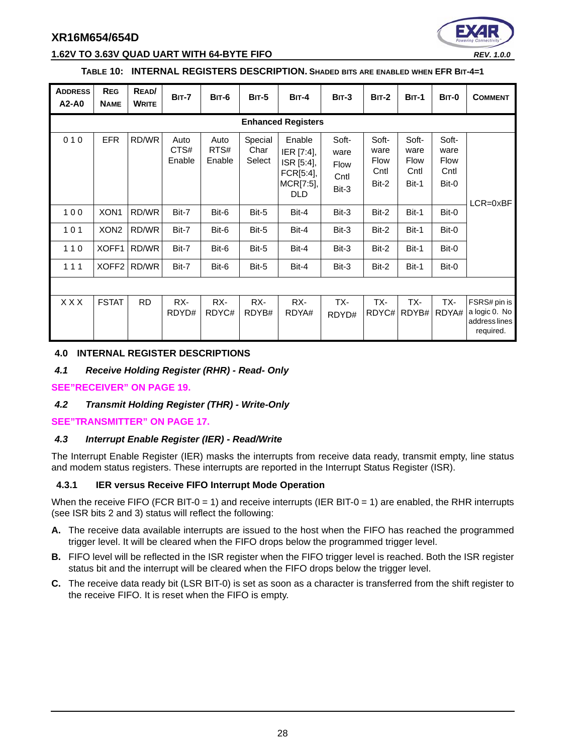**TABLE 10: INTERNAL REGISTERS DESCRIPTION.** SHADED BITS ARE ENABLED WHEN EFR BIT-4=1

| ADDRESS A2-A0 | REG NAME | READ/ WRITE | BIT-7 | BIT-6 | BIT-5 | BIT-4 | BIT-3 | BIT-2 | BIT-1 | BIT-0 | COMMENT |
|---|---|---|---|---|---|---|---|---|---|---|---|
| **Enhanced Registers** | | | | | | | | | | | |
| 0 1 0 | EFR | RD/WR | Auto CTS# Enable | Auto RTS# Enable | Special Char Select | Enable IER [7:4], ISR [5:4], FCR[5:4], MCR[7:5], DLD | Software Flow Cntl Bit-3 | Software Flow Cntl Bit-2 | Software Flow Cntl Bit-1 | Software Flow Cntl Bit-0 | LCR=0xBF |
| 1 0 0 | XON1 | RD/WR | Bit-7 | Bit-6 | Bit-5 | Bit-4 | Bit-3 | Bit-2 | Bit-1 | Bit-0 | |
| 1 0 1 | XON2 | RD/WR | Bit-7 | Bit-6 | Bit-5 | Bit-4 | Bit-3 | Bit-2 | Bit-1 | Bit-0 | |
| 1 1 0 | XOFF1 | RD/WR | Bit-7 | Bit-6 | Bit-5 | Bit-4 | Bit-3 | Bit-2 | Bit-1 | Bit-0 | |
| 1 1 1 | XOFF2 | RD/WR | Bit-7 | Bit-6 | Bit-5 | Bit-4 | Bit-3 | Bit-2 | Bit-1 | Bit-0 | |
| | | | | | | | | | | | |
| X X X | FSTAT | RD | RX-RDYD# | RX-RDYC# | RX-RDYB# | RX-RDYA# | TX-RDYD# | TX-RDYC# | TX-RDYB# | TX-RDYA# | FSRS# pin is a logic 0. No address lines required. |

## 4.0 INTERNAL REGISTER DESCRIPTIONS

### *4.1 Receive Holding Register (RHR) - Read- Only*

**SEE"RECEIVER" ON PAGE 19.**

### *4.2 Transmit Holding Register (THR) - Write-Only*

**SEE"TRANSMITTER" ON PAGE 17.**

### *4.3 Interrupt Enable Register (IER) - Read/Write*

The Interrupt Enable Register (IER) masks the interrupts from receive data ready, transmit empty, line status and modem status registers. These interrupts are reported in the Interrupt Status Register (ISR).

#### 4.3.1 IER versus Receive FIFO Interrupt Mode Operation

When the receive FIFO (FCR BIT-0 = 1) and receive interrupts (IER BIT-0 = 1) are enabled, the RHR interrupts (see ISR bits 2 and 3) status will reflect the following:

**A.** The receive data available interrupts are issued to the host when the FIFO has reached the programmed trigger level. It will be cleared when the FIFO drops below the programmed trigger level.

**B.** FIFO level will be reflected in the ISR register when the FIFO trigger level is reached. Both the ISR register status bit and the interrupt will be cleared when the FIFO drops below the trigger level.

**C.** The receive data ready bit (LSR BIT-0) is set as soon as a character is transferred from the shift register to the receive FIFO. It is reset when the FIFO is empty.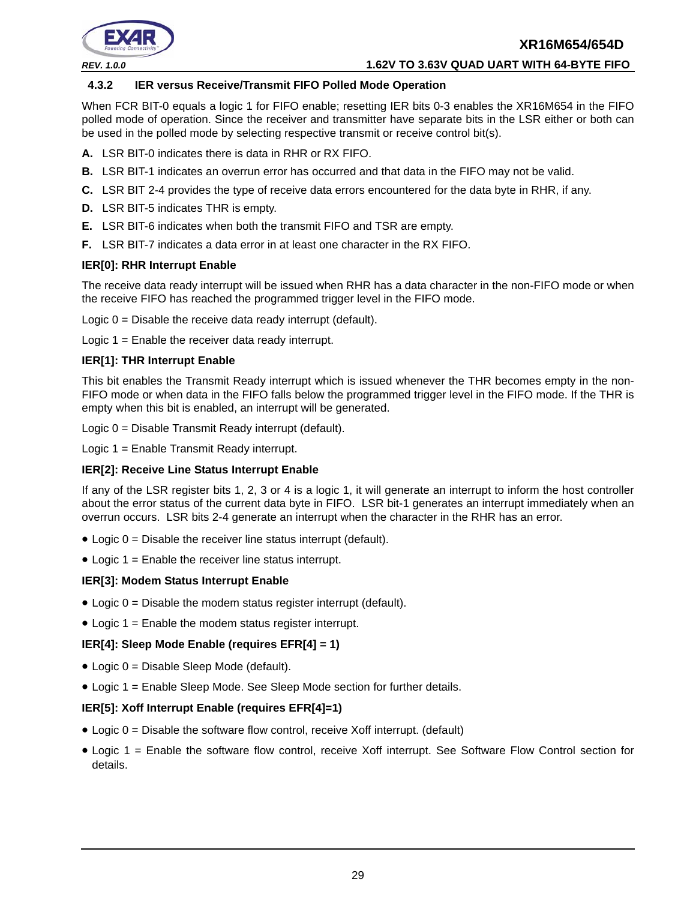#### 4.3.2 IER versus Receive/Transmit FIFO Polled Mode Operation

When FCR BIT-0 equals a logic 1 for FIFO enable; resetting IER bits 0-3 enables the XR16M654 in the FIFO polled mode of operation. Since the receiver and transmitter have separate bits in the LSR either or both can be used in the polled mode by selecting respective transmit or receive control bit(s).

**A.** LSR BIT-0 indicates there is data in RHR or RX FIFO.

**B.** LSR BIT-1 indicates an overrun error has occurred and that data in the FIFO may not be valid.

**C.** LSR BIT 2-4 provides the type of receive data errors encountered for the data byte in RHR, if any.

**D.** LSR BIT-5 indicates THR is empty.

**E.** LSR BIT-6 indicates when both the transmit FIFO and TSR are empty.

**F.** LSR BIT-7 indicates a data error in at least one character in the RX FIFO.

**IER[0]: RHR Interrupt Enable**

The receive data ready interrupt will be issued when RHR has a data character in the non-FIFO mode or when the receive FIFO has reached the programmed trigger level in the FIFO mode.

Logic 0 = Disable the receive data ready interrupt (default).

Logic 1 = Enable the receiver data ready interrupt.

**IER[1]: THR Interrupt Enable**

This bit enables the Transmit Ready interrupt which is issued whenever the THR becomes empty in the non-FIFO mode or when data in the FIFO falls below the programmed trigger level in the FIFO mode. If the THR is empty when this bit is enabled, an interrupt will be generated.

Logic 0 = Disable Transmit Ready interrupt (default).

Logic 1 = Enable Transmit Ready interrupt.

**IER[2]: Receive Line Status Interrupt Enable**

If any of the LSR register bits 1, 2, 3 or 4 is a logic 1, it will generate an interrupt to inform the host controller about the error status of the current data byte in FIFO. LSR bit-1 generates an interrupt immediately when an overrun occurs. LSR bits 2-4 generate an interrupt when the character in the RHR has an error.

- Logic 0 = Disable the receiver line status interrupt (default).
- Logic 1 = Enable the receiver line status interrupt.

**IER[3]: Modem Status Interrupt Enable**

- Logic 0 = Disable the modem status register interrupt (default).
- Logic 1 = Enable the modem status register interrupt.

**IER[4]: Sleep Mode Enable (requires EFR[4] = 1)**

- Logic 0 = Disable Sleep Mode (default).
- Logic 1 = Enable Sleep Mode. See Sleep Mode section for further details.

**IER[5]: Xoff Interrupt Enable (requires EFR[4]=1)**

- Logic 0 = Disable the software flow control, receive Xoff interrupt. (default)
- Logic 1 = Enable the software flow control, receive Xoff interrupt. See Software Flow Control section for details.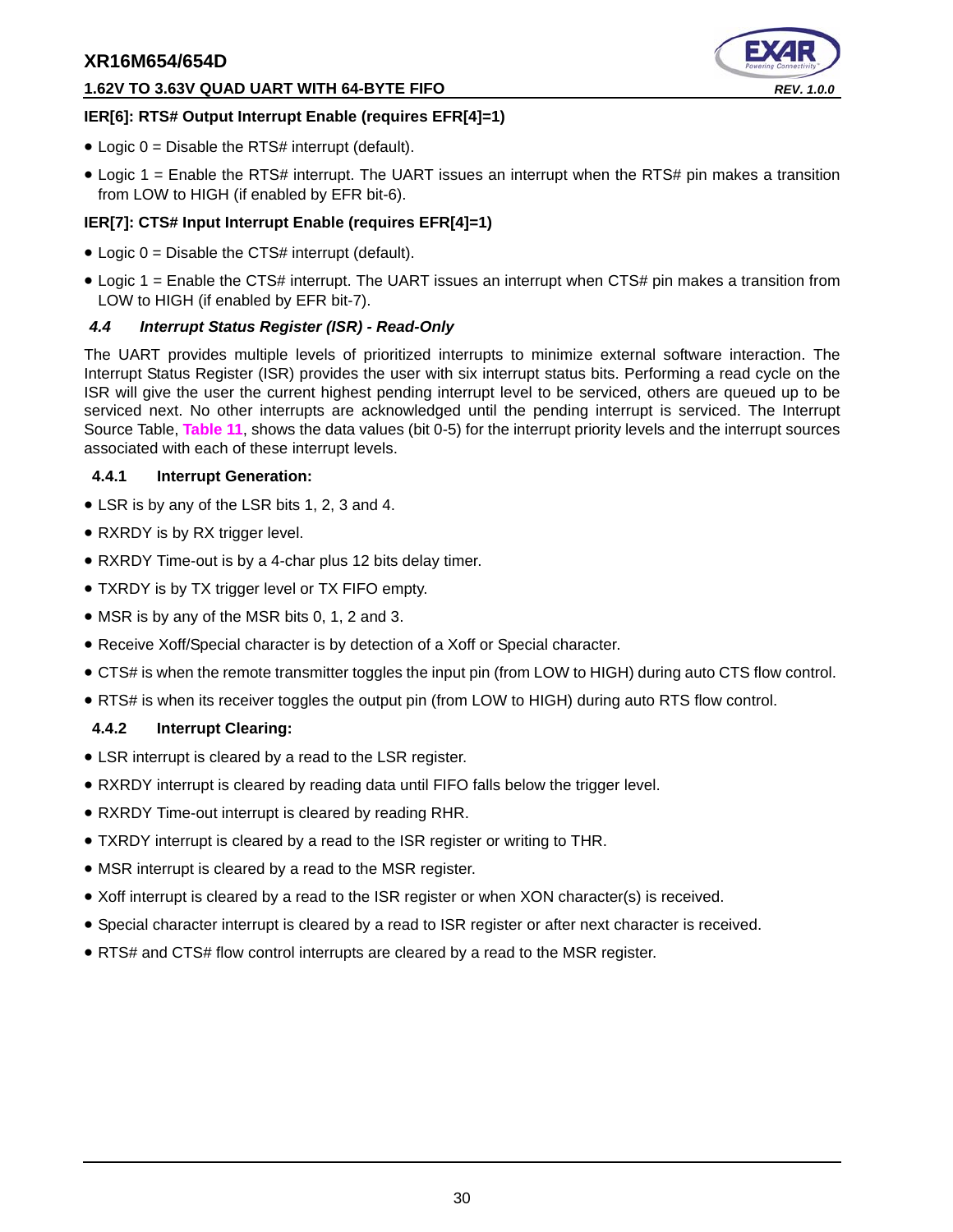**IER[6]: RTS# Output Interrupt Enable (requires EFR[4]=1)**

- Logic 0 = Disable the RTS# interrupt (default).
- Logic 1 = Enable the RTS# interrupt. The UART issues an interrupt when the RTS# pin makes a transition from LOW to HIGH (if enabled by EFR bit-6).

**IER[7]: CTS# Input Interrupt Enable (requires EFR[4]=1)**

- Logic 0 = Disable the CTS# interrupt (default).
- Logic 1 = Enable the CTS# interrupt. The UART issues an interrupt when CTS# pin makes a transition from LOW to HIGH (if enabled by EFR bit-7).

### *4.4 Interrupt Status Register (ISR) - Read-Only*

The UART provides multiple levels of prioritized interrupts to minimize external software interaction. The Interrupt Status Register (ISR) provides the user with six interrupt status bits. Performing a read cycle on the ISR will give the user the current highest pending interrupt level to be serviced, others are queued up to be serviced next. No other interrupts are acknowledged until the pending interrupt is serviced. The Interrupt Source Table, **Table 11**, shows the data values (bit 0-5) for the interrupt priority levels and the interrupt sources associated with each of these interrupt levels.

#### 4.4.1 Interrupt Generation:

- LSR is by any of the LSR bits 1, 2, 3 and 4.
- RXRDY is by RX trigger level.
- RXRDY Time-out is by a 4-char plus 12 bits delay timer.
- TXRDY is by TX trigger level or TX FIFO empty.
- MSR is by any of the MSR bits 0, 1, 2 and 3.
- Receive Xoff/Special character is by detection of a Xoff or Special character.
- CTS# is when the remote transmitter toggles the input pin (from LOW to HIGH) during auto CTS flow control.
- RTS# is when its receiver toggles the output pin (from LOW to HIGH) during auto RTS flow control.

#### 4.4.2 Interrupt Clearing:

- LSR interrupt is cleared by a read to the LSR register.
- RXRDY interrupt is cleared by reading data until FIFO falls below the trigger level.
- RXRDY Time-out interrupt is cleared by reading RHR.
- TXRDY interrupt is cleared by a read to the ISR register or writing to THR.
- MSR interrupt is cleared by a read to the MSR register.
- Xoff interrupt is cleared by a read to the ISR register or when XON character(s) is received.
- Special character interrupt is cleared by a read to ISR register or after next character is received.
- RTS# and CTS# flow control interrupts are cleared by a read to the MSR register.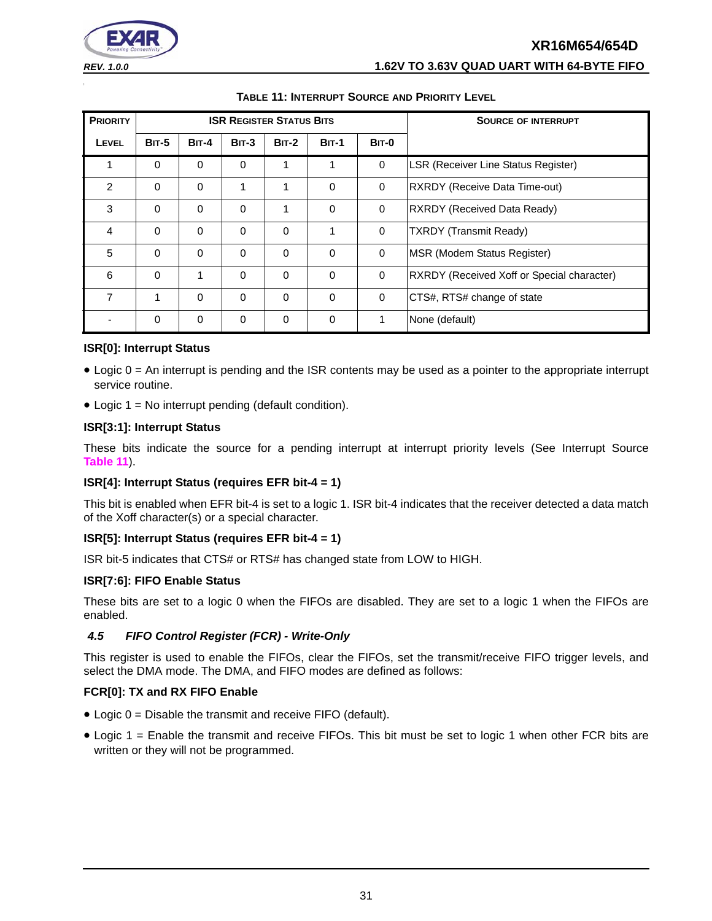**TABLE 11: INTERRUPT SOURCE AND PRIORITY LEVEL**

| PRIORITY | ISR REGISTER STATUS BITS | | | | | | SOURCE OF INTERRUPT |
|---|---|---|---|---|---|---|---|
| LEVEL | BIT-5 | BIT-4 | BIT-3 | BIT-2 | BIT-1 | BIT-0 | |
| 1 | 0 | 0 | 0 | 1 | 1 | 0 | LSR (Receiver Line Status Register) |
| 2 | 0 | 0 | 1 | 1 | 0 | 0 | RXRDY (Receive Data Time-out) |
| 3 | 0 | 0 | 0 | 1 | 0 | 0 | RXRDY (Received Data Ready) |
| 4 | 0 | 0 | 0 | 0 | 1 | 0 | TXRDY (Transmit Ready) |
| 5 | 0 | 0 | 0 | 0 | 0 | 0 | MSR (Modem Status Register) |
| 6 | 0 | 1 | 0 | 0 | 0 | 0 | RXRDY (Received Xoff or Special character) |
| 7 | 1 | 0 | 0 | 0 | 0 | 0 | CTS#, RTS# change of state |
| - | 0 | 0 | 0 | 0 | 0 | 1 | None (default) |

**ISR[0]: Interrupt Status**

- Logic 0 = An interrupt is pending and the ISR contents may be used as a pointer to the appropriate interrupt service routine.
- Logic 1 = No interrupt pending (default condition).

**ISR[3:1]: Interrupt Status**

These bits indicate the source for a pending interrupt at interrupt priority levels (See Interrupt Source **Table 11**).

**ISR[4]: Interrupt Status (requires EFR bit-4 = 1)**

This bit is enabled when EFR bit-4 is set to a logic 1. ISR bit-4 indicates that the receiver detected a data match of the Xoff character(s) or a special character.

**ISR[5]: Interrupt Status (requires EFR bit-4 = 1)**

ISR bit-5 indicates that CTS# or RTS# has changed state from LOW to HIGH.

**ISR[7:6]: FIFO Enable Status**

These bits are set to a logic 0 when the FIFOs are disabled. They are set to a logic 1 when the FIFOs are enabled.

### *4.5 FIFO Control Register (FCR) - Write-Only*

This register is used to enable the FIFOs, clear the FIFOs, set the transmit/receive FIFO trigger levels, and select the DMA mode. The DMA, and FIFO modes are defined as follows:

**FCR[0]: TX and RX FIFO Enable**

- Logic 0 = Disable the transmit and receive FIFO (default).
- Logic 1 = Enable the transmit and receive FIFOs. This bit must be set to logic 1 when other FCR bits are written or they will not be programmed.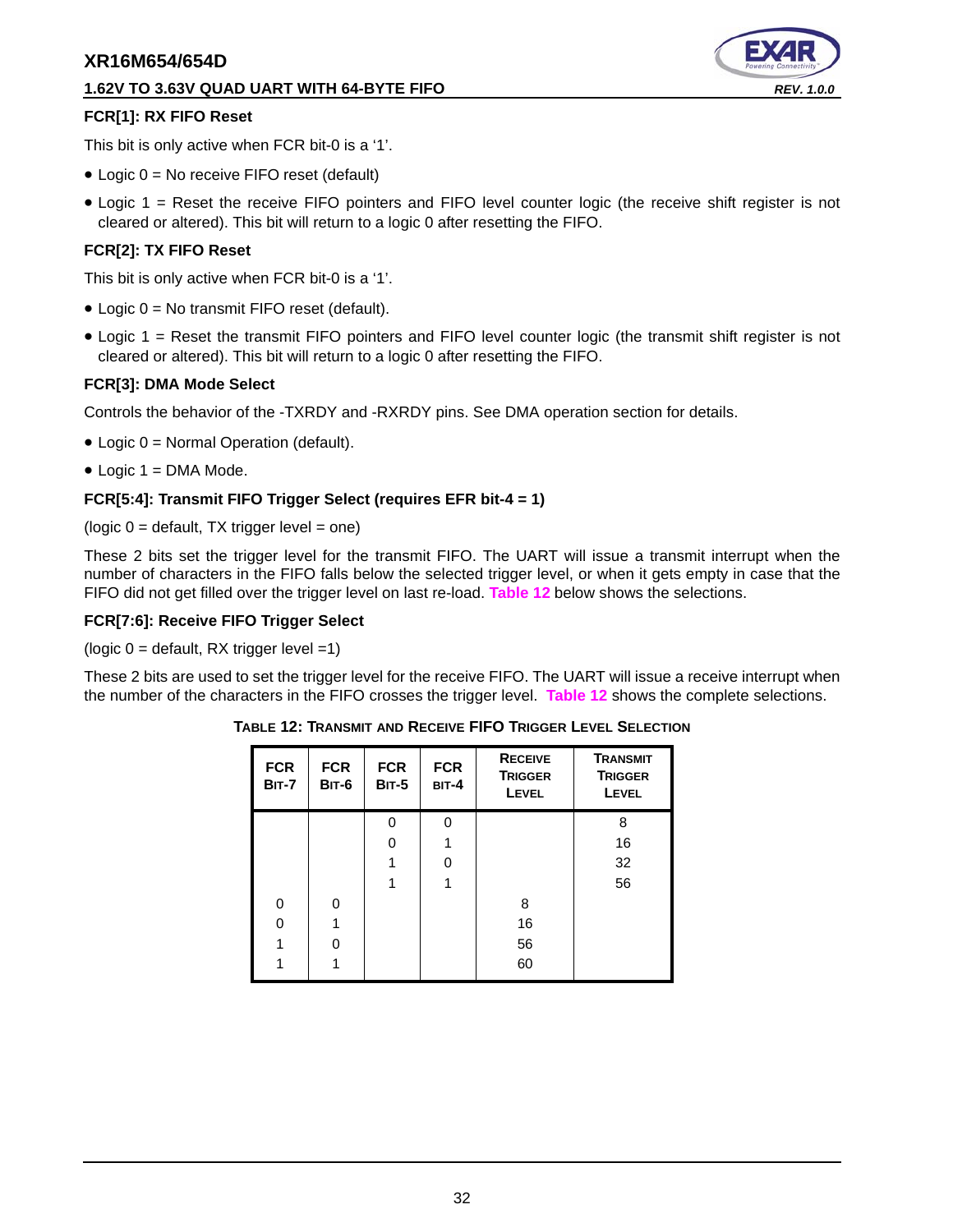### FCR[1]: RX FIFO Reset

This bit is only active when FCR bit-0 is a '1'.

- Logic 0 = No receive FIFO reset (default)
- Logic 1 = Reset the receive FIFO pointers and FIFO level counter logic (the receive shift register is not cleared or altered). This bit will return to a logic 0 after resetting the FIFO.

### FCR[2]: TX FIFO Reset

This bit is only active when FCR bit-0 is a '1'.

- Logic 0 = No transmit FIFO reset (default).
- Logic 1 = Reset the transmit FIFO pointers and FIFO level counter logic (the transmit shift register is not cleared or altered). This bit will return to a logic 0 after resetting the FIFO.

### FCR[3]: DMA Mode Select

Controls the behavior of the -TXRDY and -RXRDY pins. See DMA operation section for details.

- Logic 0 = Normal Operation (default).
- Logic 1 = DMA Mode.

### FCR[5:4]: Transmit FIFO Trigger Select (requires EFR bit-4 = 1)

(logic 0 = default, TX trigger level = one)

These 2 bits set the trigger level for the transmit FIFO. The UART will issue a transmit interrupt when the number of characters in the FIFO falls below the selected trigger level, or when it gets empty in case that the FIFO did not get filled over the trigger level on last re-load. Table 12 below shows the selections.

### FCR[7:6]: Receive FIFO Trigger Select

(logic 0 = default, RX trigger level =1)

These 2 bits are used to set the trigger level for the receive FIFO. The UART will issue a receive interrupt when the number of the characters in the FIFO crosses the trigger level. Table 12 shows the complete selections.

**TABLE 12: TRANSMIT AND RECEIVE FIFO TRIGGER LEVEL SELECTION**

| FCR BIT-7 | FCR BIT-6 | FCR BIT-5 | FCR BIT-4 | RECEIVE TRIGGER LEVEL | TRANSMIT TRIGGER LEVEL |
|---|---|---|---|---|---|
| | | 0 | 0 | | 8 |
| | | 0 | 1 | | 16 |
| | | 1 | 0 | | 32 |
| | | 1 | 1 | | 56 |
| 0 | 0 | | | 8 | |
| 0 | 1 | | | 16 | |
| 1 | 0 | | | 56 | |
| 1 | 1 | | | 60 | |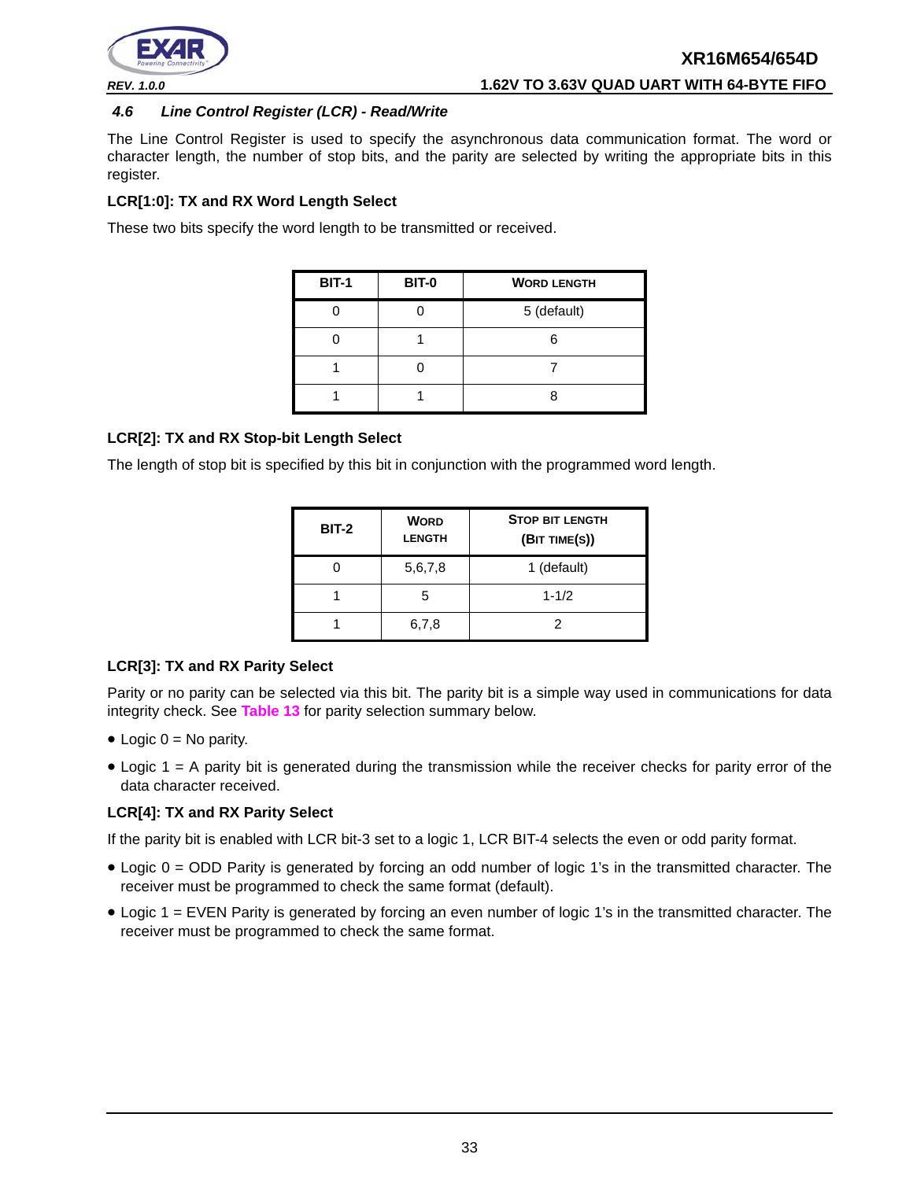### 4.6 Line Control Register (LCR) - Read/Write

The Line Control Register is used to specify the asynchronous data communication format. The word or character length, the number of stop bits, and the parity are selected by writing the appropriate bits in this register.

**LCR[1:0]: TX and RX Word Length Select**

These two bits specify the word length to be transmitted or received.

| BIT-1 | BIT-0 | WORD LENGTH |
|---|---|---|
| 0 | 0 | 5 (default) |
| 0 | 1 | 6 |
| 1 | 0 | 7 |
| 1 | 1 | 8 |

**LCR[2]: TX and RX Stop-bit Length Select**

The length of stop bit is specified by this bit in conjunction with the programmed word length.

| BIT-2 | WORD LENGTH | STOP BIT LENGTH (BIT TIME(S)) |
|---|---|---|
| 0 | 5,6,7,8 | 1 (default) |
| 1 | 5 | 1-1/2 |
| 1 | 6,7,8 | 2 |

**LCR[3]: TX and RX Parity Select**

Parity or no parity can be selected via this bit. The parity bit is a simple way used in communications for data integrity check. See **Table 13** for parity selection summary below.

- Logic 0 = No parity.
- Logic 1 = A parity bit is generated during the transmission while the receiver checks for parity error of the data character received.

**LCR[4]: TX and RX Parity Select**

If the parity bit is enabled with LCR bit-3 set to a logic 1, LCR BIT-4 selects the even or odd parity format.

- Logic 0 = ODD Parity is generated by forcing an odd number of logic 1's in the transmitted character. The receiver must be programmed to check the same format (default).
- Logic 1 = EVEN Parity is generated by forcing an even number of logic 1's in the transmitted character. The receiver must be programmed to check the same format.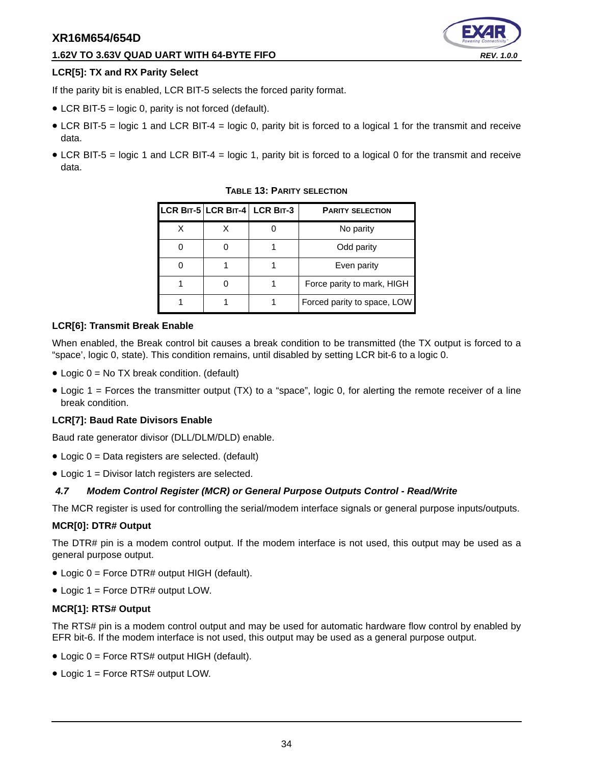**LCR[5]: TX and RX Parity Select**

If the parity bit is enabled, LCR BIT-5 selects the forced parity format.

- LCR BIT-5 = logic 0, parity is not forced (default).
- LCR BIT-5 = logic 1 and LCR BIT-4 = logic 0, parity bit is forced to a logical 1 for the transmit and receive data.
- LCR BIT-5 = logic 1 and LCR BIT-4 = logic 1, parity bit is forced to a logical 0 for the transmit and receive data.

**TABLE 13: PARITY SELECTION**

| LCR BIT-5 | LCR BIT-4 | LCR BIT-3 | PARITY SELECTION |
|---|---|---|---|
| X | X | 0 | No parity |
| 0 | 0 | 1 | Odd parity |
| 0 | 1 | 1 | Even parity |
| 1 | 0 | 1 | Force parity to mark, HIGH |
| 1 | 1 | 1 | Forced parity to space, LOW |

**LCR[6]: Transmit Break Enable**

When enabled, the Break control bit causes a break condition to be transmitted (the TX output is forced to a "space', logic 0, state). This condition remains, until disabled by setting LCR bit-6 to a logic 0.

- Logic 0 = No TX break condition. (default)
- Logic 1 = Forces the transmitter output (TX) to a "space", logic 0, for alerting the remote receiver of a line break condition.

**LCR[7]: Baud Rate Divisors Enable**

Baud rate generator divisor (DLL/DLM/DLD) enable.

- Logic 0 = Data registers are selected. (default)
- Logic 1 = Divisor latch registers are selected.

### *4.7 Modem Control Register (MCR) or General Purpose Outputs Control - Read/Write*

The MCR register is used for controlling the serial/modem interface signals or general purpose inputs/outputs.

**MCR[0]: DTR# Output**

The DTR# pin is a modem control output. If the modem interface is not used, this output may be used as a general purpose output.

- Logic 0 = Force DTR# output HIGH (default).
- Logic 1 = Force DTR# output LOW.

**MCR[1]: RTS# Output**

The RTS# pin is a modem control output and may be used for automatic hardware flow control by enabled by EFR bit-6. If the modem interface is not used, this output may be used as a general purpose output.

- Logic 0 = Force RTS# output HIGH (default).
- Logic 1 = Force RTS# output LOW.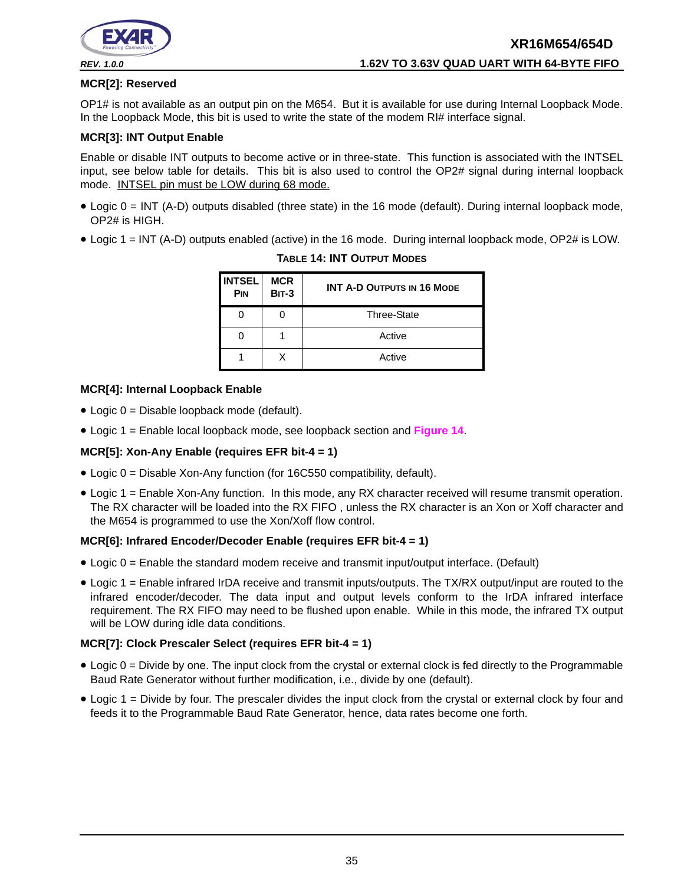### MCR[2]: Reserved

OP1# is not available as an output pin on the M654. But it is available for use during Internal Loopback Mode. In the Loopback Mode, this bit is used to write the state of the modem RI# interface signal.

### MCR[3]: INT Output Enable

Enable or disable INT outputs to become active or in three-state. This function is associated with the INTSEL input, see below table for details. This bit is also used to control the OP2# signal during internal loopback mode. INTSEL pin must be LOW during 68 mode.

- Logic 0 = INT (A-D) outputs disabled (three state) in the 16 mode (default). During internal loopback mode, OP2# is HIGH.
- Logic 1 = INT (A-D) outputs enabled (active) in the 16 mode. During internal loopback mode, OP2# is LOW.

**TABLE 14: INT OUTPUT MODES**

| INTSEL PIN | MCR BIT-3 | INT A-D OUTPUTS IN 16 MODE |
|---|---|---|
| 0 | 0 | Three-State |
| 0 | 1 | Active |
| 1 | X | Active |

### MCR[4]: Internal Loopback Enable

- Logic 0 = Disable loopback mode (default).
- Logic 1 = Enable local loopback mode, see loopback section and Figure 14.

### MCR[5]: Xon-Any Enable (requires EFR bit-4 = 1)

- Logic 0 = Disable Xon-Any function (for 16C550 compatibility, default).
- Logic 1 = Enable Xon-Any function. In this mode, any RX character received will resume transmit operation. The RX character will be loaded into the RX FIFO , unless the RX character is an Xon or Xoff character and the M654 is programmed to use the Xon/Xoff flow control.

### MCR[6]: Infrared Encoder/Decoder Enable (requires EFR bit-4 = 1)

- Logic 0 = Enable the standard modem receive and transmit input/output interface. (Default)
- Logic 1 = Enable infrared IrDA receive and transmit inputs/outputs. The TX/RX output/input are routed to the infrared encoder/decoder. The data input and output levels conform to the IrDA infrared interface requirement. The RX FIFO may need to be flushed upon enable. While in this mode, the infrared TX output will be LOW during idle data conditions.

### MCR[7]: Clock Prescaler Select (requires EFR bit-4 = 1)

- Logic 0 = Divide by one. The input clock from the crystal or external clock is fed directly to the Programmable Baud Rate Generator without further modification, i.e., divide by one (default).
- Logic 1 = Divide by four. The prescaler divides the input clock from the crystal or external clock by four and feeds it to the Programmable Baud Rate Generator, hence, data rates become one forth.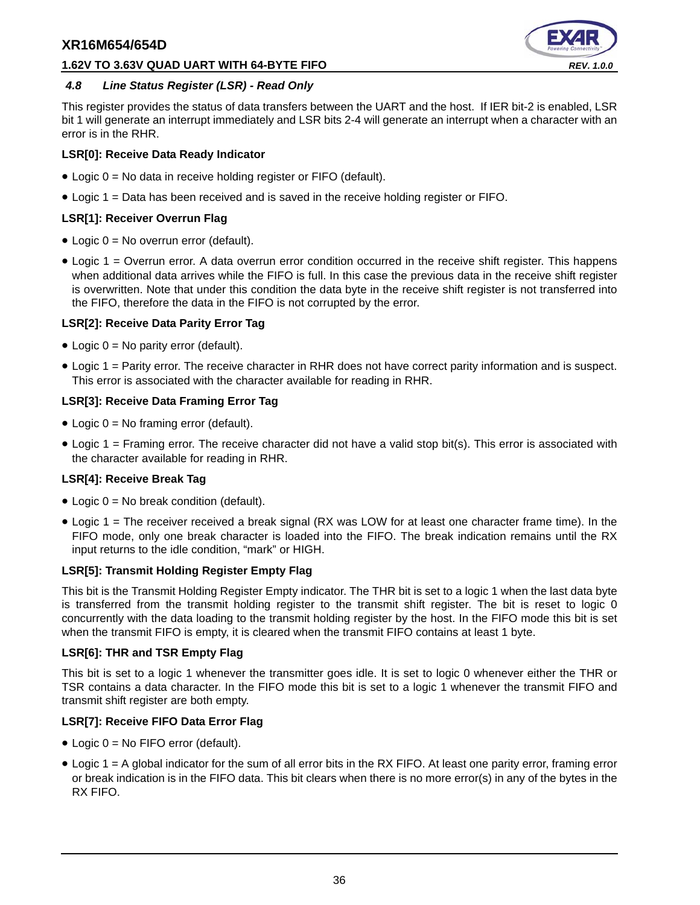### *4.8 Line Status Register (LSR) - Read Only*

This register provides the status of data transfers between the UART and the host. If IER bit-2 is enabled, LSR bit 1 will generate an interrupt immediately and LSR bits 2-4 will generate an interrupt when a character with an error is in the RHR.

**LSR[0]: Receive Data Ready Indicator**

- Logic 0 = No data in receive holding register or FIFO (default).
- Logic 1 = Data has been received and is saved in the receive holding register or FIFO.

**LSR[1]: Receiver Overrun Flag**

- Logic 0 = No overrun error (default).
- Logic 1 = Overrun error. A data overrun error condition occurred in the receive shift register. This happens when additional data arrives while the FIFO is full. In this case the previous data in the receive shift register is overwritten. Note that under this condition the data byte in the receive shift register is not transferred into the FIFO, therefore the data in the FIFO is not corrupted by the error.

**LSR[2]: Receive Data Parity Error Tag**

- Logic 0 = No parity error (default).
- Logic 1 = Parity error. The receive character in RHR does not have correct parity information and is suspect. This error is associated with the character available for reading in RHR.

**LSR[3]: Receive Data Framing Error Tag**

- Logic 0 = No framing error (default).
- Logic 1 = Framing error. The receive character did not have a valid stop bit(s). This error is associated with the character available for reading in RHR.

**LSR[4]: Receive Break Tag**

- Logic 0 = No break condition (default).
- Logic 1 = The receiver received a break signal (RX was LOW for at least one character frame time). In the FIFO mode, only one break character is loaded into the FIFO. The break indication remains until the RX input returns to the idle condition, "mark" or HIGH.

**LSR[5]: Transmit Holding Register Empty Flag**

This bit is the Transmit Holding Register Empty indicator. The THR bit is set to a logic 1 when the last data byte is transferred from the transmit holding register to the transmit shift register. The bit is reset to logic 0 concurrently with the data loading to the transmit holding register by the host. In the FIFO mode this bit is set when the transmit FIFO is empty, it is cleared when the transmit FIFO contains at least 1 byte.

**LSR[6]: THR and TSR Empty Flag**

This bit is set to a logic 1 whenever the transmitter goes idle. It is set to logic 0 whenever either the THR or TSR contains a data character. In the FIFO mode this bit is set to a logic 1 whenever the transmit FIFO and transmit shift register are both empty.

**LSR[7]: Receive FIFO Data Error Flag**

- Logic 0 = No FIFO error (default).
- Logic 1 = A global indicator for the sum of all error bits in the RX FIFO. At least one parity error, framing error or break indication is in the FIFO data. This bit clears when there is no more error(s) in any of the bytes in the RX FIFO.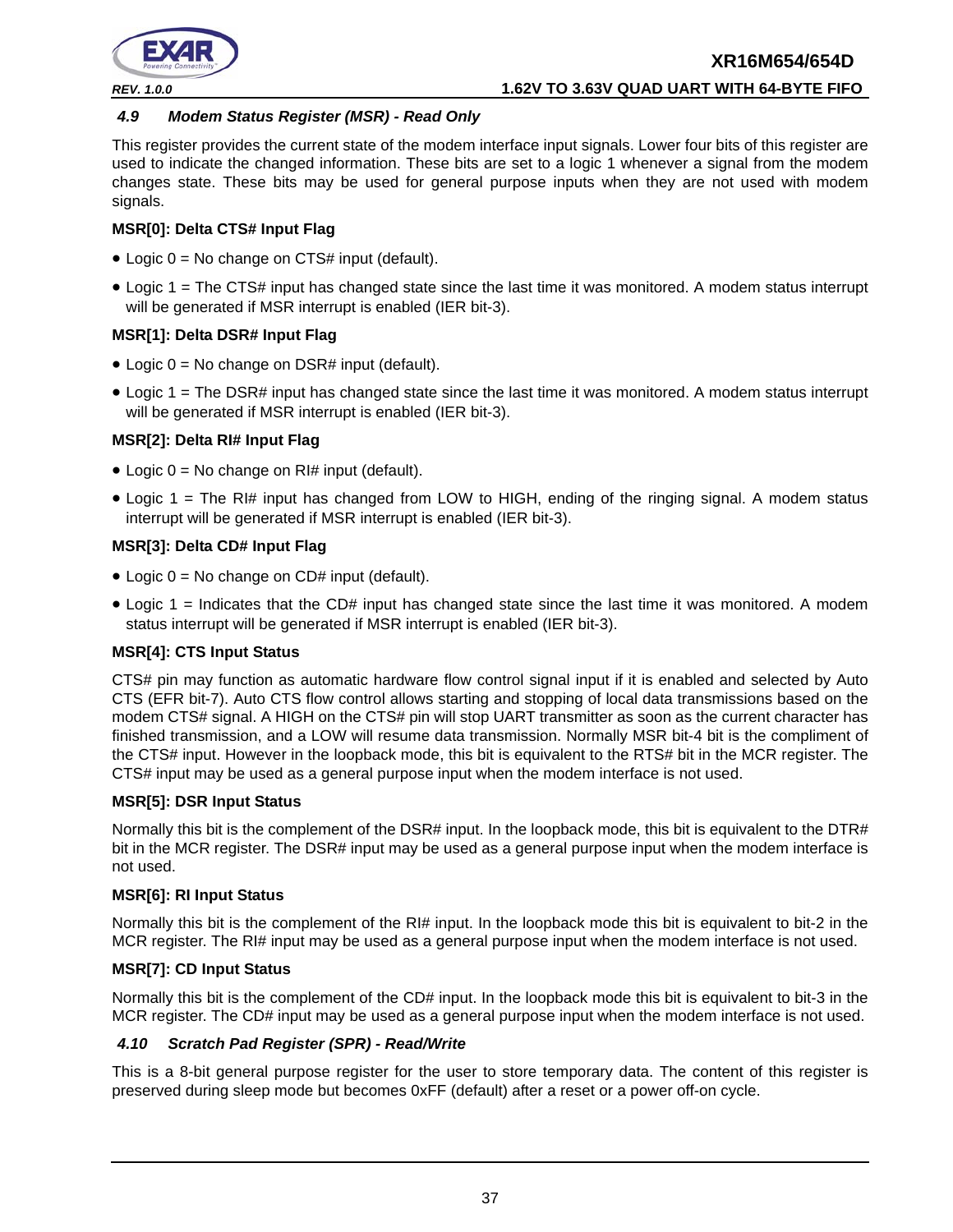### 4.9 Modem Status Register (MSR) - Read Only

This register provides the current state of the modem interface input signals. Lower four bits of this register are used to indicate the changed information. These bits are set to a logic 1 whenever a signal from the modem changes state. These bits may be used for general purpose inputs when they are not used with modem signals.

**MSR[0]: Delta CTS# Input Flag**

- Logic 0 = No change on CTS# input (default).
- Logic 1 = The CTS# input has changed state since the last time it was monitored. A modem status interrupt will be generated if MSR interrupt is enabled (IER bit-3).

**MSR[1]: Delta DSR# Input Flag**

- Logic 0 = No change on DSR# input (default).
- Logic 1 = The DSR# input has changed state since the last time it was monitored. A modem status interrupt will be generated if MSR interrupt is enabled (IER bit-3).

**MSR[2]: Delta RI# Input Flag**

- Logic 0 = No change on RI# input (default).
- Logic 1 = The RI# input has changed from LOW to HIGH, ending of the ringing signal. A modem status interrupt will be generated if MSR interrupt is enabled (IER bit-3).

**MSR[3]: Delta CD# Input Flag**

- Logic 0 = No change on CD# input (default).
- Logic 1 = Indicates that the CD# input has changed state since the last time it was monitored. A modem status interrupt will be generated if MSR interrupt is enabled (IER bit-3).

**MSR[4]: CTS Input Status**

CTS# pin may function as automatic hardware flow control signal input if it is enabled and selected by Auto CTS (EFR bit-7). Auto CTS flow control allows starting and stopping of local data transmissions based on the modem CTS# signal. A HIGH on the CTS# pin will stop UART transmitter as soon as the current character has finished transmission, and a LOW will resume data transmission. Normally MSR bit-4 bit is the compliment of the CTS# input. However in the loopback mode, this bit is equivalent to the RTS# bit in the MCR register. The CTS# input may be used as a general purpose input when the modem interface is not used.

**MSR[5]: DSR Input Status**

Normally this bit is the complement of the DSR# input. In the loopback mode, this bit is equivalent to the DTR# bit in the MCR register. The DSR# input may be used as a general purpose input when the modem interface is not used.

**MSR[6]: RI Input Status**

Normally this bit is the complement of the RI# input. In the loopback mode this bit is equivalent to bit-2 in the MCR register. The RI# input may be used as a general purpose input when the modem interface is not used.

**MSR[7]: CD Input Status**

Normally this bit is the complement of the CD# input. In the loopback mode this bit is equivalent to bit-3 in the MCR register. The CD# input may be used as a general purpose input when the modem interface is not used.

### 4.10 Scratch Pad Register (SPR) - Read/Write

This is a 8-bit general purpose register for the user to store temporary data. The content of this register is preserved during sleep mode but becomes 0xFF (default) after a reset or a power off-on cycle.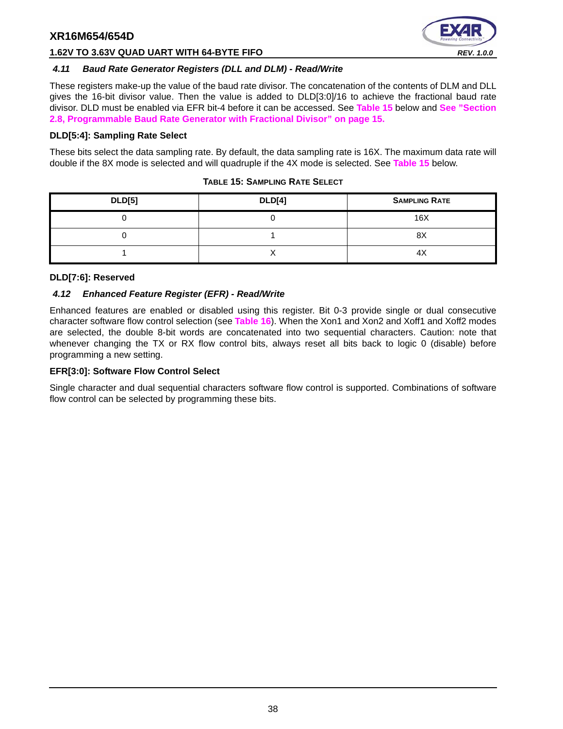### *4.11 Baud Rate Generator Registers (DLL and DLM) - Read/Write*

These registers make-up the value of the baud rate divisor. The concatenation of the contents of DLM and DLL gives the 16-bit divisor value. Then the value is added to DLD[3:0]/16 to achieve the fractional baud rate divisor. DLD must be enabled via EFR bit-4 before it can be accessed. See **Table 15** below and **See "Section 2.8, Programmable Baud Rate Generator with Fractional Divisor" on page 15.**

**DLD[5:4]: Sampling Rate Select**

These bits select the data sampling rate. By default, the data sampling rate is 16X. The maximum data rate will double if the 8X mode is selected and will quadruple if the 4X mode is selected. See **Table 15** below.

**TABLE 15: SAMPLING RATE SELECT**

| DLD[5] | DLD[4] | SAMPLING RATE |
|---|---|---|
| 0 | 0 | 16X |
| 0 | 1 | 8X |
| 1 | X | 4X |

**DLD[7:6]: Reserved**

### *4.12 Enhanced Feature Register (EFR) - Read/Write*

Enhanced features are enabled or disabled using this register. Bit 0-3 provide single or dual consecutive character software flow control selection (see **Table 16**). When the Xon1 and Xon2 and Xoff1 and Xoff2 modes are selected, the double 8-bit words are concatenated into two sequential characters. Caution: note that whenever changing the TX or RX flow control bits, always reset all bits back to logic 0 (disable) before programming a new setting.

**EFR[3:0]: Software Flow Control Select**

Single character and dual sequential characters software flow control is supported. Combinations of software flow control can be selected by programming these bits.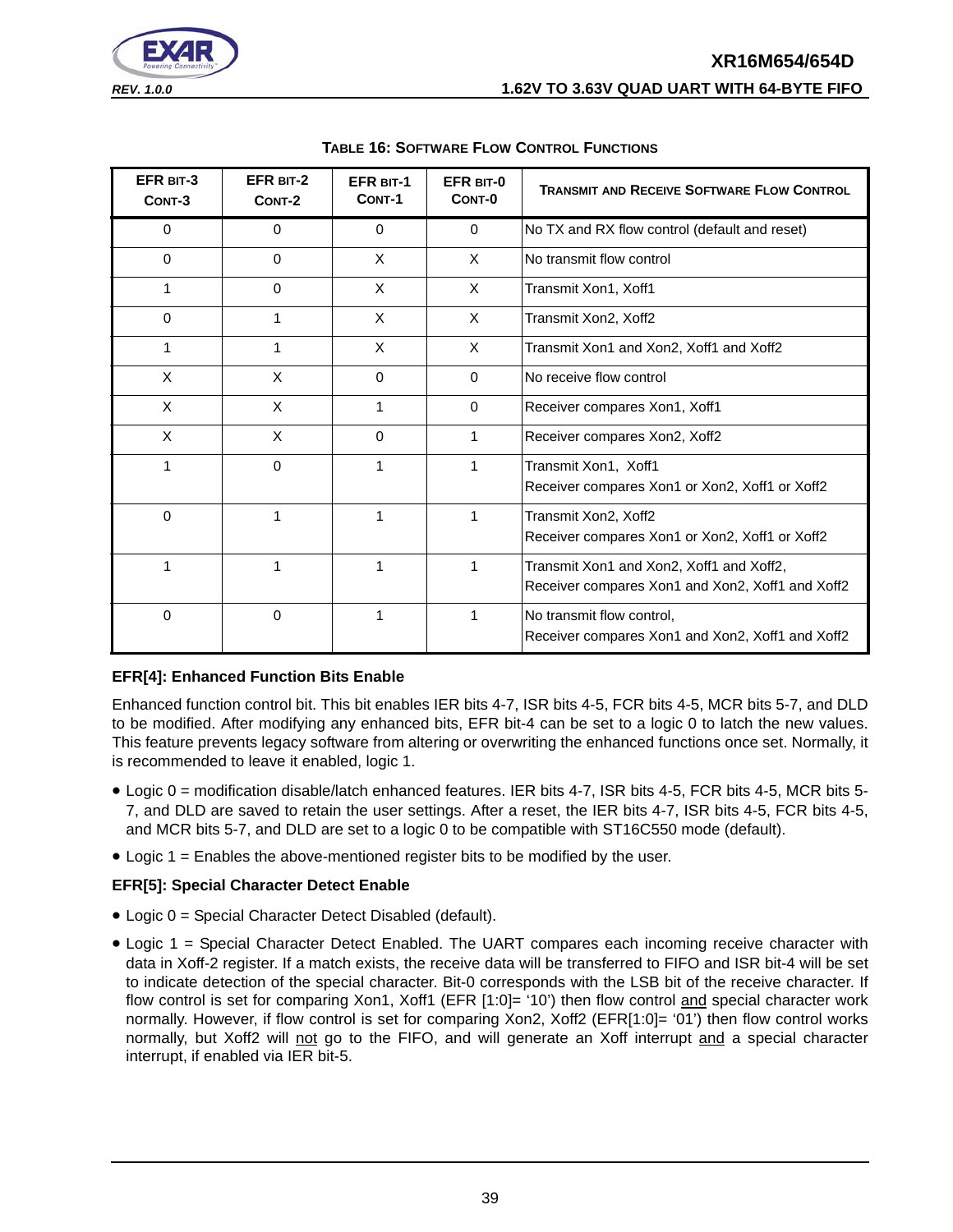**TABLE 16: SOFTWARE FLOW CONTROL FUNCTIONS**

| EFR BIT-3 CONT-3 | EFR BIT-2 CONT-2 | EFR BIT-1 CONT-1 | EFR BIT-0 CONT-0 | TRANSMIT AND RECEIVE SOFTWARE FLOW CONTROL |
|---|---|---|---|---|
| 0 | 0 | 0 | 0 | No TX and RX flow control (default and reset) |
| 0 | 0 | X | X | No transmit flow control |
| 1 | 0 | X | X | Transmit Xon1, Xoff1 |
| 0 | 1 | X | X | Transmit Xon2, Xoff2 |
| 1 | 1 | X | X | Transmit Xon1 and Xon2, Xoff1 and Xoff2 |
| X | X | 0 | 0 | No receive flow control |
| X | X | 1 | 0 | Receiver compares Xon1, Xoff1 |
| X | X | 0 | 1 | Receiver compares Xon2, Xoff2 |
| 1 | 0 | 1 | 1 | Transmit Xon1, Xoff1<br>Receiver compares Xon1 or Xon2, Xoff1 or Xoff2 |
| 0 | 1 | 1 | 1 | Transmit Xon2, Xoff2<br>Receiver compares Xon1 or Xon2, Xoff1 or Xoff2 |
| 1 | 1 | 1 | 1 | Transmit Xon1 and Xon2, Xoff1 and Xoff2,<br>Receiver compares Xon1 and Xon2, Xoff1 and Xoff2 |
| 0 | 0 | 1 | 1 | No transmit flow control,<br>Receiver compares Xon1 and Xon2, Xoff1 and Xoff2 |

**EFR[4]: Enhanced Function Bits Enable**

Enhanced function control bit. This bit enables IER bits 4-7, ISR bits 4-5, FCR bits 4-5, MCR bits 5-7, and DLD to be modified. After modifying any enhanced bits, EFR bit-4 can be set to a logic 0 to latch the new values. This feature prevents legacy software from altering or overwriting the enhanced functions once set. Normally, it is recommended to leave it enabled, logic 1.

- Logic 0 = modification disable/latch enhanced features. IER bits 4-7, ISR bits 4-5, FCR bits 4-5, MCR bits 5-7, and DLD are saved to retain the user settings. After a reset, the IER bits 4-7, ISR bits 4-5, FCR bits 4-5, and MCR bits 5-7, and DLD are set to a logic 0 to be compatible with ST16C550 mode (default).
- Logic 1 = Enables the above-mentioned register bits to be modified by the user.

**EFR[5]: Special Character Detect Enable**

- Logic 0 = Special Character Detect Disabled (default).
- Logic 1 = Special Character Detect Enabled. The UART compares each incoming receive character with data in Xoff-2 register. If a match exists, the receive data will be transferred to FIFO and ISR bit-4 will be set to indicate detection of the special character. Bit-0 corresponds with the LSB bit of the receive character. If flow control is set for comparing Xon1, Xoff1 (EFR [1:0]= '10') then flow control and special character work normally. However, if flow control is set for comparing Xon2, Xoff2 (EFR[1:0]= '01') then flow control works normally, but Xoff2 will not go to the FIFO, and will generate an Xoff interrupt and a special character interrupt, if enabled via IER bit-5.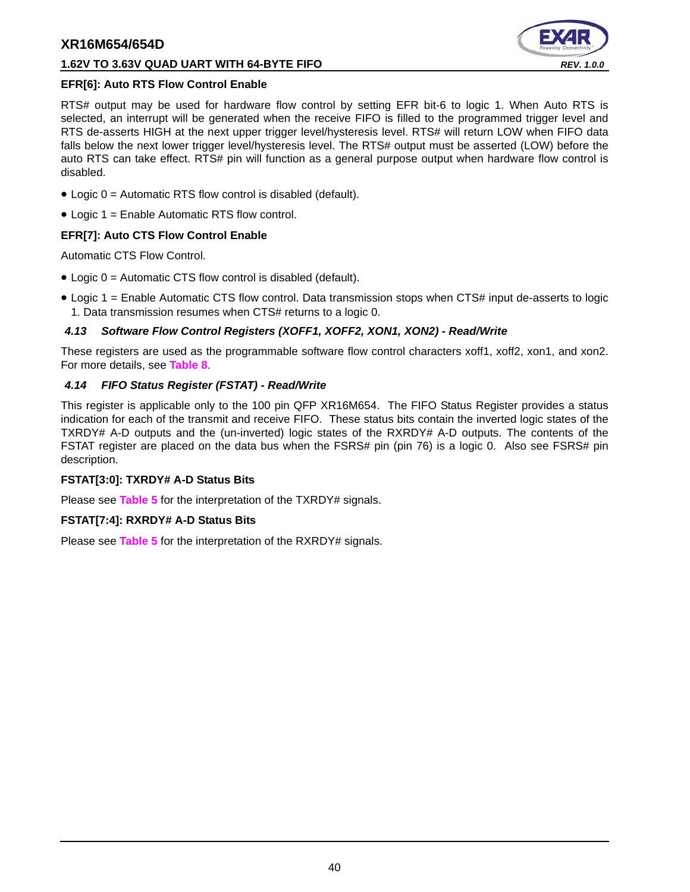**EFR[6]: Auto RTS Flow Control Enable**

RTS# output may be used for hardware flow control by setting EFR bit-6 to logic 1. When Auto RTS is selected, an interrupt will be generated when the receive FIFO is filled to the programmed trigger level and RTS de-asserts HIGH at the next upper trigger level/hysteresis level. RTS# will return LOW when FIFO data falls below the next lower trigger level/hysteresis level. The RTS# output must be asserted (LOW) before the auto RTS can take effect. RTS# pin will function as a general purpose output when hardware flow control is disabled.

- Logic 0 = Automatic RTS flow control is disabled (default).
- Logic 1 = Enable Automatic RTS flow control.

**EFR[7]: Auto CTS Flow Control Enable**

Automatic CTS Flow Control.

- Logic 0 = Automatic CTS flow control is disabled (default).
- Logic 1 = Enable Automatic CTS flow control. Data transmission stops when CTS# input de-asserts to logic 1. Data transmission resumes when CTS# returns to a logic 0.

### *4.13 Software Flow Control Registers (XOFF1, XOFF2, XON1, XON2) - Read/Write*

These registers are used as the programmable software flow control characters xoff1, xoff2, xon1, and xon2. For more details, see **Table 8**.

### *4.14 FIFO Status Register (FSTAT) - Read/Write*

This register is applicable only to the 100 pin QFP XR16M654. The FIFO Status Register provides a status indication for each of the transmit and receive FIFO. These status bits contain the inverted logic states of the TXRDY# A-D outputs and the (un-inverted) logic states of the RXRDY# A-D outputs. The contents of the FSTAT register are placed on the data bus when the FSRS# pin (pin 76) is a logic 0. Also see FSRS# pin description.

**FSTAT[3:0]: TXRDY# A-D Status Bits**

Please see **Table 5** for the interpretation of the TXRDY# signals.

**FSTAT[7:4]: RXRDY# A-D Status Bits**

Please see **Table 5** for the interpretation of the RXRDY# signals.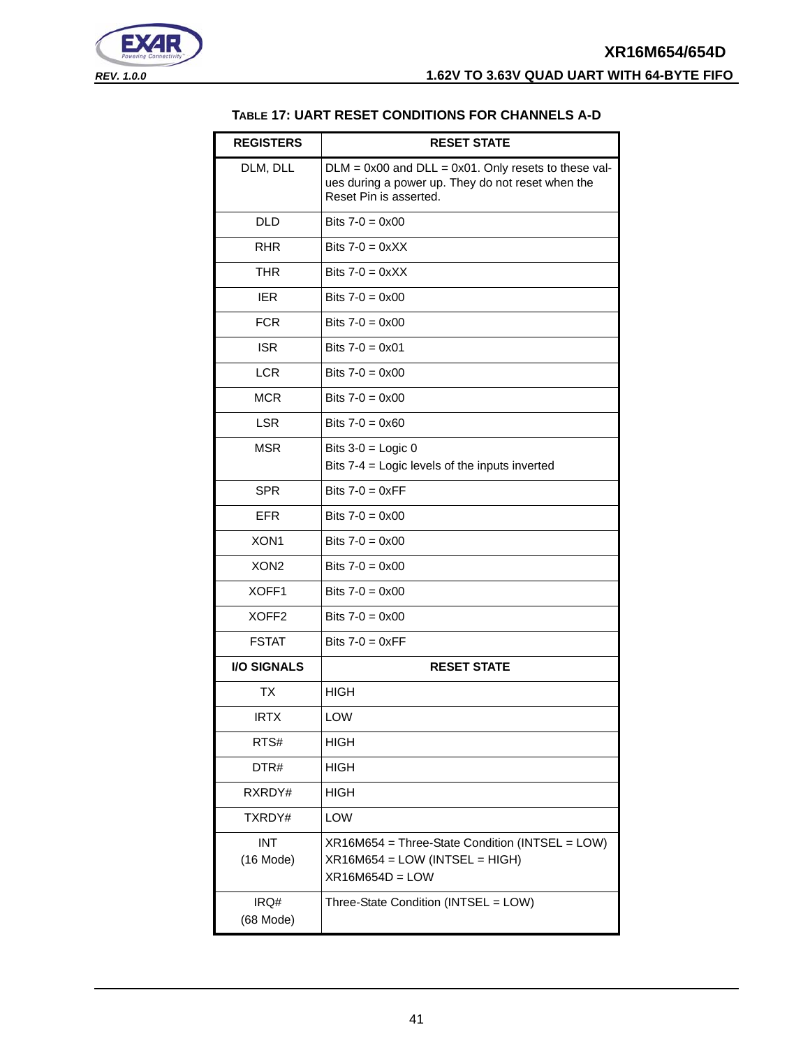**TABLE 17: UART RESET CONDITIONS FOR CHANNELS A-D**

| REGISTERS | RESET STATE |
| --- | --- |
| DLM, DLL | DLM = 0x00 and DLL = 0x01. Only resets to these values during a power up. They do not reset when the Reset Pin is asserted. |
| DLD | Bits 7-0 = 0x00 |
| RHR | Bits 7-0 = 0xXX |
| THR | Bits 7-0 = 0xXX |
| IER | Bits 7-0 = 0x00 |
| FCR | Bits 7-0 = 0x00 |
| ISR | Bits 7-0 = 0x01 |
| LCR | Bits 7-0 = 0x00 |
| MCR | Bits 7-0 = 0x00 |
| LSR | Bits 7-0 = 0x60 |
| MSR | Bits 3-0 = Logic 0<br>Bits 7-4 = Logic levels of the inputs inverted |
| SPR | Bits 7-0 = 0xFF |
| EFR | Bits 7-0 = 0x00 |
| XON1 | Bits 7-0 = 0x00 |
| XON2 | Bits 7-0 = 0x00 |
| XOFF1 | Bits 7-0 = 0x00 |
| XOFF2 | Bits 7-0 = 0x00 |
| FSTAT | Bits 7-0 = 0xFF |
| **I/O SIGNALS** | **RESET STATE** |
| TX | HIGH |
| IRTX | LOW |
| RTS# | HIGH |
| DTR# | HIGH |
| RXRDY# | HIGH |
| TXRDY# | LOW |
| INT<br>(16 Mode) | XR16M654 = Three-State Condition (INTSEL = LOW)<br>XR16M654 = LOW (INTSEL = HIGH)<br>XR16M654D = LOW |
| IRQ#<br>(68 Mode) | Three-State Condition (INTSEL = LOW) |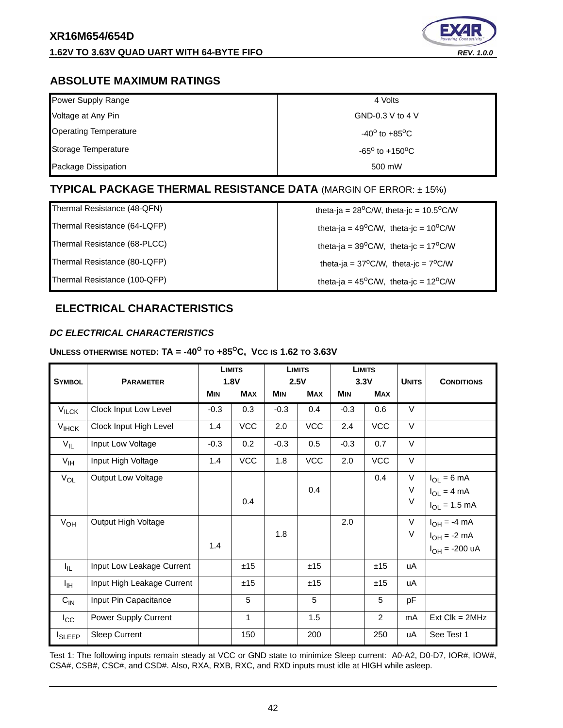## ABSOLUTE MAXIMUM RATINGS

| | |
|---|---|
| Power Supply Range | 4 Volts |
| Voltage at Any Pin | GND-0.3 V to 4 V |
| Operating Temperature | $-40^{o}$ to $+85^{o}$C |
| Storage Temperature | $-65^{o}$ to $+150^{o}$C |
| Package Dissipation | 500 mW |

## TYPICAL PACKAGE THERMAL RESISTANCE DATA (MARGIN OF ERROR: ± 15%)

| | |
|---|---|
| Thermal Resistance (48-QFN) | theta-ja = $28^{o}$C/W, theta-jc = $10.5^{o}$C/W |
| Thermal Resistance (64-LQFP) | theta-ja = $49^{o}$C/W, theta-jc = $10^{o}$C/W |
| Thermal Resistance (68-PLCC) | theta-ja = $39^{o}$C/W, theta-jc = $17^{o}$C/W |
| Thermal Resistance (80-LQFP) | theta-ja = $37^{o}$C/W, theta-jc = $7^{o}$C/W |
| Thermal Resistance (100-QFP) | theta-ja = $45^{o}$C/W, theta-jc = $12^{o}$C/W |

## ELECTRICAL CHARACTERISTICS

### *DC ELECTRICAL CHARACTERISTICS*

**UNLESS OTHERWISE NOTED: TA = $-40^{o}$ TO $+85^{o}$C, VCC IS 1.62 TO 3.63V**

| SYMBOL | PARAMETER | LIMITS 1.8V | | LIMITS 2.5V | | LIMITS 3.3V | | UNITS | CONDITIONS |
|---|---|---|---|---|---|---|---|---|---|
| | | MIN | MAX | MIN | MAX | MIN | MAX | | |
| $V_{ILCK}$ | Clock Input Low Level | -0.3 | 0.3 | -0.3 | 0.4 | -0.3 | 0.6 | V | |
| $V_{IHCK}$ | Clock Input High Level | 1.4 | VCC | 2.0 | VCC | 2.4 | VCC | V | |
| $V_{IL}$ | Input Low Voltage | -0.3 | 0.2 | -0.3 | 0.5 | -0.3 | 0.7 | V | |
| $V_{IH}$ | Input High Voltage | 1.4 | VCC | 1.8 | VCC | 2.0 | VCC | V | |
| $V_{OL}$ | Output Low Voltage | | | | | | 0.4 | V | $I_{OL}$ = 6 mA |
| | | | | | 0.4 | | | V | $I_{OL}$ = 4 mA |
| | | | 0.4 | | | | | V | $I_{OL}$ = 1.5 mA |
| $V_{OH}$ | Output High Voltage | | | | | 2.0 | | V | $I_{OH}$ = -4 mA |
| | | | | 1.8 | | | | V | $I_{OH}$ = -2 mA |
| | | 1.4 | | | | | | | $I_{OH}$ = -200 uA |
| $I_{IL}$ | Input Low Leakage Current | | ±15 | | ±15 | | ±15 | uA | |
| $I_{IH}$ | Input High Leakage Current | | ±15 | | ±15 | | ±15 | uA | |
| $C_{IN}$ | Input Pin Capacitance | | 5 | | 5 | | 5 | pF | |
| $I_{CC}$ | Power Supply Current | | 1 | | 1.5 | | 2 | mA | Ext Clk = 2MHz |
| $I_{SLEEP}$ | Sleep Current | | 150 | | 200 | | 250 | uA | See Test 1 |

Test 1: The following inputs remain steady at VCC or GND state to minimize Sleep current: A0-A2, D0-D7, IOR#, IOW#, CSA#, CSB#, CSC#, and CSD#. Also, RXA, RXB, RXC, and RXD inputs must idle at HIGH while asleep.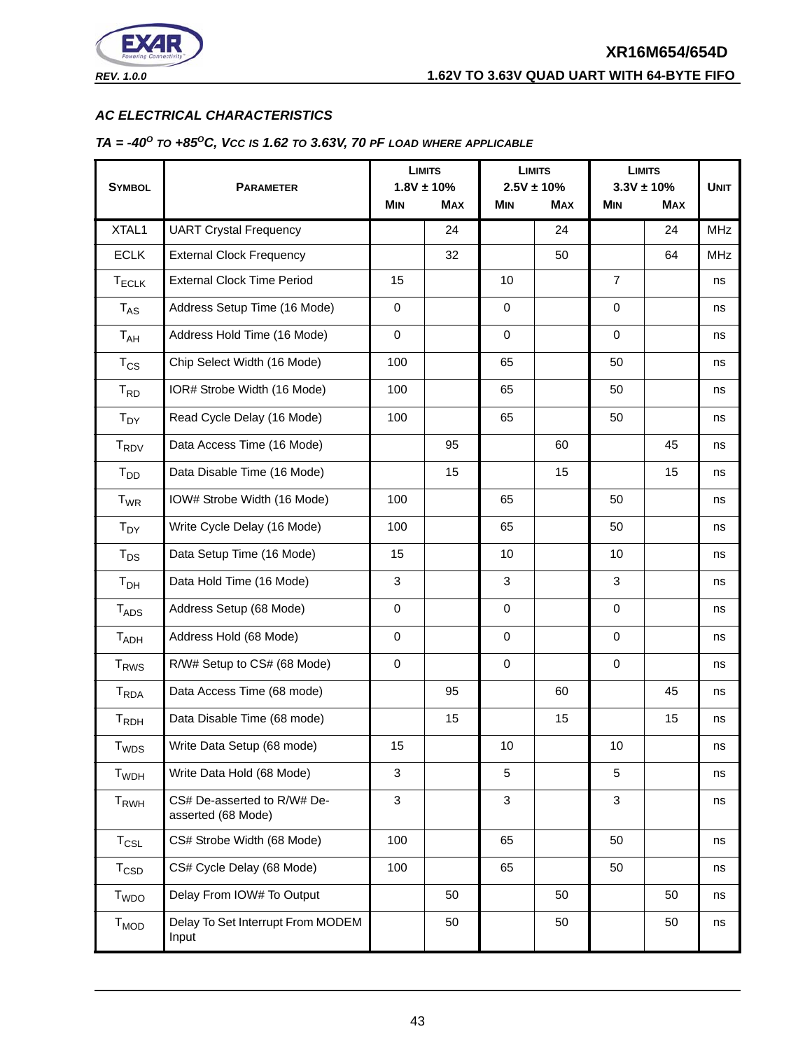### AC ELECTRICAL CHARACTERISTICS

***TA = -40°C TO +85°C, VCC IS 1.62 TO 3.63V, 70 PF LOAD WHERE APPLICABLE***

| SYMBOL | PARAMETER | LIMITS 1.8V ± 10% | | LIMITS 2.5V ± 10% | | LIMITS 3.3V ± 10% | | UNIT |
|---|---|---|---|---|---|---|---|---|
| | | MIN | MAX | MIN | MAX | MIN | MAX | |
| XTAL1 | UART Crystal Frequency | | 24 | | 24 | | 24 | MHz |
| ECLK | External Clock Frequency | | 32 | | 50 | | 64 | MHz |
| $T_{ECLK}$ | External Clock Time Period | 15 | | 10 | | 7 | | ns |
| $T_{AS}$ | Address Setup Time (16 Mode) | 0 | | 0 | | 0 | | ns |
| $T_{AH}$ | Address Hold Time (16 Mode) | 0 | | 0 | | 0 | | ns |
| $T_{CS}$ | Chip Select Width (16 Mode) | 100 | | 65 | | 50 | | ns |
| $T_{RD}$ | IOR# Strobe Width (16 Mode) | 100 | | 65 | | 50 | | ns |
| $T_{DY}$ | Read Cycle Delay (16 Mode) | 100 | | 65 | | 50 | | ns |
| $T_{RDV}$ | Data Access Time (16 Mode) | | 95 | | 60 | | 45 | ns |
| $T_{DD}$ | Data Disable Time (16 Mode) | | 15 | | 15 | | 15 | ns |
| $T_{WR}$ | IOW# Strobe Width (16 Mode) | 100 | | 65 | | 50 | | ns |
| $T_{DY}$ | Write Cycle Delay (16 Mode) | 100 | | 65 | | 50 | | ns |
| $T_{DS}$ | Data Setup Time (16 Mode) | 15 | | 10 | | 10 | | ns |
| $T_{DH}$ | Data Hold Time (16 Mode) | 3 | | 3 | | 3 | | ns |
| $T_{ADS}$ | Address Setup (68 Mode) | 0 | | 0 | | 0 | | ns |
| $T_{ADH}$ | Address Hold (68 Mode) | 0 | | 0 | | 0 | | ns |
| $T_{RWS}$ | R/W# Setup to CS# (68 Mode) | 0 | | 0 | | 0 | | ns |
| $T_{RDA}$ | Data Access Time (68 mode) | | 95 | | 60 | | 45 | ns |
| $T_{RDH}$ | Data Disable Time (68 mode) | | 15 | | 15 | | 15 | ns |
| $T_{WDS}$ | Write Data Setup (68 mode) | 15 | | 10 | | 10 | | ns |
| $T_{WDH}$ | Write Data Hold (68 Mode) | 3 | | 5 | | 5 | | ns |
| $T_{RWH}$ | CS# De-asserted to R/W# De-asserted (68 Mode) | 3 | | 3 | | 3 | | ns |
| $T_{CSL}$ | CS# Strobe Width (68 Mode) | 100 | | 65 | | 50 | | ns |
| $T_{CSD}$ | CS# Cycle Delay (68 Mode) | 100 | | 65 | | 50 | | ns |
| $T_{WDO}$ | Delay From IOW# To Output | | 50 | | 50 | | 50 | ns |
| $T_{MOD}$ | Delay To Set Interrupt From MODEM Input | | 50 | | 50 | | 50 | ns |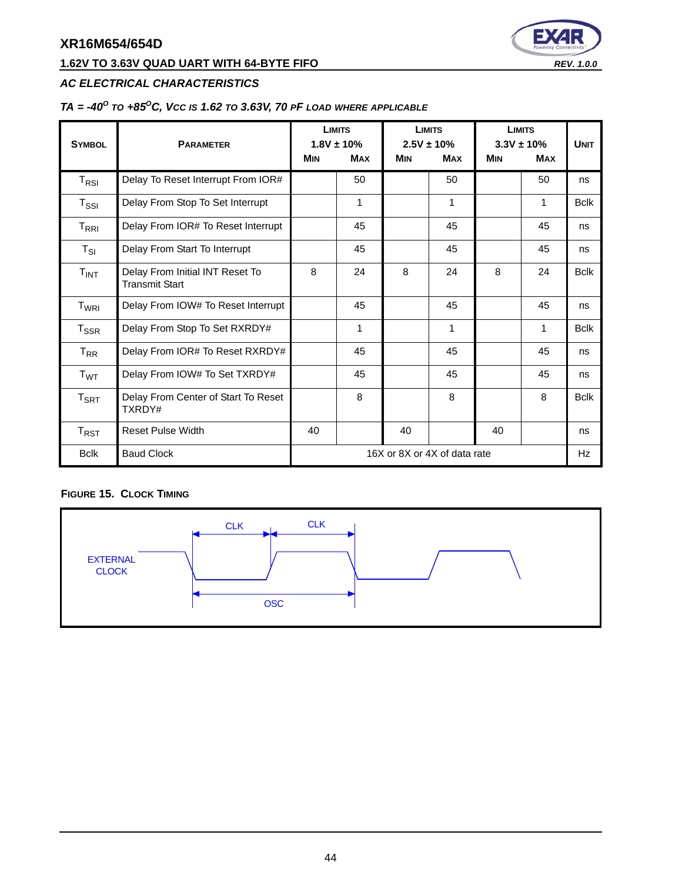## AC ELECTRICAL CHARACTERISTICS

### TA = -40$^{O}$ TO +85$^{O}$C, VCC IS 1.62 TO 3.63V, 70 PF LOAD WHERE APPLICABLE

| SYMBOL | PARAMETER | LIMITS 1.8V ± 10% MIN | LIMITS 1.8V ± 10% MAX | LIMITS 2.5V ± 10% MIN | LIMITS 2.5V ± 10% MAX | LIMITS 3.3V ± 10% MIN | LIMITS 3.3V ± 10% MAX | UNIT |
|---|---|---|---|---|---|---|---|---|
| $T_{RSI}$ | Delay To Reset Interrupt From IOR# | | 50 | | 50 | | 50 | ns |
| $T_{SSI}$ | Delay From Stop To Set Interrupt | | 1 | | 1 | | 1 | Bclk |
| $T_{RRI}$ | Delay From IOR# To Reset Interrupt | | 45 | | 45 | | 45 | ns |
| $T_{SI}$ | Delay From Start To Interrupt | | 45 | | 45 | | 45 | ns |
| $T_{INT}$ | Delay From Initial INT Reset To Transmit Start | 8 | 24 | 8 | 24 | 8 | 24 | Bclk |
| $T_{WRI}$ | Delay From IOW# To Reset Interrupt | | 45 | | 45 | | 45 | ns |
| $T_{SSR}$ | Delay From Stop To Set RXRDY# | | 1 | | 1 | | 1 | Bclk |
| $T_{RR}$ | Delay From IOR# To Reset RXRDY# | | 45 | | 45 | | 45 | ns |
| $T_{WT}$ | Delay From IOW# To Set TXRDY# | | 45 | | 45 | | 45 | ns |
| $T_{SRT}$ | Delay From Center of Start To Reset TXRDY# | | 8 | | 8 | | 8 | Bclk |
| $T_{RST}$ | Reset Pulse Width | 40 | | 40 | | 40 | | ns |
| Bclk | Baud Clock | 16X or 8X or 4X of data rate | | | | | | Hz |

**FIGURE 15. CLOCK TIMING**

EXTERNAL CLOCK

CLK

CLK

OSC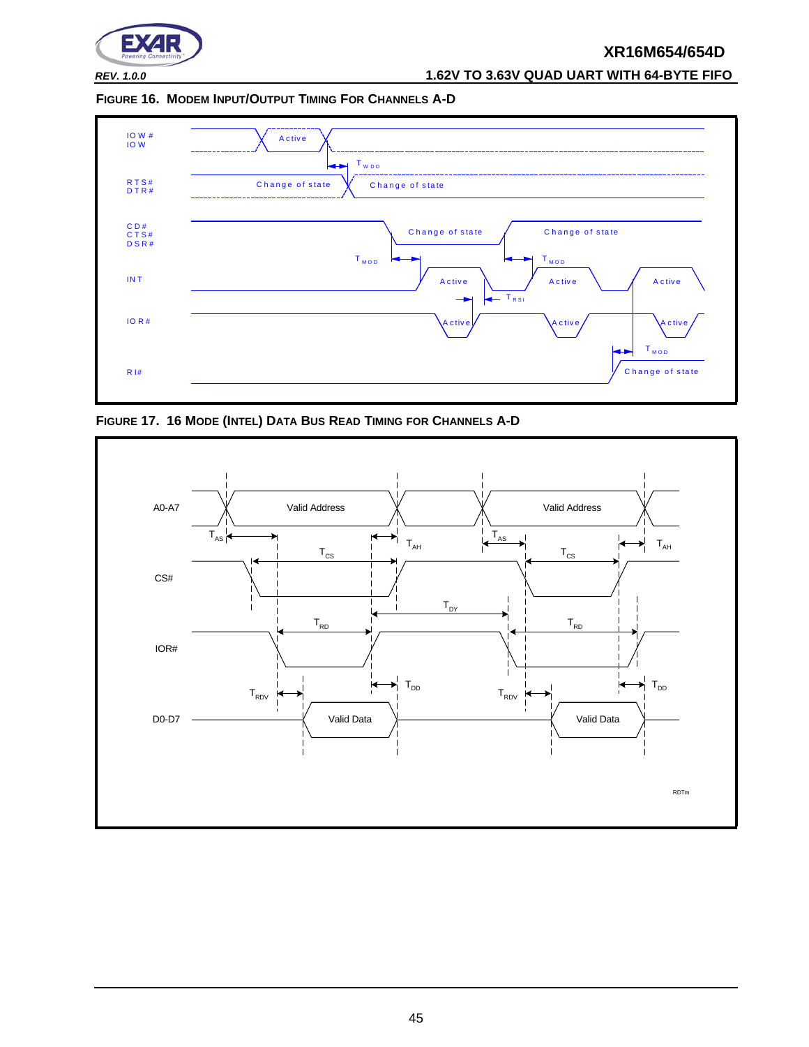**FIGURE 16. MODEM INPUT/OUTPUT TIMING FOR CHANNELS A-D**

IOW#
IOW

Active

$T_{WDO}$

RTS#
DTR#

Change of state

Change of state

CD#
CTS#
DSR#

Change of state

Change of state

$T_{MOD}$

$T_{MOD}$

INT

Active

Active

Active

$T_{RSI}$

IOR#

Active

Active

Active

$T_{MOD}$

RI#

Change of state

**FIGURE 17. 16 MODE (INTEL) DATA BUS READ TIMING FOR CHANNELS A-D**

A0-A7

Valid Address

Valid Address

$T_{AS}$

$T_{AH}$

$T_{AS}$

$T_{AH}$

$T_{CS}$

$T_{CS}$

CS#

$T_{DY}$

$T_{RD}$

$T_{RD}$

IOR#

$T_{RDV}$

$T_{DD}$

$T_{RDV}$

$T_{DD}$

D0-D7

Valid Data

Valid Data

RDTm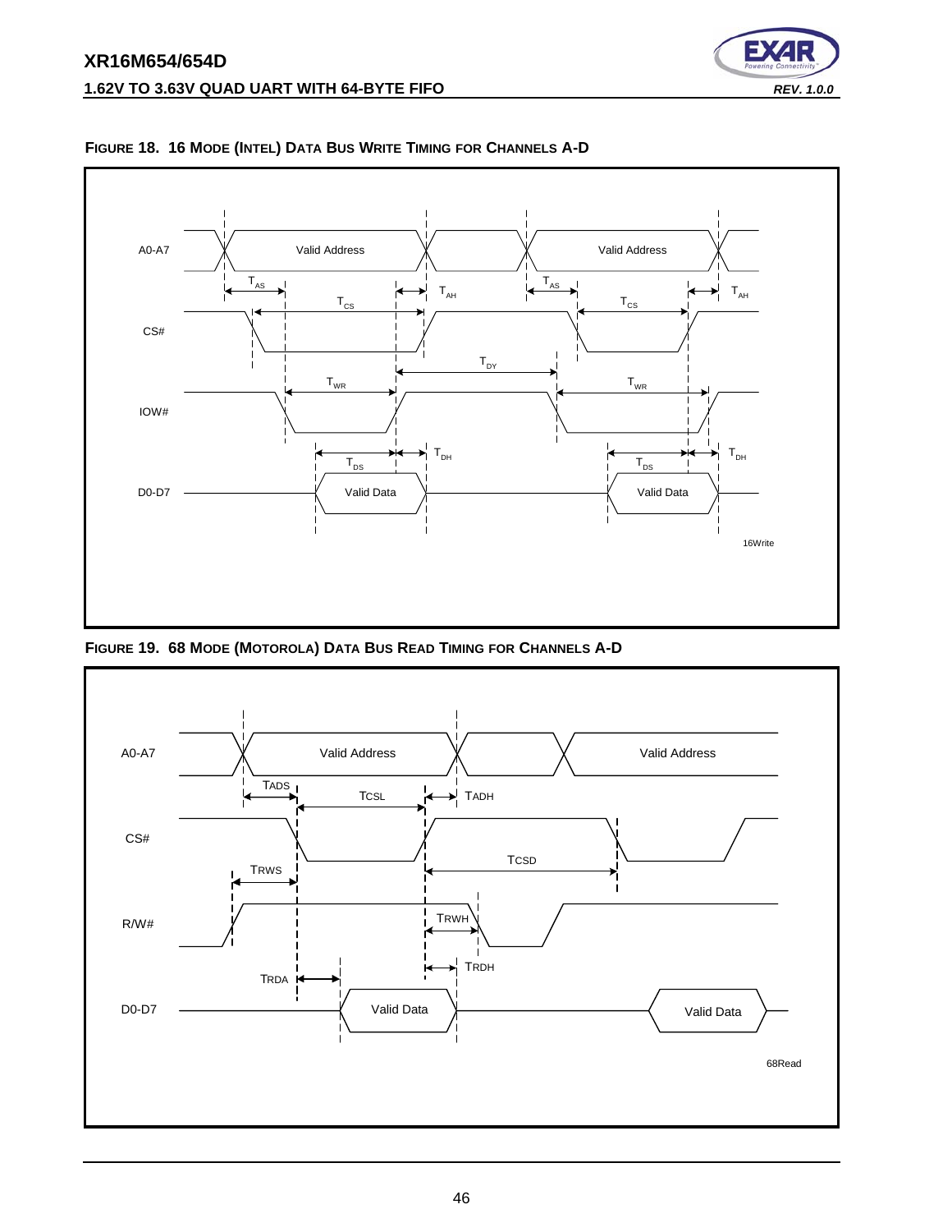**FIGURE 18. 16 MODE (INTEL) DATA BUS WRITE TIMING FOR CHANNELS A-D**

A0-A7, CS#, IOW#, D0-D7

Valid Address, Valid Address

$T_{AS}$, $T_{AH}$, $T_{CS}$, $T_{DY}$, $T_{WR}$, $T_{DS}$, $T_{DH}$

Valid Data, Valid Data

16Write

**FIGURE 19. 68 MODE (MOTOROLA) DATA BUS READ TIMING FOR CHANNELS A-D**

A0-A7, CS#, R/W#, D0-D7

Valid Address, Valid Address

TADS, TCSL, TADH, TCSD, TRWS, TRWH, TRDH, TRDA

Valid Data, Valid Data

68Read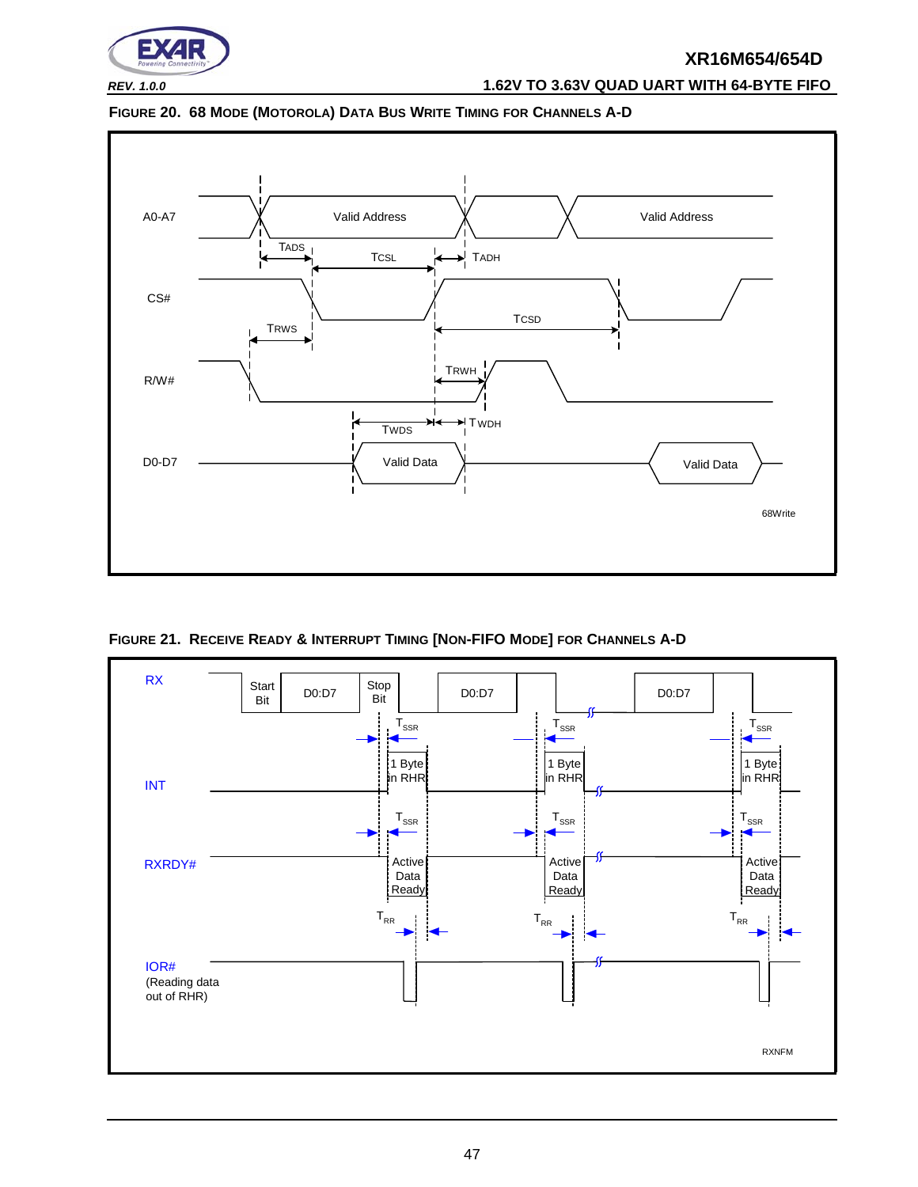**FIGURE 20. 68 MODE (MOTOROLA) DATA BUS WRITE TIMING FOR CHANNELS A-D**

A0-A7 — Valid Address — Valid Address

TADS — TCSL — TADH

CS#

TRWS — TCSD

R/W#

TRWH

TWDS — TWDH

D0-D7 — Valid Data — Valid Data

68Write

**FIGURE 21. RECEIVE READY & INTERRUPT TIMING [NON-FIFO MODE] FOR CHANNELS A-D**

RX — Start Bit — D0:D7 — Stop Bit — D0:D7 — D0:D7

$T_{SSR}$ — $T_{SSR}$ — $T_{SSR}$

INT — 1 Byte in RHR — 1 Byte in RHR — 1 Byte in RHR

$T_{SSR}$ — $T_{SSR}$ — $T_{SSR}$

RXRDY# — Active Data Ready — Active Data Ready — Active Data Ready

$T_{RR}$ — $T_{RR}$ — $T_{RR}$

IOR#
(Reading data out of RHR)

RXNFM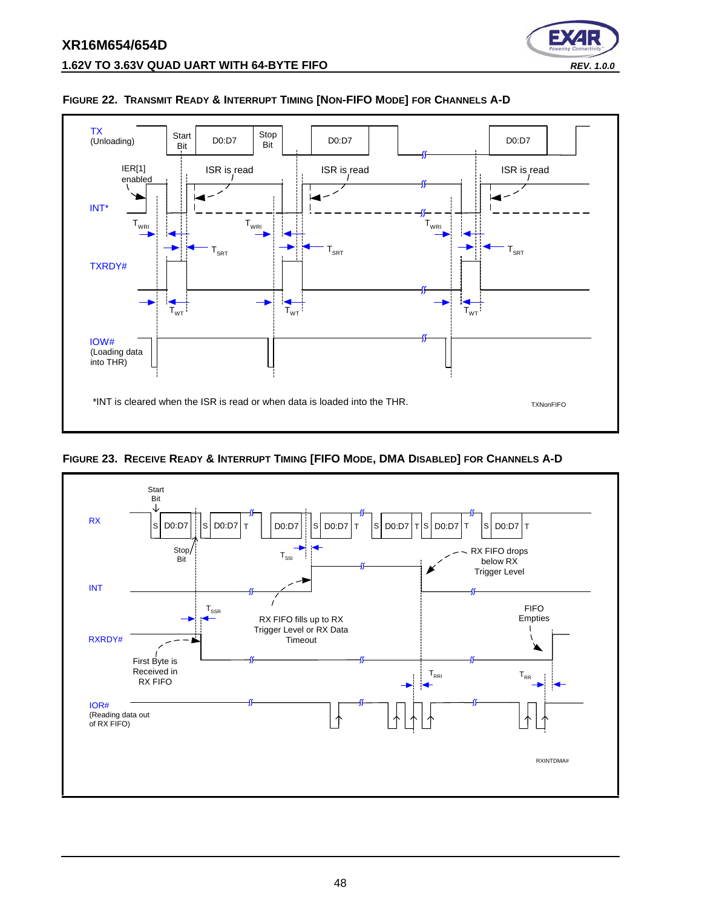**FIGURE 22. TRANSMIT READY & INTERRUPT TIMING [NON-FIFO MODE] FOR CHANNELS A-D**

TX (Unloading) — Start Bit | D0:D7 | Stop Bit | D0:D7 | D0:D7

IER[1] enabled — ISR is read — ISR is read — ISR is read

INT*

$T_{WRI}$ $T_{WRI}$ $T_{WRI}$

$T_{SRT}$ $T_{SRT}$ $T_{SRT}$

TXRDY#

$T_{WT}$ $T_{WT}$ $T_{WT}$

IOW# (Loading data into THR)

*INT is cleared when the ISR is read or when data is loaded into the THR.

TXNonFIFO

**FIGURE 23. RECEIVE READY & INTERRUPT TIMING [FIFO MODE, DMA DISABLED] FOR CHANNELS A-D**

RX — Start Bit — S D0:D7 | S D0:D7 T | D0:D7 | S D0:D7 T | S D0:D7 T S D0:D7 T | S D0:D7 T

Stop Bit

$T_{SSI}$

RX FIFO drops below RX Trigger Level

INT

$T_{SSR}$

RX FIFO fills up to RX Trigger Level or RX Data Timeout

FIFO Empties

RXRDY#

First Byte is Received in RX FIFO

$T_{RRI}$ $T_{RR}$

IOR# (Reading data out of RX FIFO)

RXINTDMA#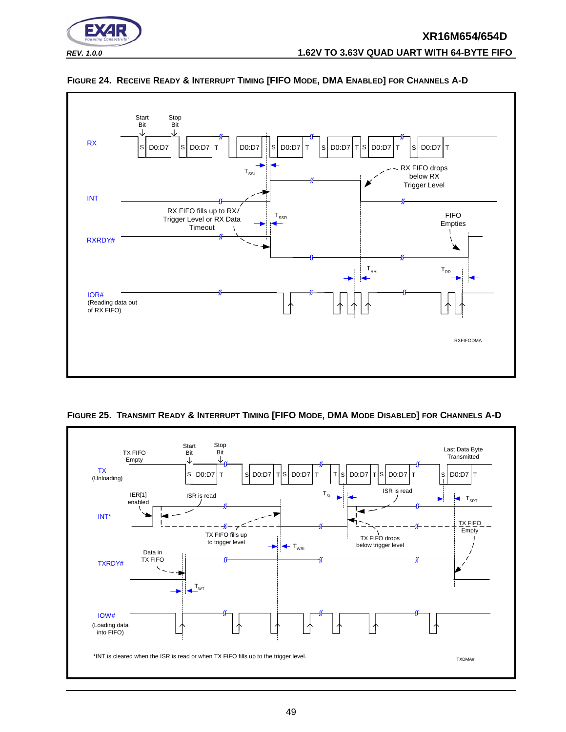**FIGURE 24. RECEIVE READY & INTERRUPT TIMING [FIFO MODE, DMA ENABLED] FOR CHANNELS A-D**

Start Bit | Stop Bit

RX: S D0:D7 | S D0:D7 T | D0:D7 | S D0:D7 T | S D0:D7 T | S D0:D7 T | S D0:D7 T

$T_{SSI}$

RX FIFO drops below RX Trigger Level

INT

RX FIFO fills up to RX Trigger Level or RX Data Timeout

$T_{SSR}$

FIFO Empties

RXRDY#

$T_{RRI}$ | $T_{RR}$

IOR# (Reading data out of RX FIFO)

RXFIFODMA

**FIGURE 25. TRANSMIT READY & INTERRUPT TIMING [FIFO MODE, DMA MODE DISABLED] FOR CHANNELS A-D**

TX FIFO Empty | Start Bit | Stop Bit | Last Data Byte Transmitted

TX (Unloading): S D0:D7 T | S D0:D7 T S D0:D7 T | T S D0:D7 T S D0:D7 T | S D0:D7 T

IER[1] enabled | ISR is read | $T_{SI}$ | ISR is read | $T_{SRT}$

INT*

TX FIFO fills up to trigger level | TX FIFO drops below trigger level | TX FIFO Empty

$T_{WRI}$

Data in TX FIFO

TXRDY#

$T_{WT}$

IOW# (Loading data into FIFO)

*INT is cleared when the ISR is read or when TX FIFO fills up to the trigger level.

TXDMA#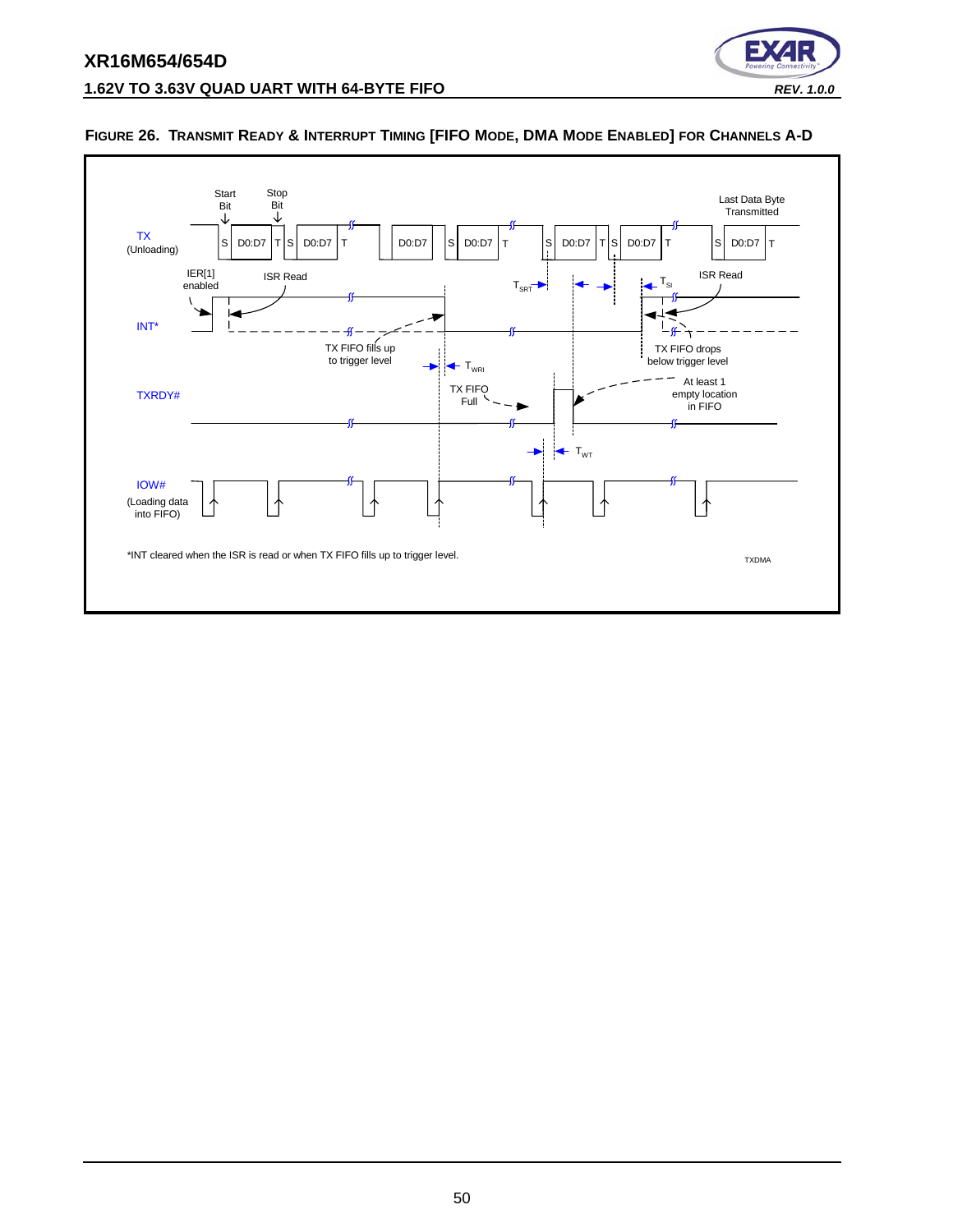**FIGURE 26. TRANSMIT READY & INTERRUPT TIMING [FIFO MODE, DMA MODE ENABLED] FOR CHANNELS A-D**

Start Bit, Stop Bit, Last Data Byte Transmitted

TX (Unloading): S D0:D7 T S D0:D7 T D0:D7 S D0:D7 T S D0:D7 T S D0:D7 T S D0:D7 T

IER[1] enabled, ISR Read, $T_{SRT}$, $T_{SI}$, ISR Read

INT*

TX FIFO fills up to trigger level, $T_{WRI}$, TX FIFO drops below trigger level

TXRDY#

TX FIFO Full, At least 1 empty location in FIFO

$T_{WT}$

IOW# (Loading data into FIFO)

*INT cleared when the ISR is read or when TX FIFO fills up to trigger level.

TXDMA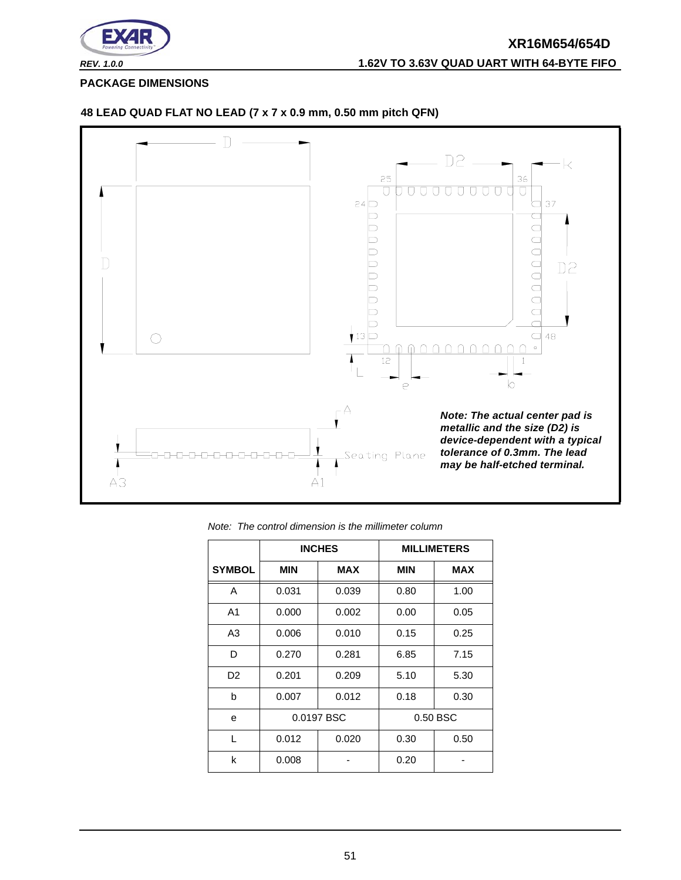## PACKAGE DIMENSIONS

### 48 LEAD QUAD FLAT NO LEAD (7 x 7 x 0.9 mm, 0.50 mm pitch QFN)

***Note: The actual center pad is metallic and the size (D2) is device-dependent with a typical tolerance of 0.3mm. The lead may be half-etched terminal.***

*Note: The control dimension is the millimeter column*

| | INCHES | | MILLIMETERS | |
|---|---|---|---|---|
| **SYMBOL** | **MIN** | **MAX** | **MIN** | **MAX** |
| A | 0.031 | 0.039 | 0.80 | 1.00 |
| A1 | 0.000 | 0.002 | 0.00 | 0.05 |
| A3 | 0.006 | 0.010 | 0.15 | 0.25 |
| D | 0.270 | 0.281 | 6.85 | 7.15 |
| D2 | 0.201 | 0.209 | 5.10 | 5.30 |
| b | 0.007 | 0.012 | 0.18 | 0.30 |
| e | 0.0197 BSC | | 0.50 BSC | |
| L | 0.012 | 0.020 | 0.30 | 0.50 |
| k | 0.008 | - | 0.20 | - |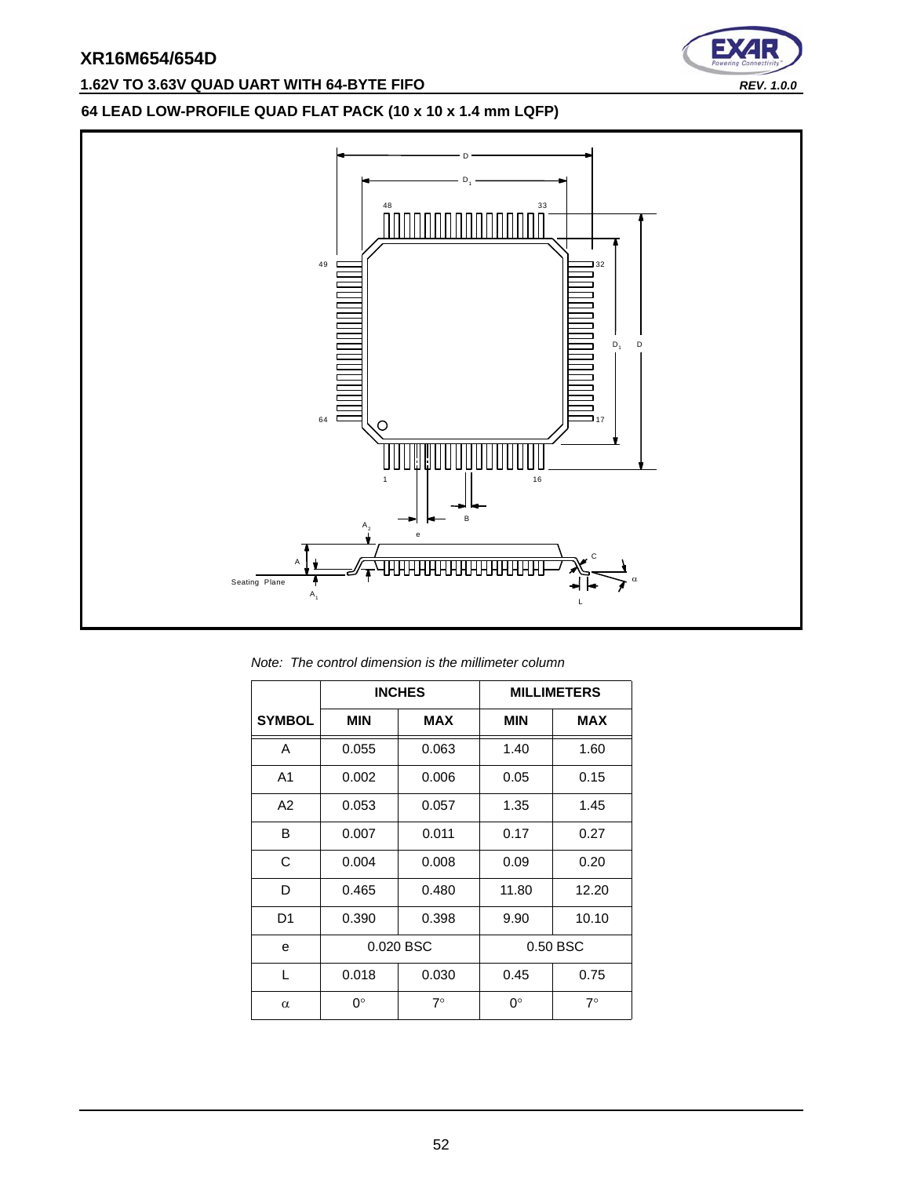## 64 LEAD LOW-PROFILE QUAD FLAT PACK (10 x 10 x 1.4 mm LQFP)

*Note: The control dimension is the millimeter column*

| | INCHES | | MILLIMETERS | |
|---|---|---|---|---|
| **SYMBOL** | **MIN** | **MAX** | **MIN** | **MAX** |
| A | 0.055 | 0.063 | 1.40 | 1.60 |
| A1 | 0.002 | 0.006 | 0.05 | 0.15 |
| A2 | 0.053 | 0.057 | 1.35 | 1.45 |
| B | 0.007 | 0.011 | 0.17 | 0.27 |
| C | 0.004 | 0.008 | 0.09 | 0.20 |
| D | 0.465 | 0.480 | 11.80 | 12.20 |
| D1 | 0.390 | 0.398 | 9.90 | 10.10 |
| e | 0.020 BSC | | 0.50 BSC | |
| L | 0.018 | 0.030 | 0.45 | 0.75 |
| $\alpha$ | 0° | 7° | 0° | 7° |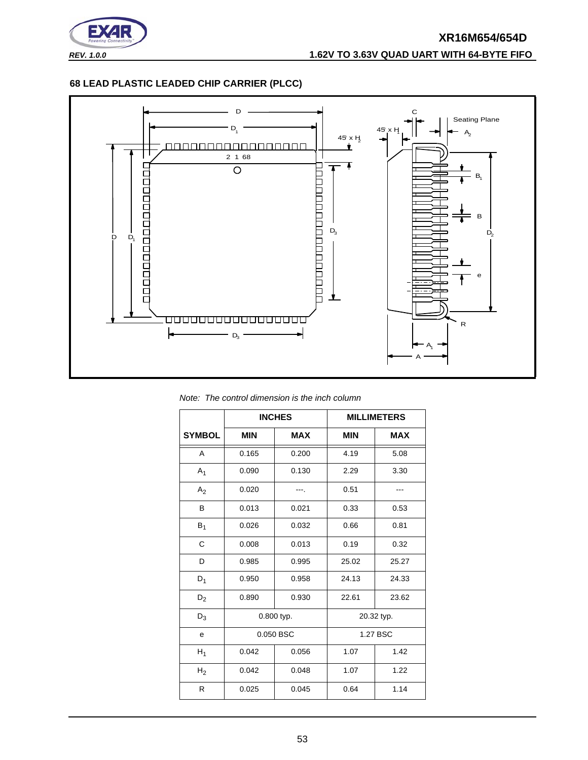## 68 LEAD PLASTIC LEADED CHIP CARRIER (PLCC)

*Note: The control dimension is the inch column*

| SYMBOL | INCHES MIN | INCHES MAX | MILLIMETERS MIN | MILLIMETERS MAX |
|---|---|---|---|---|
| A | 0.165 | 0.200 | 4.19 | 5.08 |
| $A_1$ | 0.090 | 0.130 | 2.29 | 3.30 |
| $A_2$ | 0.020 | ---. | 0.51 | --- |
| B | 0.013 | 0.021 | 0.33 | 0.53 |
| $B_1$ | 0.026 | 0.032 | 0.66 | 0.81 |
| C | 0.008 | 0.013 | 0.19 | 0.32 |
| D | 0.985 | 0.995 | 25.02 | 25.27 |
| $D_1$ | 0.950 | 0.958 | 24.13 | 24.33 |
| $D_2$ | 0.890 | 0.930 | 22.61 | 23.62 |
| $D_3$ | 0.800 typ. | | 20.32 typ. | |
| e | 0.050 BSC | | 1.27 BSC | |
| $H_1$ | 0.042 | 0.056 | 1.07 | 1.42 |
| $H_2$ | 0.042 | 0.048 | 1.07 | 1.22 |
| R | 0.025 | 0.045 | 0.64 | 1.14 |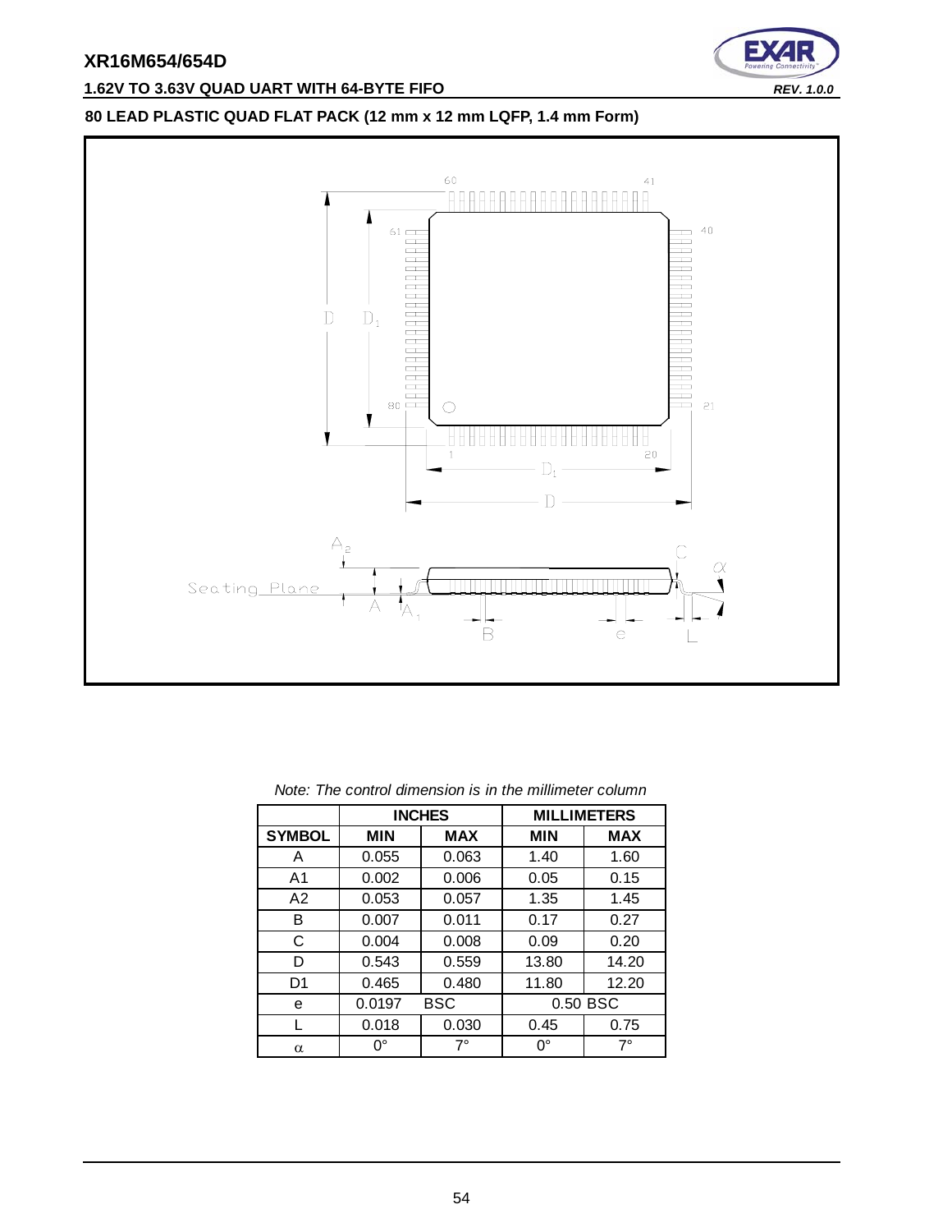## 80 LEAD PLASTIC QUAD FLAT PACK (12 mm x 12 mm LQFP, 1.4 mm Form)

*Note: The control dimension is in the millimeter column*

| | INCHES | | MILLIMETERS | |
|---|---|---|---|---|
| SYMBOL | MIN | MAX | MIN | MAX |
| A | 0.055 | 0.063 | 1.40 | 1.60 |
| A1 | 0.002 | 0.006 | 0.05 | 0.15 |
| A2 | 0.053 | 0.057 | 1.35 | 1.45 |
| B | 0.007 | 0.011 | 0.17 | 0.27 |
| C | 0.004 | 0.008 | 0.09 | 0.20 |
| D | 0.543 | 0.559 | 13.80 | 14.20 |
| D1 | 0.465 | 0.480 | 11.80 | 12.20 |
| e | 0.0197 | BSC | 0.50 BSC | |
| L | 0.018 | 0.030 | 0.45 | 0.75 |
| $\alpha$ | 0° | 7° | 0° | 7° |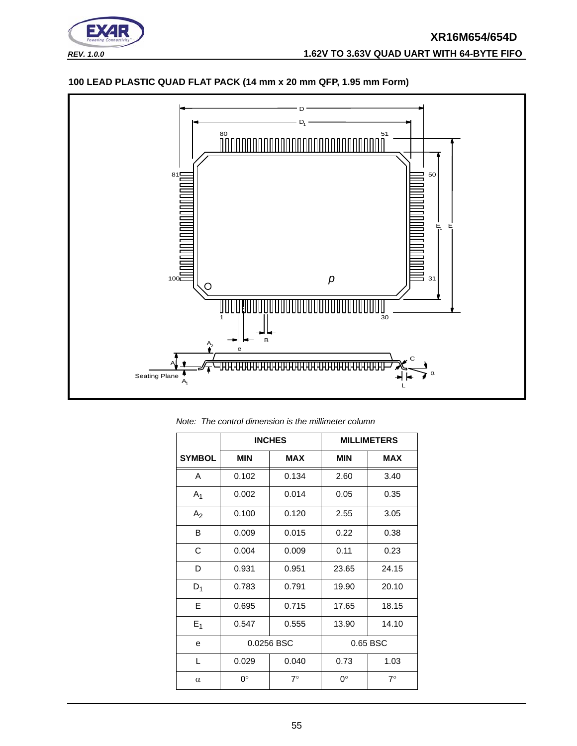## 100 LEAD PLASTIC QUAD FLAT PACK (14 mm x 20 mm QFP, 1.95 mm Form)

*Note: The control dimension is the millimeter column*

| | INCHES | | MILLIMETERS | |
|---|---|---|---|---|
| SYMBOL | MIN | MAX | MIN | MAX |
| A | 0.102 | 0.134 | 2.60 | 3.40 |
| $A_1$ | 0.002 | 0.014 | 0.05 | 0.35 |
| $A_2$ | 0.100 | 0.120 | 2.55 | 3.05 |
| B | 0.009 | 0.015 | 0.22 | 0.38 |
| C | 0.004 | 0.009 | 0.11 | 0.23 |
| D | 0.931 | 0.951 | 23.65 | 24.15 |
| $D_1$ | 0.783 | 0.791 | 19.90 | 20.10 |
| E | 0.695 | 0.715 | 17.65 | 18.15 |
| $E_1$ | 0.547 | 0.555 | 13.90 | 14.10 |
| e | 0.0256 BSC | | 0.65 BSC | |
| L | 0.029 | 0.040 | 0.73 | 1.03 |
| $\alpha$ | 0° | 7° | 0° | 7° |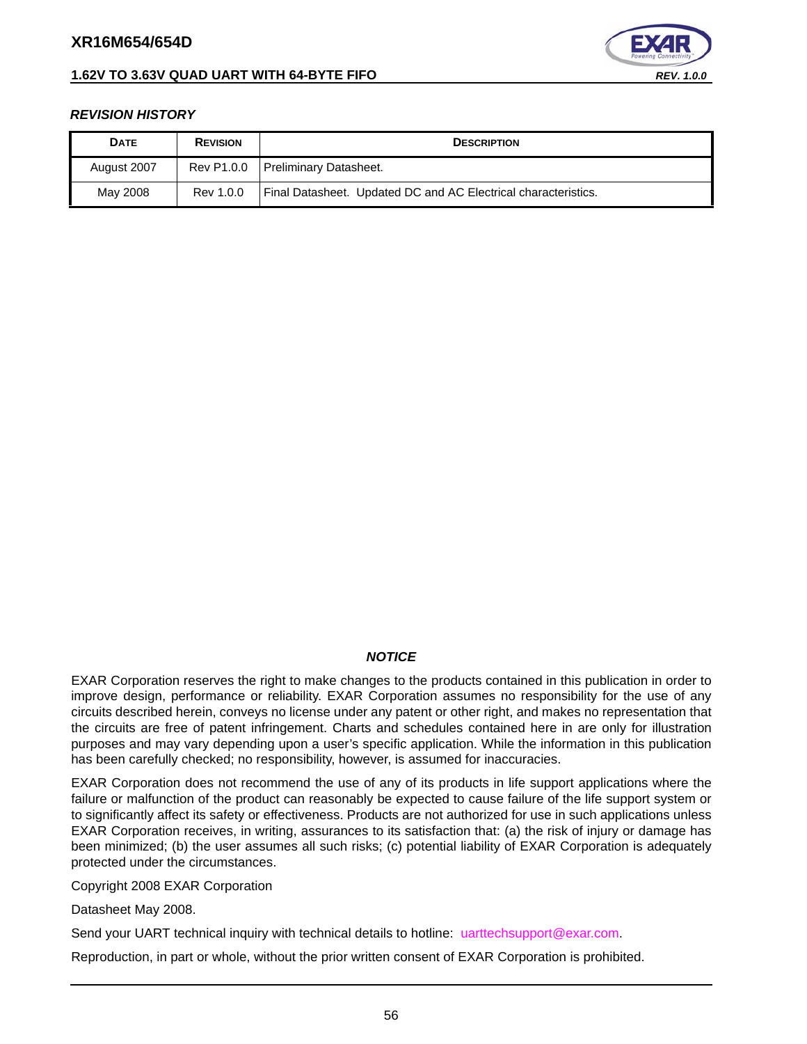***REVISION HISTORY***

| DATE | REVISION | DESCRIPTION |
| --- | --- | --- |
| August 2007 | Rev P1.0.0 | Preliminary Datasheet. |
| May 2008 | Rev 1.0.0 | Final Datasheet. Updated DC and AC Electrical characteristics. |

***NOTICE***

EXAR Corporation reserves the right to make changes to the products contained in this publication in order to improve design, performance or reliability. EXAR Corporation assumes no responsibility for the use of any circuits described herein, conveys no license under any patent or other right, and makes no representation that the circuits are free of patent infringement. Charts and schedules contained here in are only for illustration purposes and may vary depending upon a user's specific application. While the information in this publication has been carefully checked; no responsibility, however, is assumed for inaccuracies.

EXAR Corporation does not recommend the use of any of its products in life support applications where the failure or malfunction of the product can reasonably be expected to cause failure of the life support system or to significantly affect its safety or effectiveness. Products are not authorized for use in such applications unless EXAR Corporation receives, in writing, assurances to its satisfaction that: (a) the risk of injury or damage has been minimized; (b) the user assumes all such risks; (c) potential liability of EXAR Corporation is adequately protected under the circumstances.

Copyright 2008 EXAR Corporation

Datasheet May 2008.

Send your UART technical inquiry with technical details to hotline: uarttechsupport@exar.com.

Reproduction, in part or whole, without the prior written consent of EXAR Corporation is prohibited.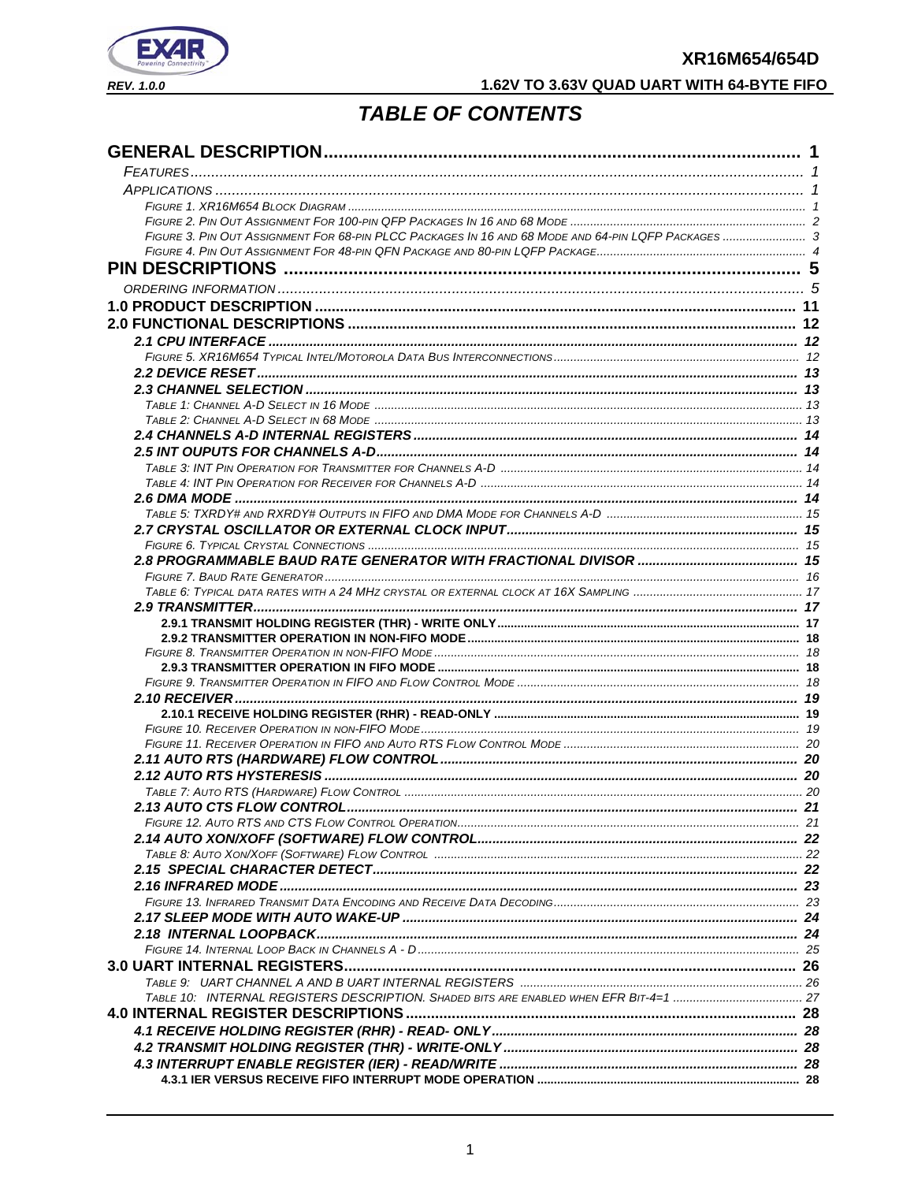# TABLE OF CONTENTS

**GENERAL DESCRIPTION** ..... 1
- *FEATURES* ..... 1
- *APPLICATIONS* ..... 1
- *FIGURE 1. XR16M654 BLOCK DIAGRAM* ..... 1
- *FIGURE 2. PIN OUT ASSIGNMENT FOR 100-PIN QFP PACKAGES IN 16 AND 68 MODE* ..... 2
- *FIGURE 3. PIN OUT ASSIGNMENT FOR 68-PIN PLCC PACKAGES IN 16 AND 68 MODE AND 64-PIN LQFP PACKAGES* ..... 3
- *FIGURE 4. PIN OUT ASSIGNMENT FOR 48-PIN QFN PACKAGE AND 80-PIN LQFP PACKAGE* ..... 4

**PIN DESCRIPTIONS** ..... 5
- *ORDERING INFORMATION* ..... 5

**1.0 PRODUCT DESCRIPTION** ..... 11

**2.0 FUNCTIONAL DESCRIPTIONS** ..... 12
- ***2.1 CPU INTERFACE*** ..... 12
  - *FIGURE 5. XR16M654 TYPICAL INTEL/MOTOROLA DATA BUS INTERCONNECTIONS* ..... 12
- ***2.2 DEVICE RESET*** ..... 13
- ***2.3 CHANNEL SELECTION*** ..... 13
  - *TABLE 1: CHANNEL A-D SELECT IN 16 MODE* ..... 13
  - *TABLE 2: CHANNEL A-D SELECT IN 68 MODE* ..... 13
- ***2.4 CHANNELS A-D INTERNAL REGISTERS*** ..... 14
- ***2.5 INT OUPUTS FOR CHANNELS A-D*** ..... 14
  - *TABLE 3: INT PIN OPERATION FOR TRANSMITTER FOR CHANNELS A-D* ..... 14
  - *TABLE 4: INT PIN OPERATION FOR RECEIVER FOR CHANNELS A-D* ..... 14
- ***2.6 DMA MODE*** ..... 14
  - *TABLE 5: TXRDY# AND RXRDY# OUTPUTS IN FIFO AND DMA MODE FOR CHANNELS A-D* ..... 15
- ***2.7 CRYSTAL OSCILLATOR OR EXTERNAL CLOCK INPUT*** ..... 15
  - *FIGURE 6. TYPICAL CRYSTAL CONNECTIONS* ..... 15
- ***2.8 PROGRAMMABLE BAUD RATE GENERATOR WITH FRACTIONAL DIVISOR*** ..... 15
  - *FIGURE 7. BAUD RATE GENERATOR* ..... 16
  - *TABLE 6: TYPICAL DATA RATES WITH A 24 MHZ CRYSTAL OR EXTERNAL CLOCK AT 16X SAMPLING* ..... 17
- ***2.9 TRANSMITTER*** ..... 17
  - **2.9.1 TRANSMIT HOLDING REGISTER (THR) - WRITE ONLY** ..... 17
  - **2.9.2 TRANSMITTER OPERATION IN NON-FIFO MODE** ..... 18
  - *FIGURE 8. TRANSMITTER OPERATION IN NON-FIFO MODE* ..... 18
  - **2.9.3 TRANSMITTER OPERATION IN FIFO MODE** ..... 18
  - *FIGURE 9. TRANSMITTER OPERATION IN FIFO AND FLOW CONTROL MODE* ..... 18
- ***2.10 RECEIVER*** ..... 19
  - **2.10.1 RECEIVE HOLDING REGISTER (RHR) - READ-ONLY** ..... 19
  - *FIGURE 10. RECEIVER OPERATION IN NON-FIFO MODE* ..... 19
  - *FIGURE 11. RECEIVER OPERATION IN FIFO AND AUTO RTS FLOW CONTROL MODE* ..... 20
- ***2.11 AUTO RTS (HARDWARE) FLOW CONTROL*** ..... 20
- ***2.12 AUTO RTS HYSTERESIS*** ..... 20
  - *TABLE 7: AUTO RTS (HARDWARE) FLOW CONTROL* ..... 20
- ***2.13 AUTO CTS FLOW CONTROL*** ..... 21
  - *FIGURE 12. AUTO RTS AND CTS FLOW CONTROL OPERATION* ..... 21
- ***2.14 AUTO XON/XOFF (SOFTWARE) FLOW CONTROL*** ..... 22
  - *TABLE 8: AUTO XON/XOFF (SOFTWARE) FLOW CONTROL* ..... 22
- ***2.15 SPECIAL CHARACTER DETECT*** ..... 22
- ***2.16 INFRARED MODE*** ..... 23
  - *FIGURE 13. INFRARED TRANSMIT DATA ENCODING AND RECEIVE DATA DECODING* ..... 23
- ***2.17 SLEEP MODE WITH AUTO WAKE-UP*** ..... 24
- ***2.18 INTERNAL LOOPBACK*** ..... 24
  - *FIGURE 14. INTERNAL LOOP BACK IN CHANNELS A - D* ..... 25

**3.0 UART INTERNAL REGISTERS** ..... 26
- *TABLE 9: UART CHANNEL A AND B UART INTERNAL REGISTERS* ..... 26
- *TABLE 10: INTERNAL REGISTERS DESCRIPTION. SHADED BITS ARE ENABLED WHEN EFR BIT-4=1* ..... 27

**4.0 INTERNAL REGISTER DESCRIPTIONS** ..... 28
- ***4.1 RECEIVE HOLDING REGISTER (RHR) - READ- ONLY*** ..... 28
- ***4.2 TRANSMIT HOLDING REGISTER (THR) - WRITE-ONLY*** ..... 28
- ***4.3 INTERRUPT ENABLE REGISTER (IER) - READ/WRITE*** ..... 28
  - **4.3.1 IER VERSUS RECEIVE FIFO INTERRUPT MODE OPERATION** ..... 28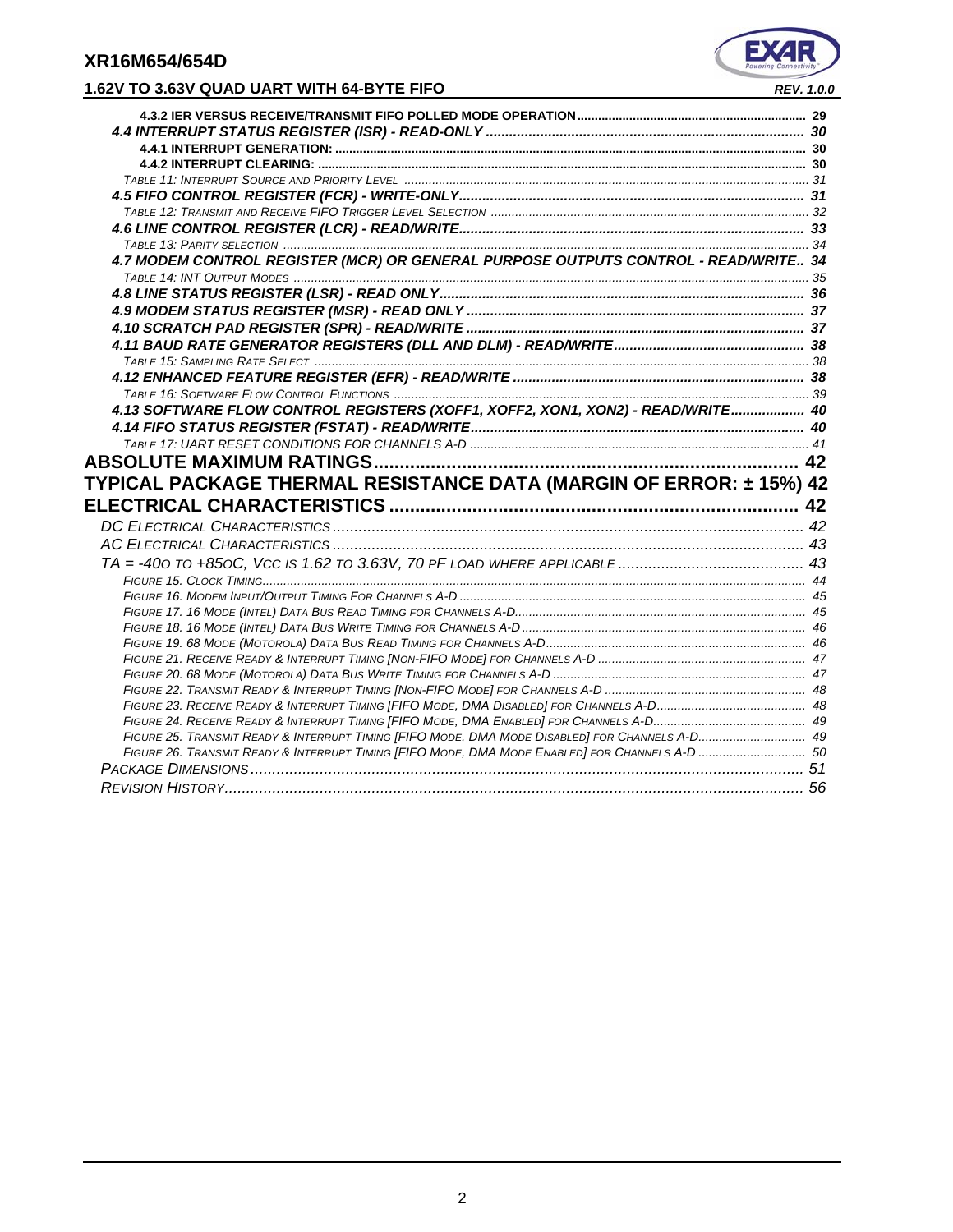4.3.2 IER VERSUS RECEIVE/TRANSMIT FIFO POLLED MODE OPERATION ..... 29

4.4 INTERRUPT STATUS REGISTER (ISR) - READ-ONLY ..... 30

4.4.1 INTERRUPT GENERATION: ..... 30

4.4.2 INTERRUPT CLEARING: ..... 30

TABLE 11: INTERRUPT SOURCE AND PRIORITY LEVEL ..... 31

4.5 FIFO CONTROL REGISTER (FCR) - WRITE-ONLY ..... 31

TABLE 12: TRANSMIT AND RECEIVE FIFO TRIGGER LEVEL SELECTION ..... 32

4.6 LINE CONTROL REGISTER (LCR) - READ/WRITE ..... 33

TABLE 13: PARITY SELECTION ..... 34

4.7 MODEM CONTROL REGISTER (MCR) OR GENERAL PURPOSE OUTPUTS CONTROL - READ/WRITE.. 34

TABLE 14: INT OUTPUT MODES ..... 35

4.8 LINE STATUS REGISTER (LSR) - READ ONLY ..... 36

4.9 MODEM STATUS REGISTER (MSR) - READ ONLY ..... 37

4.10 SCRATCH PAD REGISTER (SPR) - READ/WRITE ..... 37

4.11 BAUD RATE GENERATOR REGISTERS (DLL AND DLM) - READ/WRITE ..... 38

TABLE 15: SAMPLING RATE SELECT ..... 38

4.12 ENHANCED FEATURE REGISTER (EFR) - READ/WRITE ..... 38

TABLE 16: SOFTWARE FLOW CONTROL FUNCTIONS ..... 39

4.13 SOFTWARE FLOW CONTROL REGISTERS (XOFF1, XOFF2, XON1, XON2) - READ/WRITE ..... 40

4.14 FIFO STATUS REGISTER (FSTAT) - READ/WRITE ..... 40

TABLE 17: UART RESET CONDITIONS FOR CHANNELS A-D ..... 41

ABSOLUTE MAXIMUM RATINGS ..... 42

TYPICAL PACKAGE THERMAL RESISTANCE DATA (MARGIN OF ERROR: ± 15%) 42

ELECTRICAL CHARACTERISTICS ..... 42

DC ELECTRICAL CHARACTERISTICS ..... 42

AC ELECTRICAL CHARACTERISTICS ..... 43

TA = -40O TO +85OC, VCC IS 1.62 TO 3.63V, 70 PF LOAD WHERE APPLICABLE ..... 43

FIGURE 15. CLOCK TIMING ..... 44

FIGURE 16. MODEM INPUT/OUTPUT TIMING FOR CHANNELS A-D ..... 45

FIGURE 17. 16 MODE (INTEL) DATA BUS READ TIMING FOR CHANNELS A-D ..... 45

FIGURE 18. 16 MODE (INTEL) DATA BUS WRITE TIMING FOR CHANNELS A-D ..... 46

FIGURE 19. 68 MODE (MOTOROLA) DATA BUS READ TIMING FOR CHANNELS A-D ..... 46

FIGURE 21. RECEIVE READY & INTERRUPT TIMING [NON-FIFO MODE] FOR CHANNELS A-D ..... 47

FIGURE 20. 68 MODE (MOTOROLA) DATA BUS WRITE TIMING FOR CHANNELS A-D ..... 47

FIGURE 22. TRANSMIT READY & INTERRUPT TIMING [NON-FIFO MODE] FOR CHANNELS A-D ..... 48

FIGURE 23. RECEIVE READY & INTERRUPT TIMING [FIFO MODE, DMA DISABLED] FOR CHANNELS A-D ..... 48

FIGURE 24. RECEIVE READY & INTERRUPT TIMING [FIFO MODE, DMA ENABLED] FOR CHANNELS A-D ..... 49

FIGURE 25. TRANSMIT READY & INTERRUPT TIMING [FIFO MODE, DMA MODE DISABLED] FOR CHANNELS A-D ..... 49

FIGURE 26. TRANSMIT READY & INTERRUPT TIMING [FIFO MODE, DMA MODE ENABLED] FOR CHANNELS A-D ..... 50

PACKAGE DIMENSIONS ..... 51

REVISION HISTORY ..... 56